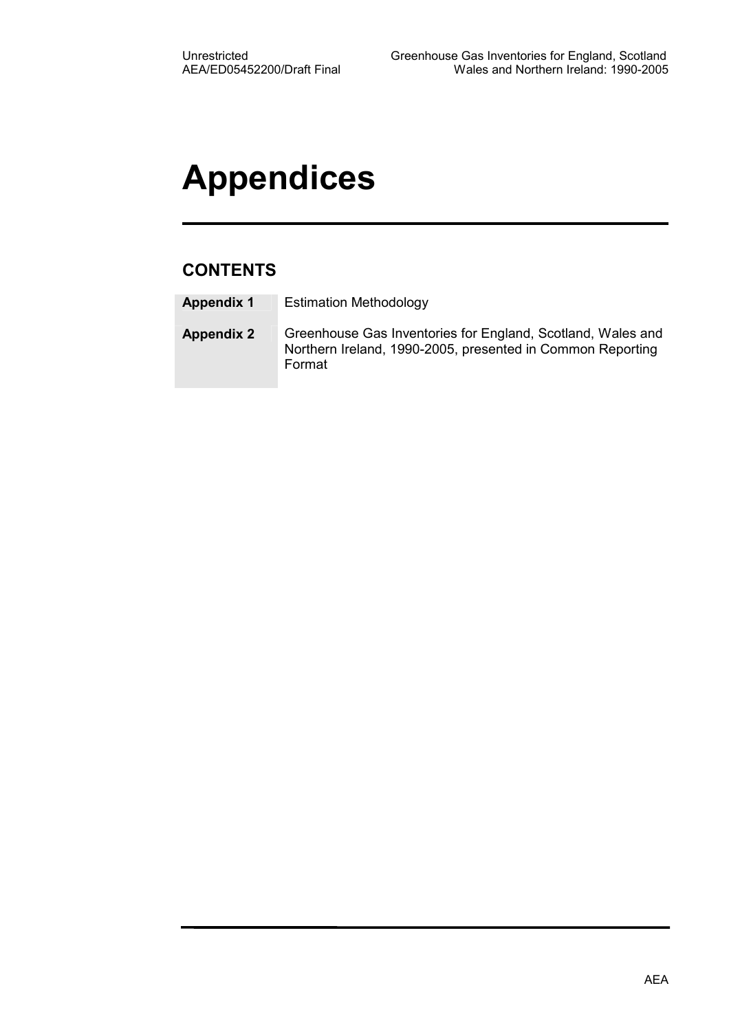# Appendices

## CONTENTS

| | |
|---|---|
| **Appendix 1** | Estimation Methodology |
| **Appendix 2** | Greenhouse Gas Inventories for England, Scotland, Wales and Northern Ireland, 1990-2005, presented in Common Reporting Format |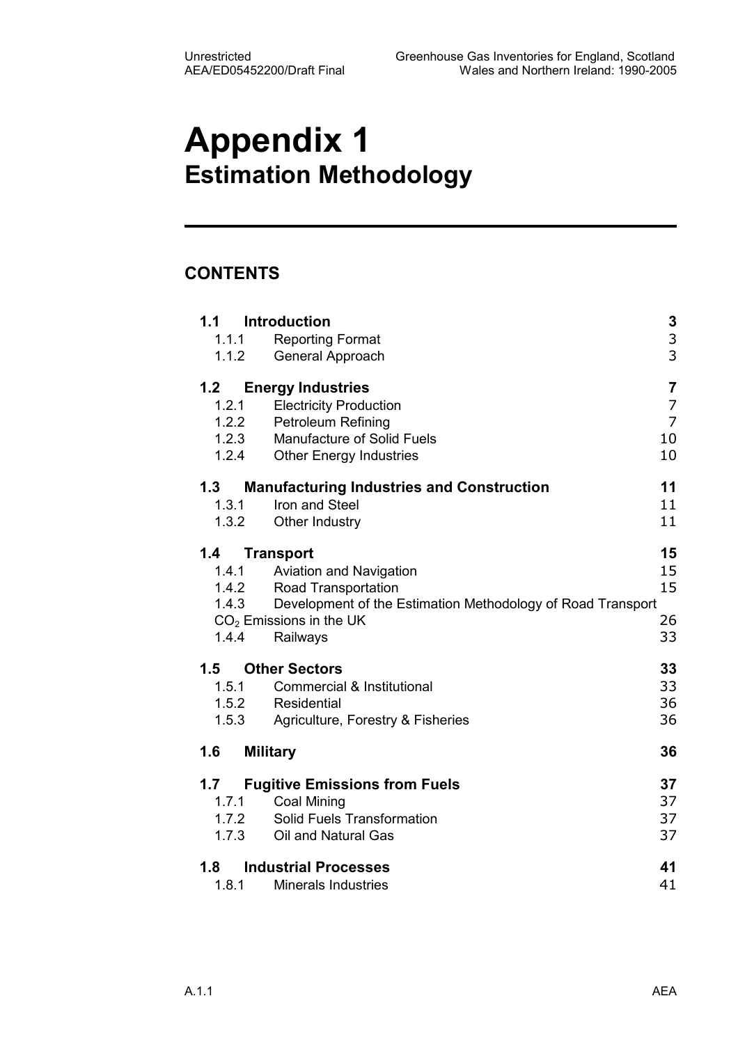# Appendix 1
## Estimation Methodology

## CONTENTS

| | | |
|---|---|---|
| **1.1** | **Introduction** | **3** |
| 1.1.1 | Reporting Format | 3 |
| 1.1.2 | General Approach | 3 |
| **1.2** | **Energy Industries** | **7** |
| 1.2.1 | Electricity Production | 7 |
| 1.2.2 | Petroleum Refining | 7 |
| 1.2.3 | Manufacture of Solid Fuels | 10 |
| 1.2.4 | Other Energy Industries | 10 |
| **1.3** | **Manufacturing Industries and Construction** | **11** |
| 1.3.1 | Iron and Steel | 11 |
| 1.3.2 | Other Industry | 11 |
| **1.4** | **Transport** | **15** |
| 1.4.1 | Aviation and Navigation | 15 |
| 1.4.2 | Road Transportation | 15 |
| 1.4.3 | Development of the Estimation Methodology of Road Transport $CO_2$ Emissions in the UK | 26 |
| 1.4.4 | Railways | 33 |
| **1.5** | **Other Sectors** | **33** |
| 1.5.1 | Commercial & Institutional | 33 |
| 1.5.2 | Residential | 36 |
| 1.5.3 | Agriculture, Forestry & Fisheries | 36 |
| **1.6** | **Military** | **36** |
| **1.7** | **Fugitive Emissions from Fuels** | **37** |
| 1.7.1 | Coal Mining | 37 |
| 1.7.2 | Solid Fuels Transformation | 37 |
| 1.7.3 | Oil and Natural Gas | 37 |
| **1.8** | **Industrial Processes** | **41** |
| 1.8.1 | Minerals Industries | 41 |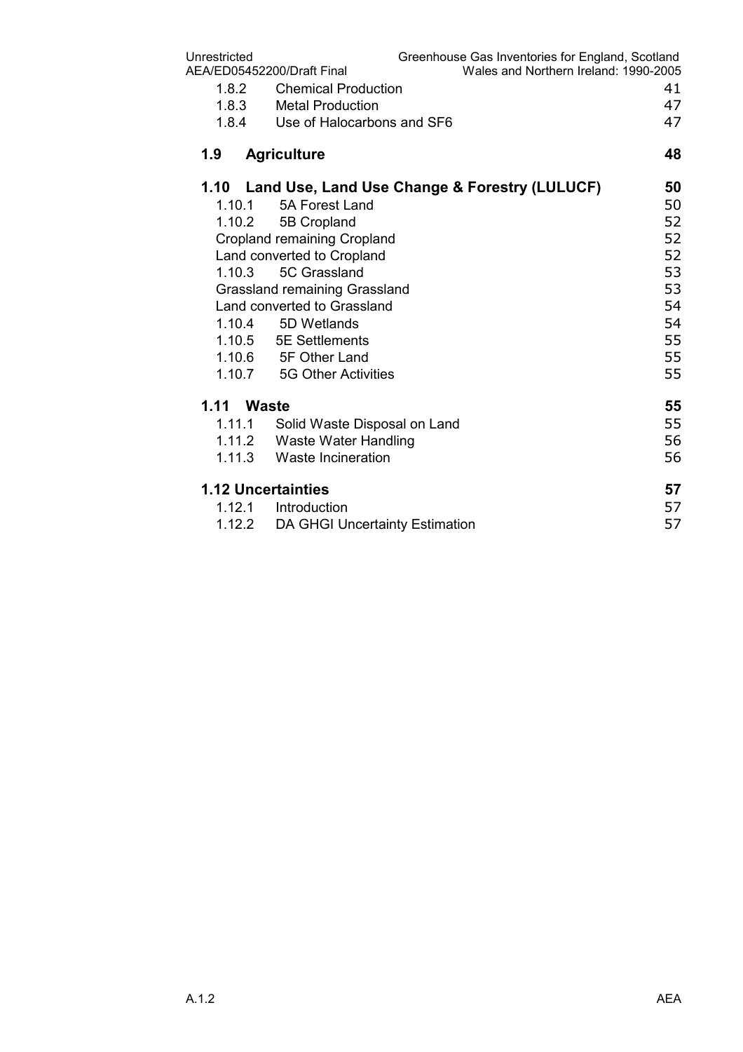| | | |
|---|---|---|
| 1.8.2 | Chemical Production | 41 |
| 1.8.3 | Metal Production | 47 |
| 1.8.4 | Use of Halocarbons and SF6 | 47 |
| **1.9** | **Agriculture** | **48** |
| **1.10** | **Land Use, Land Use Change & Forestry (LULUCF)** | **50** |
| 1.10.1 | 5A Forest Land | 50 |
| 1.10.2 | 5B Cropland | 52 |
| | Cropland remaining Cropland | 52 |
| | Land converted to Cropland | 52 |
| 1.10.3 | 5C Grassland | 53 |
| | Grassland remaining Grassland | 53 |
| | Land converted to Grassland | 54 |
| 1.10.4 | 5D Wetlands | 54 |
| 1.10.5 | 5E Settlements | 55 |
| 1.10.6 | 5F Other Land | 55 |
| 1.10.7 | 5G Other Activities | 55 |
| **1.11** | **Waste** | **55** |
| 1.11.1 | Solid Waste Disposal on Land | 55 |
| 1.11.2 | Waste Water Handling | 56 |
| 1.11.3 | Waste Incineration | 56 |
| **1.12** | **Uncertainties** | **57** |
| 1.12.1 | Introduction | 57 |
| 1.12.2 | DA GHGI Uncertainty Estimation | 57 |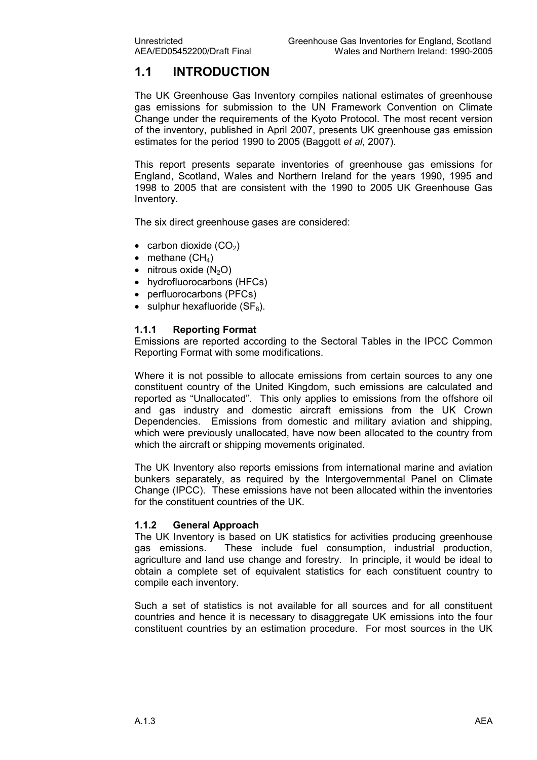# 1.1 INTRODUCTION

The UK Greenhouse Gas Inventory compiles national estimates of greenhouse gas emissions for submission to the UN Framework Convention on Climate Change under the requirements of the Kyoto Protocol. The most recent version of the inventory, published in April 2007, presents UK greenhouse gas emission estimates for the period 1990 to 2005 (Baggott *et al*, 2007).

This report presents separate inventories of greenhouse gas emissions for England, Scotland, Wales and Northern Ireland for the years 1990, 1995 and 1998 to 2005 that are consistent with the 1990 to 2005 UK Greenhouse Gas Inventory.

The six direct greenhouse gases are considered:

- carbon dioxide ($CO_2$)
- methane ($CH_4$)
- nitrous oxide ($N_2O$)
- hydrofluorocarbons (HFCs)
- perfluorocarbons (PFCs)
- sulphur hexafluoride ($SF_6$).

### 1.1.1 Reporting Format

Emissions are reported according to the Sectoral Tables in the IPCC Common Reporting Format with some modifications.

Where it is not possible to allocate emissions from certain sources to any one constituent country of the United Kingdom, such emissions are calculated and reported as "Unallocated". This only applies to emissions from the offshore oil and gas industry and domestic aircraft emissions from the UK Crown Dependencies. Emissions from domestic and military aviation and shipping, which were previously unallocated, have now been allocated to the country from which the aircraft or shipping movements originated.

The UK Inventory also reports emissions from international marine and aviation bunkers separately, as required by the Intergovernmental Panel on Climate Change (IPCC). These emissions have not been allocated within the inventories for the constituent countries of the UK.

### 1.1.2 General Approach

The UK Inventory is based on UK statistics for activities producing greenhouse gas emissions. These include fuel consumption, industrial production, agriculture and land use change and forestry. In principle, it would be ideal to obtain a complete set of equivalent statistics for each constituent country to compile each inventory.

Such a set of statistics is not available for all sources and for all constituent countries and hence it is necessary to disaggregate UK emissions into the four constituent countries by an estimation procedure. For most sources in the UK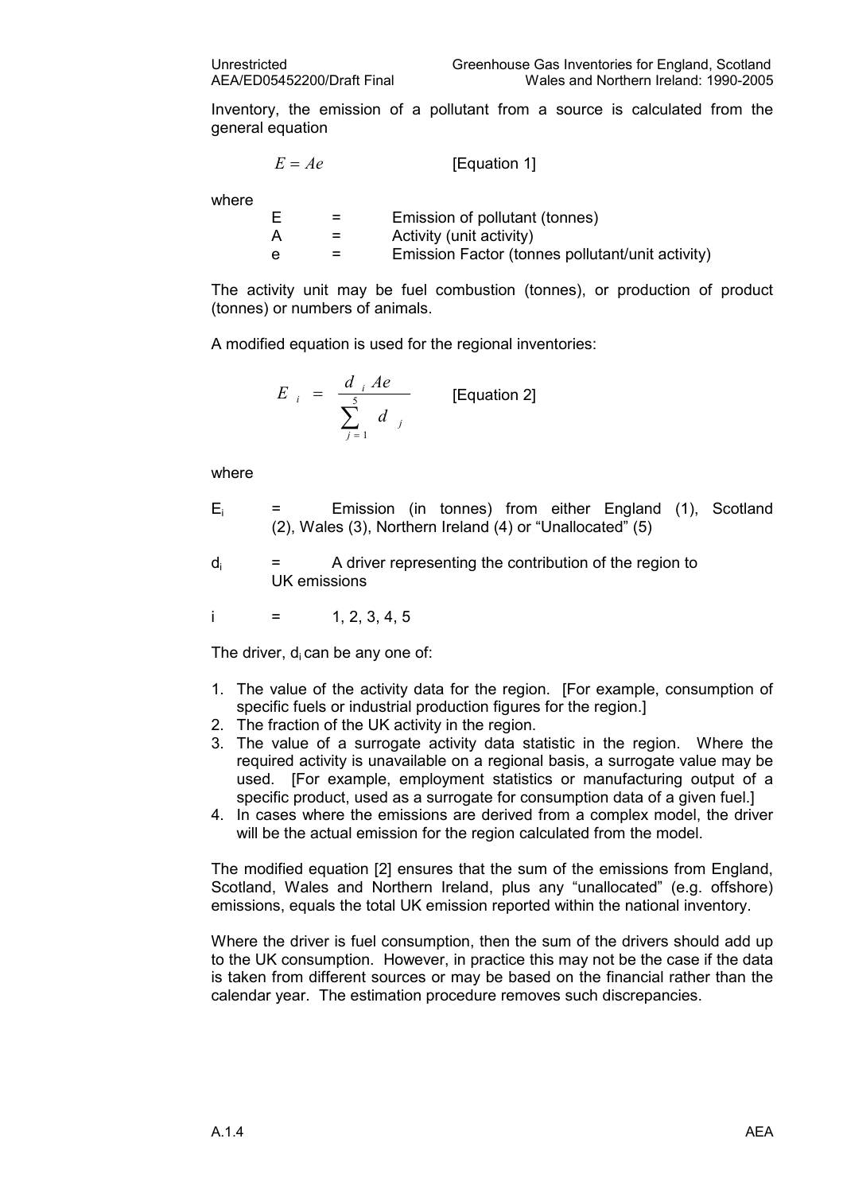Inventory, the emission of a pollutant from a source is calculated from the general equation

$$E = Ae \qquad \text{[Equation 1]}$$

where

| | | |
|---|---|---|
| E | = | Emission of pollutant (tonnes) |
| A | = | Activity (unit activity) |
| e | = | Emission Factor (tonnes pollutant/unit activity) |

The activity unit may be fuel combustion (tonnes), or production of product (tonnes) or numbers of animals.

A modified equation is used for the regional inventories:

$$E_i = \frac{d_i Ae}{\sum_{j=1}^{5} d_j} \qquad \text{[Equation 2]}$$

where

$E_i$ = Emission (in tonnes) from either England (1), Scotland (2), Wales (3), Northern Ireland (4) or "Unallocated" (5)

$d_i$ = A driver representing the contribution of the region to UK emissions

$i$ = 1, 2, 3, 4, 5

The driver, $d_i$ can be any one of:

1. The value of the activity data for the region. [For example, consumption of specific fuels or industrial production figures for the region.]
2. The fraction of the UK activity in the region.
3. The value of a surrogate activity data statistic in the region. Where the required activity is unavailable on a regional basis, a surrogate value may be used. [For example, employment statistics or manufacturing output of a specific product, used as a surrogate for consumption data of a given fuel.]
4. In cases where the emissions are derived from a complex model, the driver will be the actual emission for the region calculated from the model.

The modified equation [2] ensures that the sum of the emissions from England, Scotland, Wales and Northern Ireland, plus any "unallocated" (e.g. offshore) emissions, equals the total UK emission reported within the national inventory.

Where the driver is fuel consumption, then the sum of the drivers should add up to the UK consumption. However, in practice this may not be the case if the data is taken from different sources or may be based on the financial rather than the calendar year. The estimation procedure removes such discrepancies.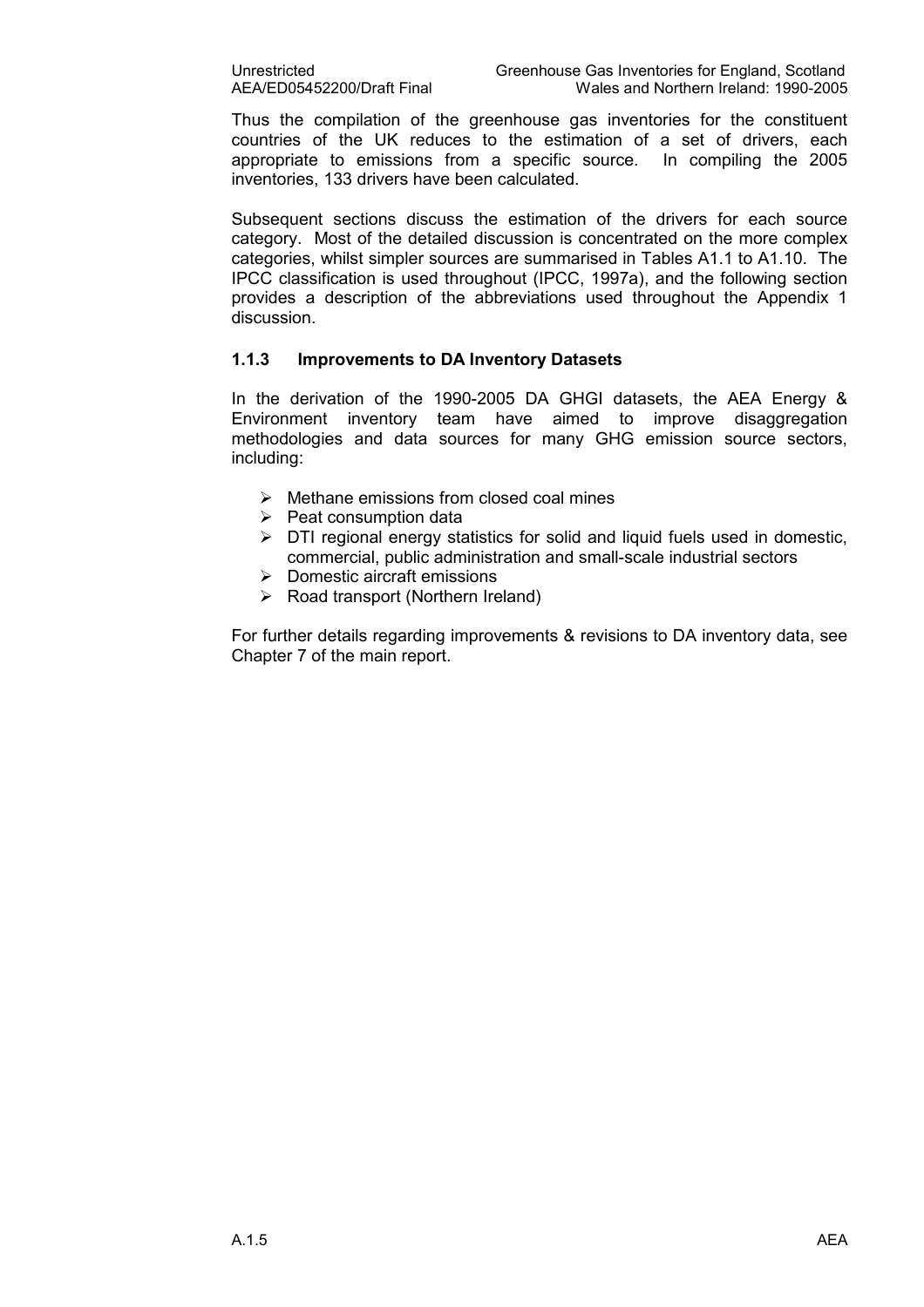Thus the compilation of the greenhouse gas inventories for the constituent countries of the UK reduces to the estimation of a set of drivers, each appropriate to emissions from a specific source. In compiling the 2005 inventories, 133 drivers have been calculated.

Subsequent sections discuss the estimation of the drivers for each source category. Most of the detailed discussion is concentrated on the more complex categories, whilst simpler sources are summarised in Tables A1.1 to A1.10. The IPCC classification is used throughout (IPCC, 1997a), and the following section provides a description of the abbreviations used throughout the Appendix 1 discussion.

### 1.1.3 Improvements to DA Inventory Datasets

In the derivation of the 1990-2005 DA GHGI datasets, the AEA Energy & Environment inventory team have aimed to improve disaggregation methodologies and data sources for many GHG emission source sectors, including:

- Methane emissions from closed coal mines
- Peat consumption data
- DTI regional energy statistics for solid and liquid fuels used in domestic, commercial, public administration and small-scale industrial sectors
- Domestic aircraft emissions
- Road transport (Northern Ireland)

For further details regarding improvements & revisions to DA inventory data, see Chapter 7 of the main report.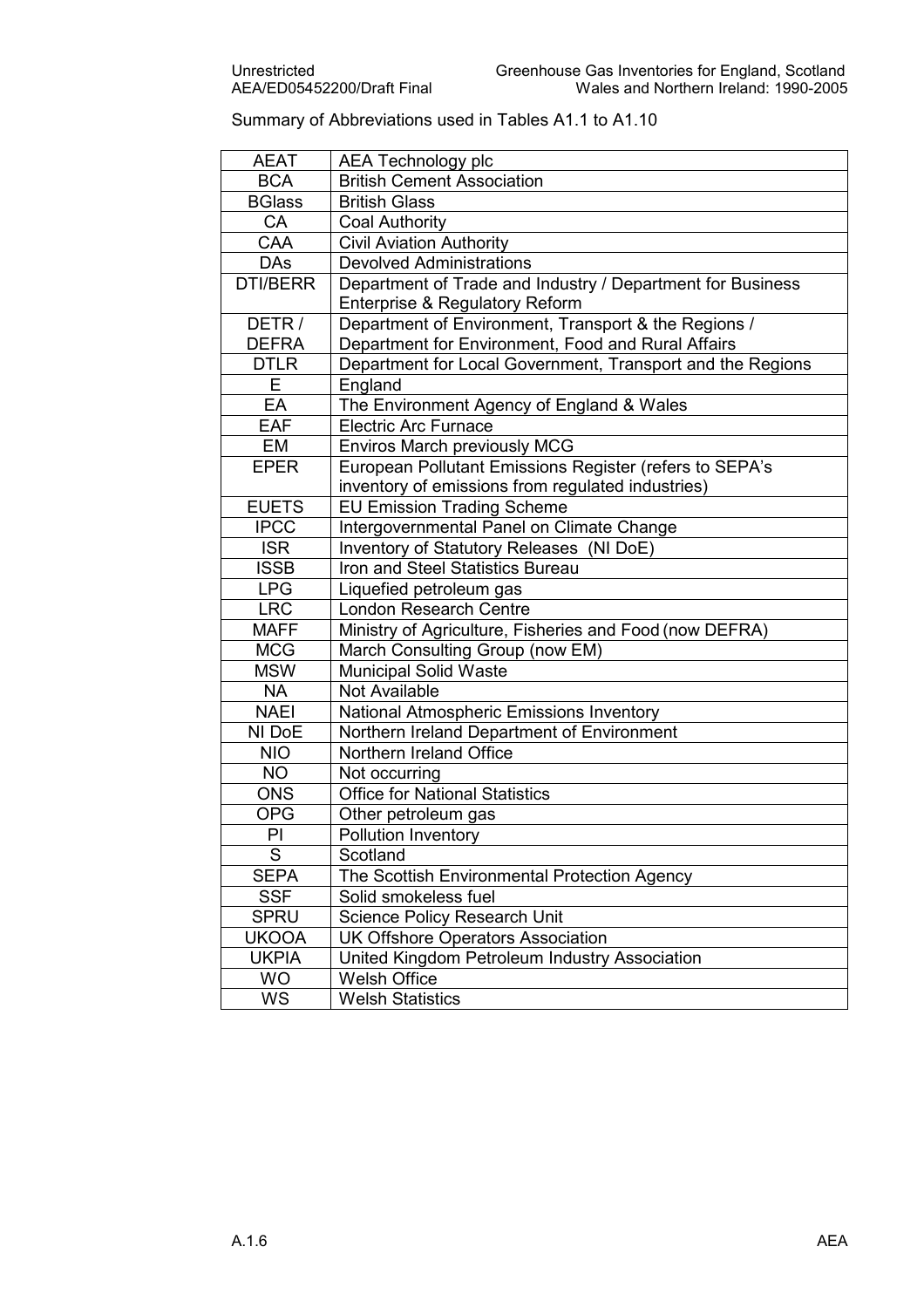Summary of Abbreviations used in Tables A1.1 to A1.10

| | |
|---|---|
| AEAT | AEA Technology plc |
| BCA | British Cement Association |
| BGlass | British Glass |
| CA | Coal Authority |
| CAA | Civil Aviation Authority |
| DAs | Devolved Administrations |
| DTI/BERR | Department of Trade and Industry / Department for Business Enterprise & Regulatory Reform |
| DETR / DEFRA | Department of Environment, Transport & the Regions / Department for Environment, Food and Rural Affairs |
| DTLR | Department for Local Government, Transport and the Regions |
| E | England |
| EA | The Environment Agency of England & Wales |
| EAF | Electric Arc Furnace |
| EM | Enviros March previously MCG |
| EPER | European Pollutant Emissions Register (refers to SEPA's inventory of emissions from regulated industries) |
| EUETS | EU Emission Trading Scheme |
| IPCC | Intergovernmental Panel on Climate Change |
| ISR | Inventory of Statutory Releases (NI DoE) |
| ISSB | Iron and Steel Statistics Bureau |
| LPG | Liquefied petroleum gas |
| LRC | London Research Centre |
| MAFF | Ministry of Agriculture, Fisheries and Food (now DEFRA) |
| MCG | March Consulting Group (now EM) |
| MSW | Municipal Solid Waste |
| NA | Not Available |
| NAEI | National Atmospheric Emissions Inventory |
| NI DoE | Northern Ireland Department of Environment |
| NIO | Northern Ireland Office |
| NO | Not occurring |
| ONS | Office for National Statistics |
| OPG | Other petroleum gas |
| PI | Pollution Inventory |
| S | Scotland |
| SEPA | The Scottish Environmental Protection Agency |
| SSF | Solid smokeless fuel |
| SPRU | Science Policy Research Unit |
| UKOOA | UK Offshore Operators Association |
| UKPIA | United Kingdom Petroleum Industry Association |
| WO | Welsh Office |
| WS | Welsh Statistics |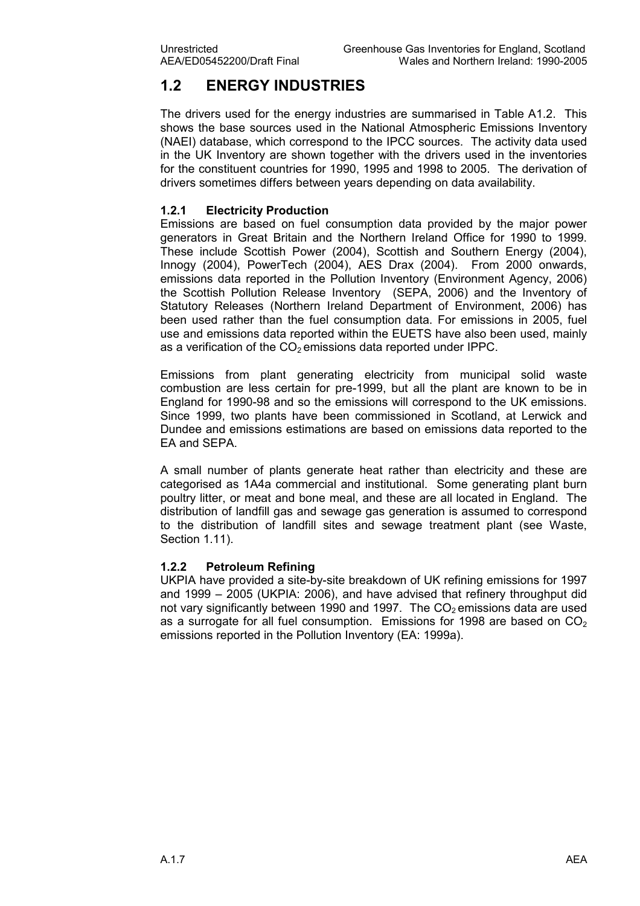## 1.2 ENERGY INDUSTRIES

The drivers used for the energy industries are summarised in Table A1.2. This shows the base sources used in the National Atmospheric Emissions Inventory (NAEI) database, which correspond to the IPCC sources. The activity data used in the UK Inventory are shown together with the drivers used in the inventories for the constituent countries for 1990, 1995 and 1998 to 2005. The derivation of drivers sometimes differs between years depending on data availability.

### 1.2.1 Electricity Production

Emissions are based on fuel consumption data provided by the major power generators in Great Britain and the Northern Ireland Office for 1990 to 1999. These include Scottish Power (2004), Scottish and Southern Energy (2004), Innogy (2004), PowerTech (2004), AES Drax (2004). From 2000 onwards, emissions data reported in the Pollution Inventory (Environment Agency, 2006) the Scottish Pollution Release Inventory (SEPA, 2006) and the Inventory of Statutory Releases (Northern Ireland Department of Environment, 2006) has been used rather than the fuel consumption data. For emissions in 2005, fuel use and emissions data reported within the EUETS have also been used, mainly as a verification of the $CO_2$ emissions data reported under IPPC.

Emissions from plant generating electricity from municipal solid waste combustion are less certain for pre-1999, but all the plant are known to be in England for 1990-98 and so the emissions will correspond to the UK emissions. Since 1999, two plants have been commissioned in Scotland, at Lerwick and Dundee and emissions estimations are based on emissions data reported to the EA and SEPA.

A small number of plants generate heat rather than electricity and these are categorised as 1A4a commercial and institutional. Some generating plant burn poultry litter, or meat and bone meal, and these are all located in England. The distribution of landfill gas and sewage gas generation is assumed to correspond to the distribution of landfill sites and sewage treatment plant (see Waste, Section 1.11).

### 1.2.2 Petroleum Refining

UKPIA have provided a site-by-site breakdown of UK refining emissions for 1997 and 1999 – 2005 (UKPIA: 2006), and have advised that refinery throughput did not vary significantly between 1990 and 1997. The $CO_2$ emissions data are used as a surrogate for all fuel consumption. Emissions for 1998 are based on $CO_2$ emissions reported in the Pollution Inventory (EA: 1999a).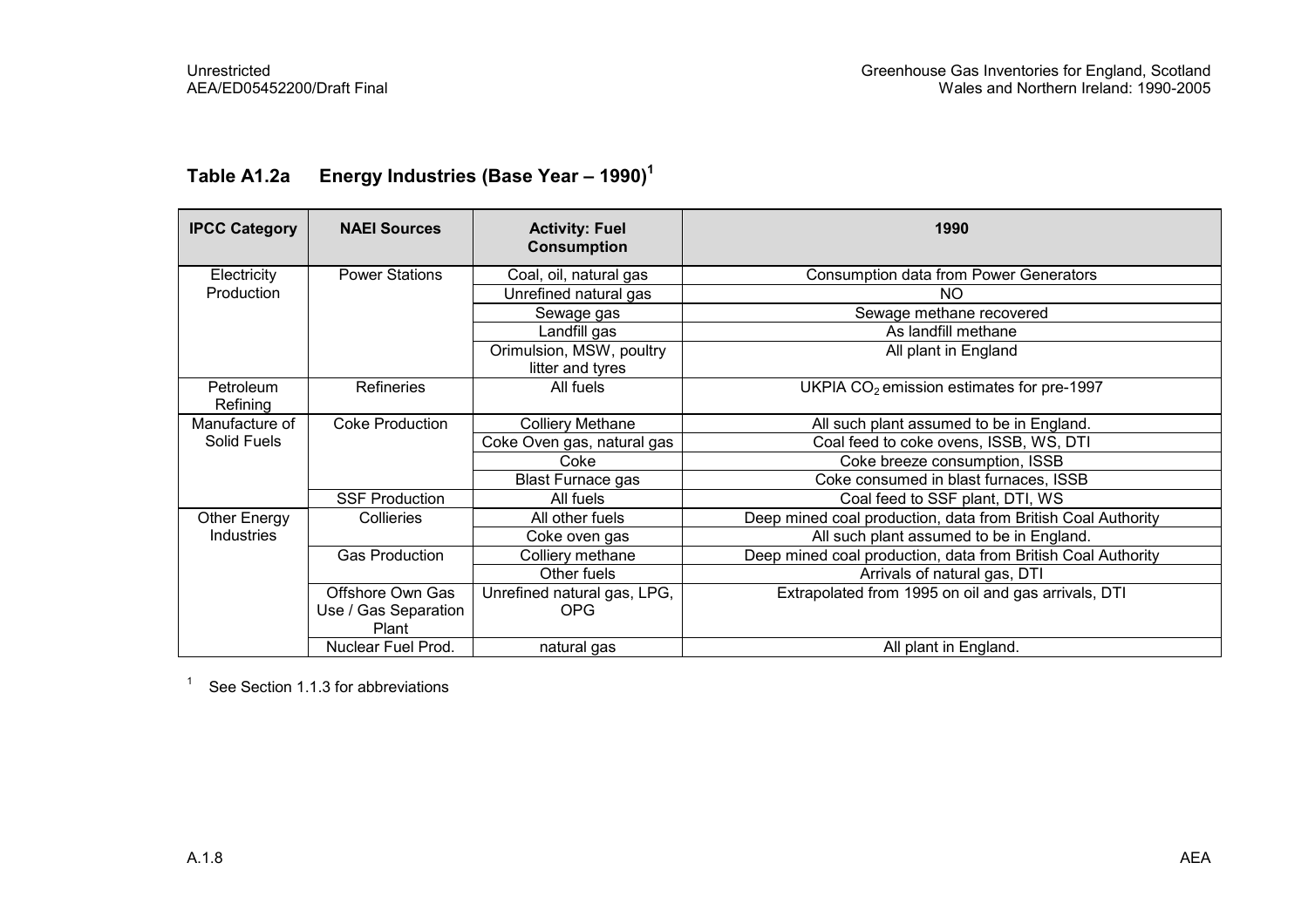## Table A1.2a Energy Industries (Base Year – 1990)[1]

| IPCC Category | NAEI Sources | Activity: Fuel Consumption | 1990 |
|---|---|---|---|
| Electricity Production | Power Stations | Coal, oil, natural gas | Consumption data from Power Generators |
| | | Unrefined natural gas | NO |
| | | Sewage gas | Sewage methane recovered |
| | | Landfill gas | As landfill methane |
| | | Orimulsion, MSW, poultry litter and tyres | All plant in England |
| Petroleum Refining | Refineries | All fuels | UKPIA $CO_2$ emission estimates for pre-1997 |
| Manufacture of Solid Fuels | Coke Production | Colliery Methane | All such plant assumed to be in England. |
| | | Coke Oven gas, natural gas | Coal feed to coke ovens, ISSB, WS, DTI |
| | | Coke | Coke breeze consumption, ISSB |
| | | Blast Furnace gas | Coke consumed in blast furnaces, ISSB |
| | SSF Production | All fuels | Coal feed to SSF plant, DTI, WS |
| Other Energy Industries | Collieries | All other fuels | Deep mined coal production, data from British Coal Authority |
| | | Coke oven gas | All such plant assumed to be in England. |
| | Gas Production | Colliery methane | Deep mined coal production, data from British Coal Authority |
| | | Other fuels | Arrivals of natural gas, DTI |
| | Offshore Own Gas Use / Gas Separation Plant | Unrefined natural gas, LPG, OPG | Extrapolated from 1995 on oil and gas arrivals, DTI |
| | Nuclear Fuel Prod. | natural gas | All plant in England. |

[1] See Section 1.1.3 for abbreviations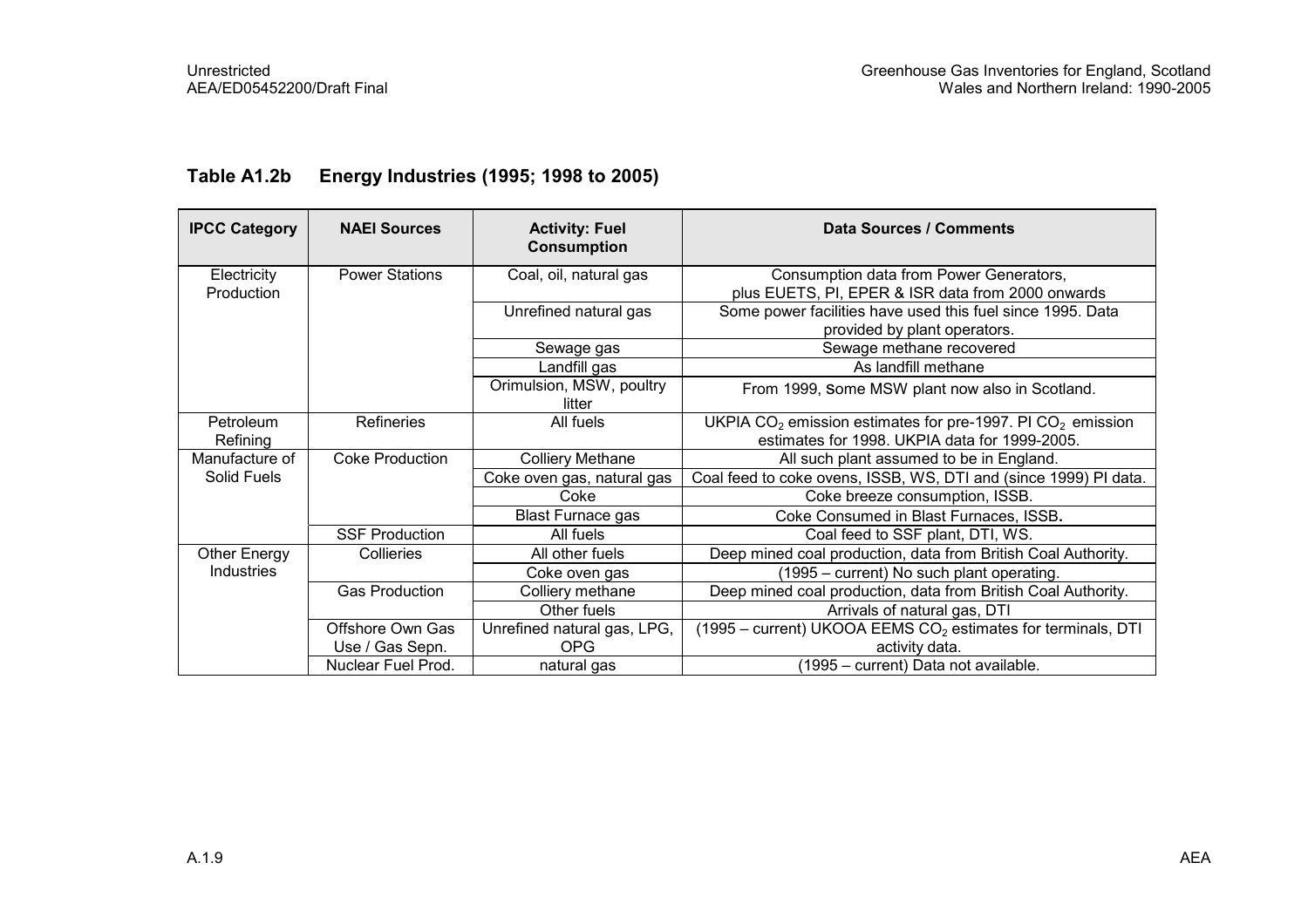**Table A1.2b Energy Industries (1995; 1998 to 2005)**

| IPCC Category | NAEI Sources | Activity: Fuel Consumption | Data Sources / Comments |
|---|---|---|---|
| Electricity Production | Power Stations | Coal, oil, natural gas | Consumption data from Power Generators, plus EUETS, PI, EPER & ISR data from 2000 onwards |
| | | Unrefined natural gas | Some power facilities have used this fuel since 1995. Data provided by plant operators. |
| | | Sewage gas | Sewage methane recovered |
| | | Landfill gas | As landfill methane |
| | | Orimulsion, MSW, poultry litter | From 1999, **s**ome MSW plant now also in Scotland. |
| Petroleum Refining | Refineries | All fuels | UKPIA $CO_2$ emission estimates for pre-1997. PI $CO_2$ emission estimates for 1998. UKPIA data for 1999-2005. |
| Manufacture of Solid Fuels | Coke Production | Colliery Methane | All such plant assumed to be in England. |
| | | Coke oven gas, natural gas | Coal feed to coke ovens, ISSB, WS, DTI and (since 1999) PI data. |
| | | Coke | Coke breeze consumption, ISSB. |
| | | Blast Furnace gas | Coke Consumed in Blast Furnaces, ISSB**.** |
| | SSF Production | All fuels | Coal feed to SSF plant, DTI, WS. |
| Other Energy Industries | Collieries | All other fuels | Deep mined coal production, data from British Coal Authority. |
| | | Coke oven gas | (1995 – current) No such plant operating. |
| | Gas Production | Colliery methane | Deep mined coal production, data from British Coal Authority. |
| | | Other fuels | Arrivals of natural gas, DTI |
| | Offshore Own Gas Use / Gas Sepn. | Unrefined natural gas, LPG, OPG | (1995 – current) UKOOA EEMS $CO_2$ estimates for terminals, DTI activity data. |
| | Nuclear Fuel Prod. | natural gas | (1995 – current) Data not available. |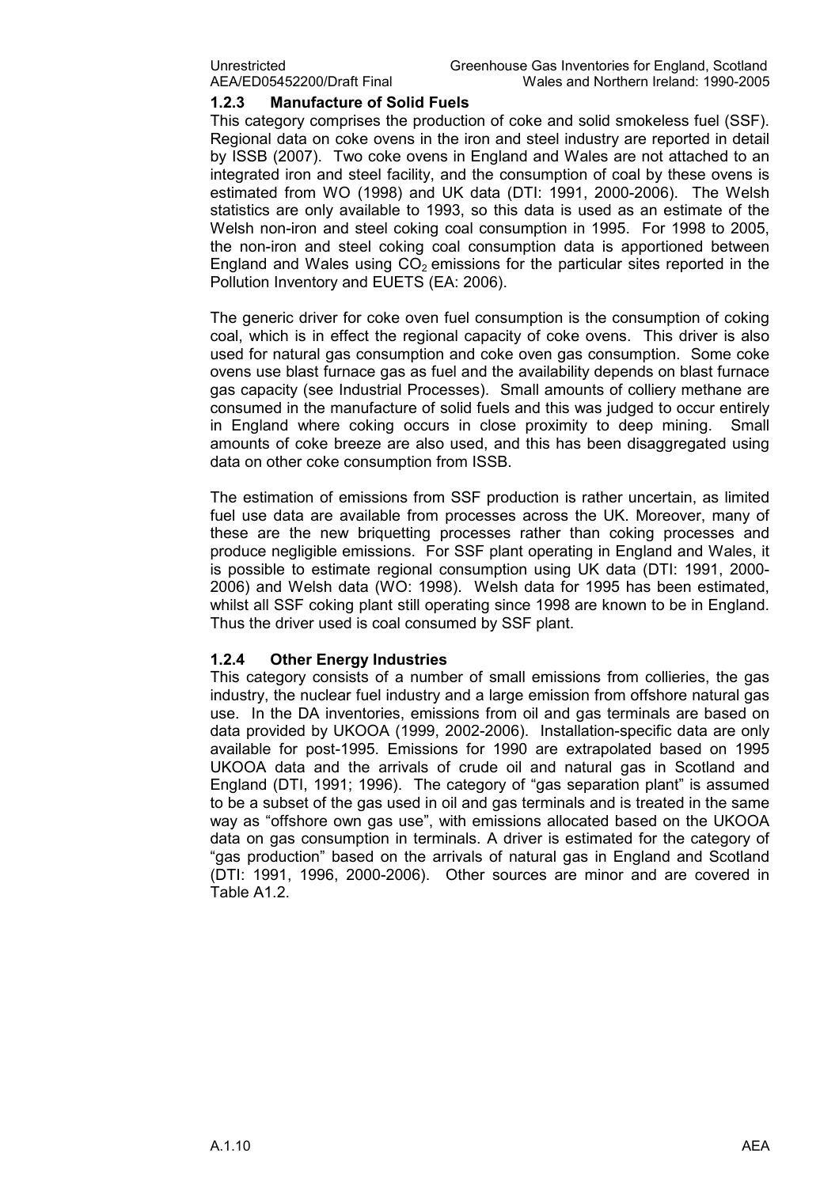### 1.2.3 Manufacture of Solid Fuels

This category comprises the production of coke and solid smokeless fuel (SSF). Regional data on coke ovens in the iron and steel industry are reported in detail by ISSB (2007). Two coke ovens in England and Wales are not attached to an integrated iron and steel facility, and the consumption of coal by these ovens is estimated from WO (1998) and UK data (DTI: 1991, 2000-2006). The Welsh statistics are only available to 1993, so this data is used as an estimate of the Welsh non-iron and steel coking coal consumption in 1995. For 1998 to 2005, the non-iron and steel coking coal consumption data is apportioned between England and Wales using $CO_2$ emissions for the particular sites reported in the Pollution Inventory and EUETS (EA: 2006).

The generic driver for coke oven fuel consumption is the consumption of coking coal, which is in effect the regional capacity of coke ovens. This driver is also used for natural gas consumption and coke oven gas consumption. Some coke ovens use blast furnace gas as fuel and the availability depends on blast furnace gas capacity (see Industrial Processes). Small amounts of colliery methane are consumed in the manufacture of solid fuels and this was judged to occur entirely in England where coking occurs in close proximity to deep mining. Small amounts of coke breeze are also used, and this has been disaggregated using data on other coke consumption from ISSB.

The estimation of emissions from SSF production is rather uncertain, as limited fuel use data are available from processes across the UK. Moreover, many of these are the new briquetting processes rather than coking processes and produce negligible emissions. For SSF plant operating in England and Wales, it is possible to estimate regional consumption using UK data (DTI: 1991, 2000-2006) and Welsh data (WO: 1998). Welsh data for 1995 has been estimated, whilst all SSF coking plant still operating since 1998 are known to be in England. Thus the driver used is coal consumed by SSF plant.

### 1.2.4 Other Energy Industries

This category consists of a number of small emissions from collieries, the gas industry, the nuclear fuel industry and a large emission from offshore natural gas use. In the DA inventories, emissions from oil and gas terminals are based on data provided by UKOOA (1999, 2002-2006). Installation-specific data are only available for post-1995. Emissions for 1990 are extrapolated based on 1995 UKOOA data and the arrivals of crude oil and natural gas in Scotland and England (DTI, 1991; 1996). The category of "gas separation plant" is assumed to be a subset of the gas used in oil and gas terminals and is treated in the same way as "offshore own gas use", with emissions allocated based on the UKOOA data on gas consumption in terminals. A driver is estimated for the category of "gas production" based on the arrivals of natural gas in England and Scotland (DTI: 1991, 1996, 2000-2006). Other sources are minor and are covered in Table A1.2.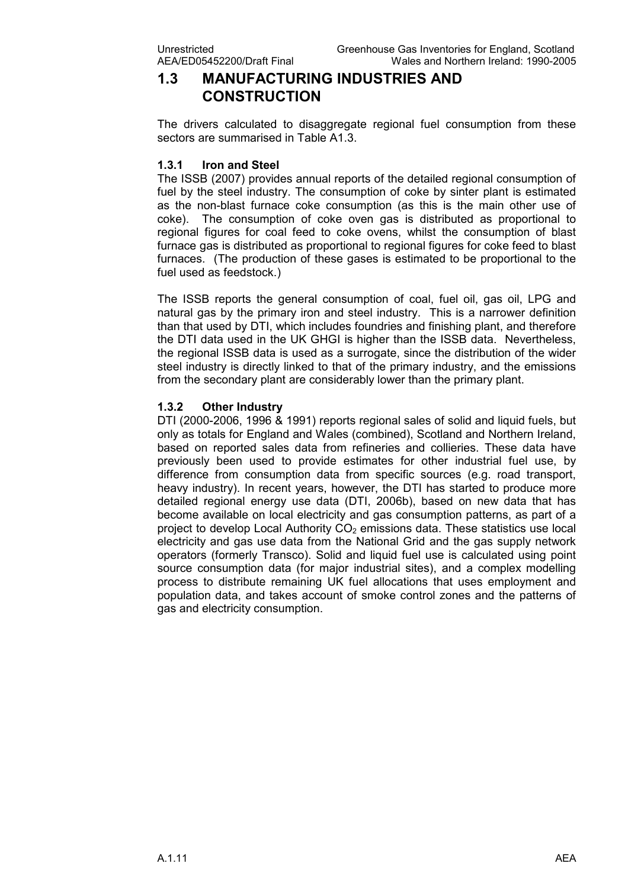# 1.3 MANUFACTURING INDUSTRIES AND CONSTRUCTION

The drivers calculated to disaggregate regional fuel consumption from these sectors are summarised in Table A1.3.

### 1.3.1 Iron and Steel

The ISSB (2007) provides annual reports of the detailed regional consumption of fuel by the steel industry. The consumption of coke by sinter plant is estimated as the non-blast furnace coke consumption (as this is the main other use of coke). The consumption of coke oven gas is distributed as proportional to regional figures for coal feed to coke ovens, whilst the consumption of blast furnace gas is distributed as proportional to regional figures for coke feed to blast furnaces. (The production of these gases is estimated to be proportional to the fuel used as feedstock.)

The ISSB reports the general consumption of coal, fuel oil, gas oil, LPG and natural gas by the primary iron and steel industry. This is a narrower definition than that used by DTI, which includes foundries and finishing plant, and therefore the DTI data used in the UK GHGI is higher than the ISSB data. Nevertheless, the regional ISSB data is used as a surrogate, since the distribution of the wider steel industry is directly linked to that of the primary industry, and the emissions from the secondary plant are considerably lower than the primary plant.

### 1.3.2 Other Industry

DTI (2000-2006, 1996 & 1991) reports regional sales of solid and liquid fuels, but only as totals for England and Wales (combined), Scotland and Northern Ireland, based on reported sales data from refineries and collieries. These data have previously been used to provide estimates for other industrial fuel use, by difference from consumption data from specific sources (e.g. road transport, heavy industry). In recent years, however, the DTI has started to produce more detailed regional energy use data (DTI, 2006b), based on new data that has become available on local electricity and gas consumption patterns, as part of a project to develop Local Authority $CO_2$ emissions data. These statistics use local electricity and gas use data from the National Grid and the gas supply network operators (formerly Transco). Solid and liquid fuel use is calculated using point source consumption data (for major industrial sites), and a complex modelling process to distribute remaining UK fuel allocations that uses employment and population data, and takes account of smoke control zones and the patterns of gas and electricity consumption.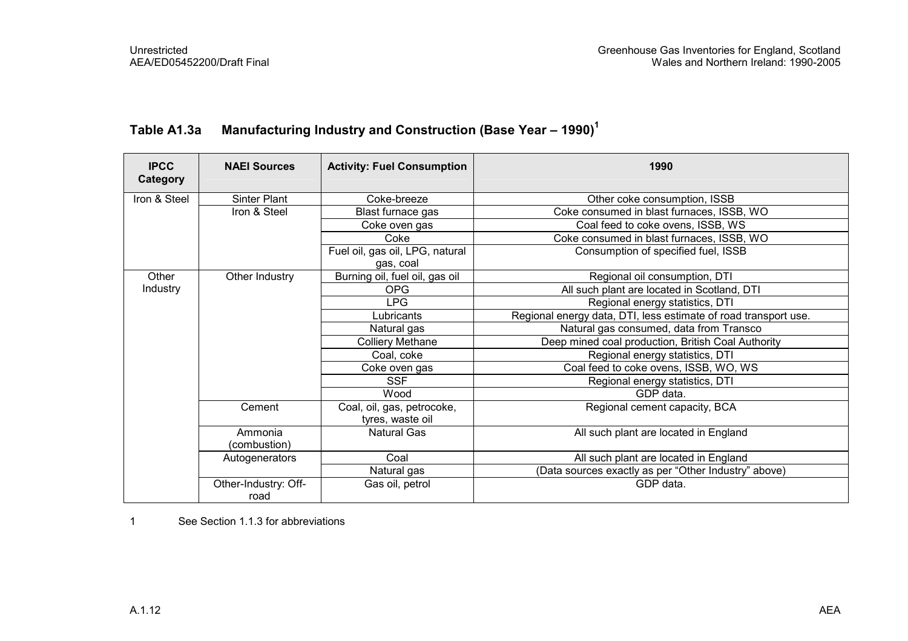**Table A1.3a Manufacturing Industry and Construction (Base Year – 1990)[1]**

| IPCC Category | NAEI Sources | Activity: Fuel Consumption | 1990 |
|---|---|---|---|
| Iron & Steel | Sinter Plant | Coke-breeze | Other coke consumption, ISSB |
| | Iron & Steel | Blast furnace gas | Coke consumed in blast furnaces, ISSB, WO |
| | | Coke oven gas | Coal feed to coke ovens, ISSB, WS |
| | | Coke | Coke consumed in blast furnaces, ISSB, WO |
| | | Fuel oil, gas oil, LPG, natural gas, coal | Consumption of specified fuel, ISSB |
| Other Industry | Other Industry | Burning oil, fuel oil, gas oil | Regional oil consumption, DTI |
| | | OPG | All such plant are located in Scotland, DTI |
| | | LPG | Regional energy statistics, DTI |
| | | Lubricants | Regional energy data, DTI, less estimate of road transport use. |
| | | Natural gas | Natural gas consumed, data from Transco |
| | | Colliery Methane | Deep mined coal production, British Coal Authority |
| | | Coal, coke | Regional energy statistics, DTI |
| | | Coke oven gas | Coal feed to coke ovens, ISSB, WO, WS |
| | | SSF | Regional energy statistics, DTI |
| | | Wood | GDP data. |
| | Cement | Coal, oil, gas, petrocoke, tyres, waste oil | Regional cement capacity, BCA |
| | Ammonia (combustion) | Natural Gas | All such plant are located in England |
| | Autogenerators | Coal | All such plant are located in England |
| | | Natural gas | (Data sources exactly as per "Other Industry" above) |
| | Other-Industry: Off-road | Gas oil, petrol | GDP data. |

1 See Section 1.1.3 for abbreviations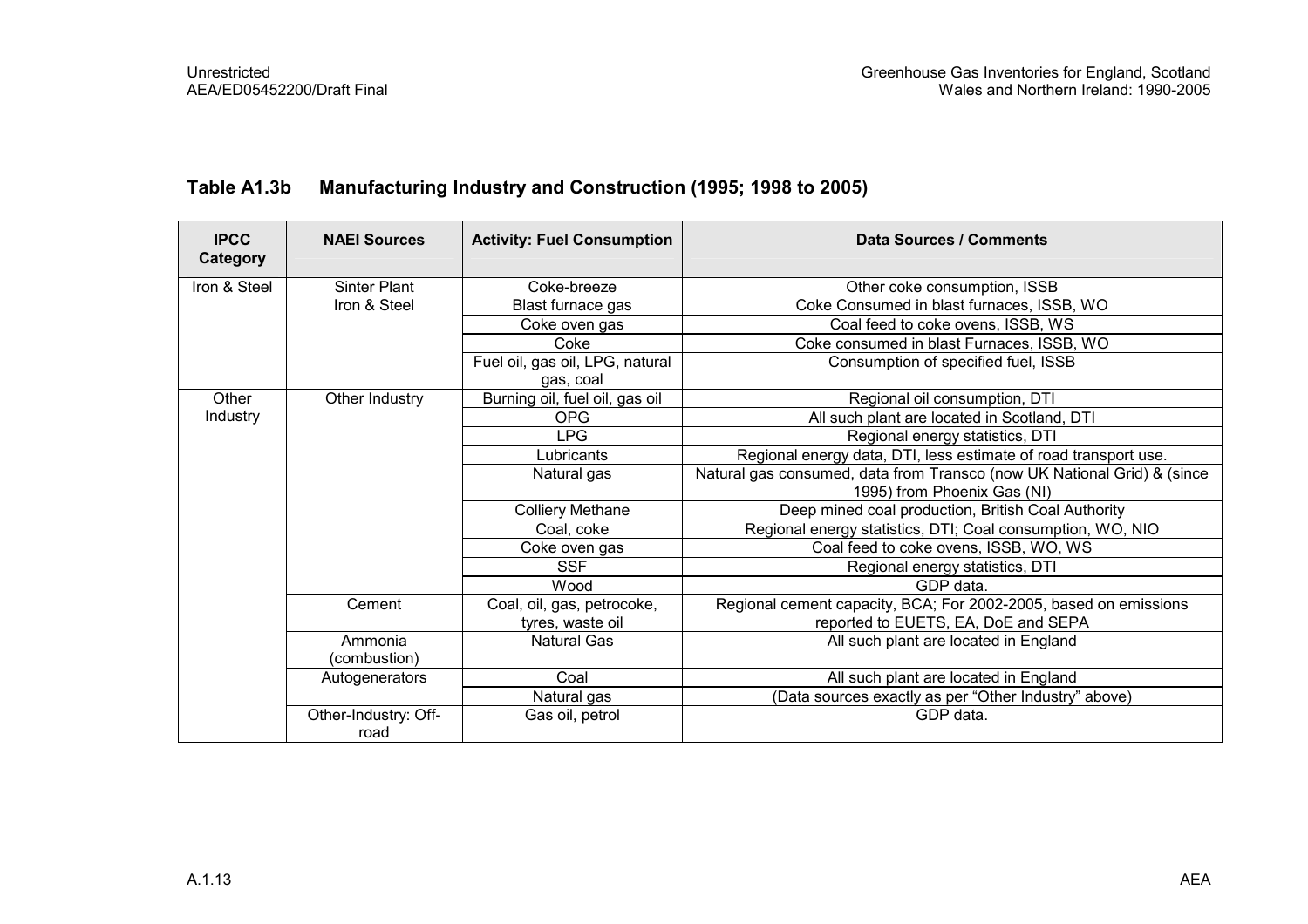## Table A1.3b Manufacturing Industry and Construction (1995; 1998 to 2005)

| IPCC Category | NAEI Sources | Activity: Fuel Consumption | Data Sources / Comments |
|---|---|---|---|
| Iron & Steel | Sinter Plant | Coke-breeze | Other coke consumption, ISSB |
| | Iron & Steel | Blast furnace gas | Coke Consumed in blast furnaces, ISSB, WO |
| | | Coke oven gas | Coal feed to coke ovens, ISSB, WS |
| | | Coke | Coke consumed in blast Furnaces, ISSB, WO |
| | | Fuel oil, gas oil, LPG, natural gas, coal | Consumption of specified fuel, ISSB |
| Other Industry | Other Industry | Burning oil, fuel oil, gas oil | Regional oil consumption, DTI |
| | | OPG | All such plant are located in Scotland, DTI |
| | | LPG | Regional energy statistics, DTI |
| | | Lubricants | Regional energy data, DTI, less estimate of road transport use. |
| | | Natural gas | Natural gas consumed, data from Transco (now UK National Grid) & (since 1995) from Phoenix Gas (NI) |
| | | Colliery Methane | Deep mined coal production, British Coal Authority |
| | | Coal, coke | Regional energy statistics, DTI; Coal consumption, WO, NIO |
| | | Coke oven gas | Coal feed to coke ovens, ISSB, WO, WS |
| | | SSF | Regional energy statistics, DTI |
| | | Wood | GDP data. |
| | Cement | Coal, oil, gas, petrocoke, tyres, waste oil | Regional cement capacity, BCA; For 2002-2005, based on emissions reported to EUETS, EA, DoE and SEPA |
| | Ammonia (combustion) | Natural Gas | All such plant are located in England |
| | Autogenerators | Coal | All such plant are located in England |
| | | Natural gas | (Data sources exactly as per "Other Industry" above) |
| | Other-Industry: Off-road | Gas oil, petrol | GDP data. |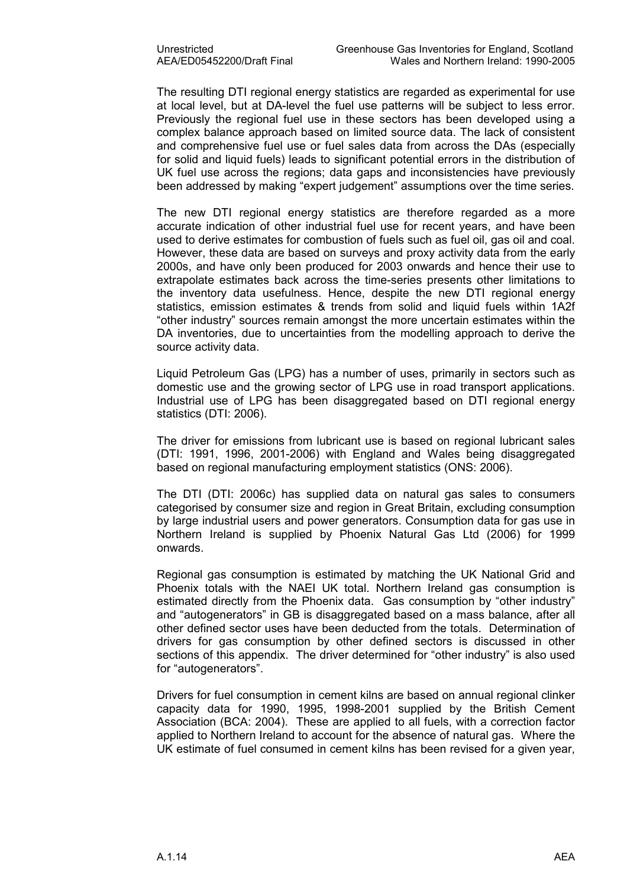The resulting DTI regional energy statistics are regarded as experimental for use at local level, but at DA-level the fuel use patterns will be subject to less error. Previously the regional fuel use in these sectors has been developed using a complex balance approach based on limited source data. The lack of consistent and comprehensive fuel use or fuel sales data from across the DAs (especially for solid and liquid fuels) leads to significant potential errors in the distribution of UK fuel use across the regions; data gaps and inconsistencies have previously been addressed by making "expert judgement" assumptions over the time series.

The new DTI regional energy statistics are therefore regarded as a more accurate indication of other industrial fuel use for recent years, and have been used to derive estimates for combustion of fuels such as fuel oil, gas oil and coal. However, these data are based on surveys and proxy activity data from the early 2000s, and have only been produced for 2003 onwards and hence their use to extrapolate estimates back across the time-series presents other limitations to the inventory data usefulness. Hence, despite the new DTI regional energy statistics, emission estimates & trends from solid and liquid fuels within 1A2f "other industry" sources remain amongst the more uncertain estimates within the DA inventories, due to uncertainties from the modelling approach to derive the source activity data.

Liquid Petroleum Gas (LPG) has a number of uses, primarily in sectors such as domestic use and the growing sector of LPG use in road transport applications. Industrial use of LPG has been disaggregated based on DTI regional energy statistics (DTI: 2006).

The driver for emissions from lubricant use is based on regional lubricant sales (DTI: 1991, 1996, 2001-2006) with England and Wales being disaggregated based on regional manufacturing employment statistics (ONS: 2006).

The DTI (DTI: 2006c) has supplied data on natural gas sales to consumers categorised by consumer size and region in Great Britain, excluding consumption by large industrial users and power generators. Consumption data for gas use in Northern Ireland is supplied by Phoenix Natural Gas Ltd (2006) for 1999 onwards.

Regional gas consumption is estimated by matching the UK National Grid and Phoenix totals with the NAEI UK total. Northern Ireland gas consumption is estimated directly from the Phoenix data. Gas consumption by "other industry" and "autogenerators" in GB is disaggregated based on a mass balance, after all other defined sector uses have been deducted from the totals. Determination of drivers for gas consumption by other defined sectors is discussed in other sections of this appendix. The driver determined for "other industry" is also used for "autogenerators".

Drivers for fuel consumption in cement kilns are based on annual regional clinker capacity data for 1990, 1995, 1998-2001 supplied by the British Cement Association (BCA: 2004). These are applied to all fuels, with a correction factor applied to Northern Ireland to account for the absence of natural gas. Where the UK estimate of fuel consumed in cement kilns has been revised for a given year,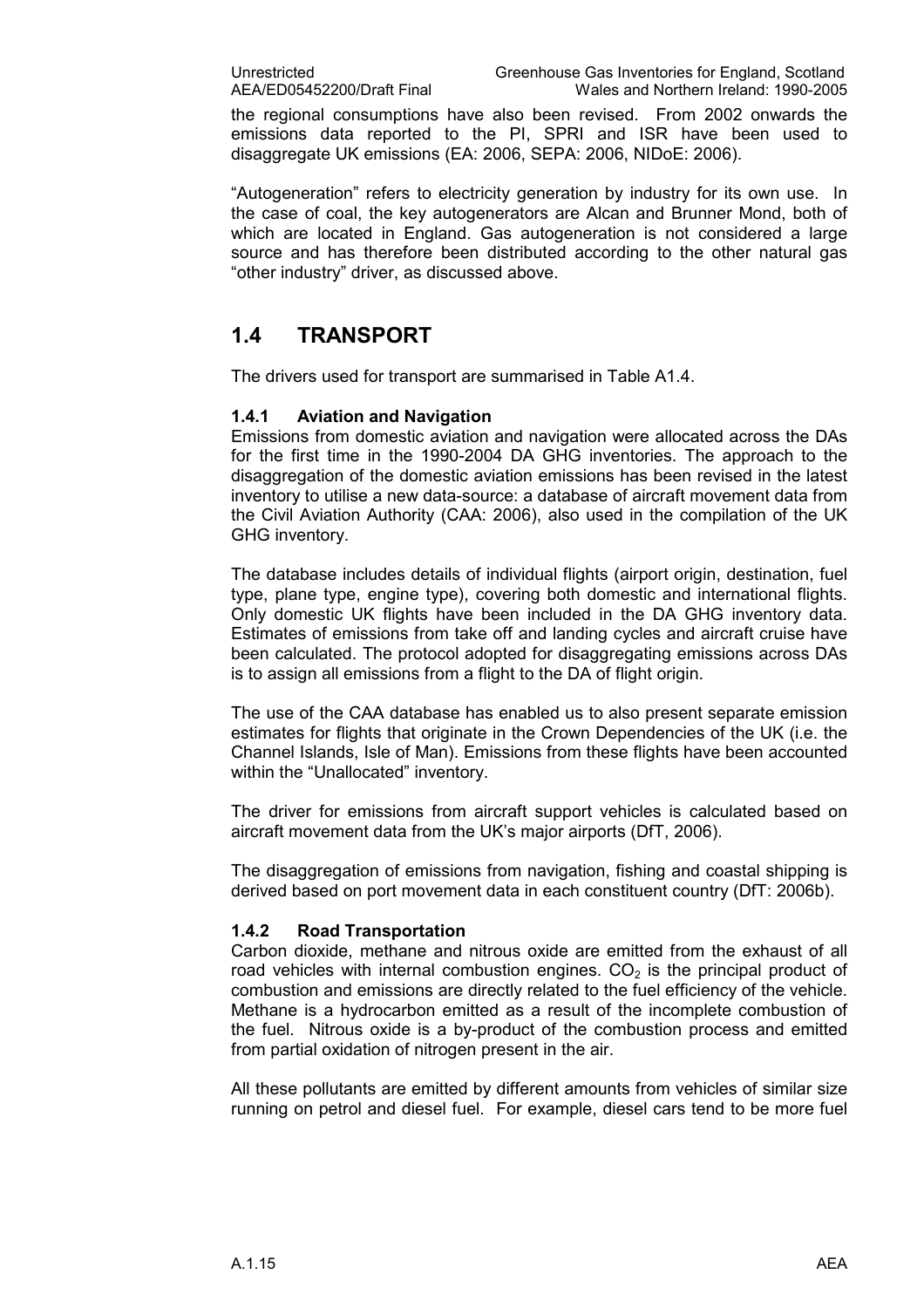the regional consumptions have also been revised. From 2002 onwards the emissions data reported to the PI, SPRI and ISR have been used to disaggregate UK emissions (EA: 2006, SEPA: 2006, NIDoE: 2006).

"Autogeneration" refers to electricity generation by industry for its own use. In the case of coal, the key autogenerators are Alcan and Brunner Mond, both of which are located in England. Gas autogeneration is not considered a large source and has therefore been distributed according to the other natural gas "other industry" driver, as discussed above.

## 1.4 TRANSPORT

The drivers used for transport are summarised in Table A1.4.

### 1.4.1 Aviation and Navigation

Emissions from domestic aviation and navigation were allocated across the DAs for the first time in the 1990-2004 DA GHG inventories. The approach to the disaggregation of the domestic aviation emissions has been revised in the latest inventory to utilise a new data-source: a database of aircraft movement data from the Civil Aviation Authority (CAA: 2006), also used in the compilation of the UK GHG inventory.

The database includes details of individual flights (airport origin, destination, fuel type, plane type, engine type), covering both domestic and international flights. Only domestic UK flights have been included in the DA GHG inventory data. Estimates of emissions from take off and landing cycles and aircraft cruise have been calculated. The protocol adopted for disaggregating emissions across DAs is to assign all emissions from a flight to the DA of flight origin.

The use of the CAA database has enabled us to also present separate emission estimates for flights that originate in the Crown Dependencies of the UK (i.e. the Channel Islands, Isle of Man). Emissions from these flights have been accounted within the "Unallocated" inventory.

The driver for emissions from aircraft support vehicles is calculated based on aircraft movement data from the UK's major airports (DfT, 2006).

The disaggregation of emissions from navigation, fishing and coastal shipping is derived based on port movement data in each constituent country (DfT: 2006b).

### 1.4.2 Road Transportation

Carbon dioxide, methane and nitrous oxide are emitted from the exhaust of all road vehicles with internal combustion engines. $CO_2$ is the principal product of combustion and emissions are directly related to the fuel efficiency of the vehicle. Methane is a hydrocarbon emitted as a result of the incomplete combustion of the fuel. Nitrous oxide is a by-product of the combustion process and emitted from partial oxidation of nitrogen present in the air.

All these pollutants are emitted by different amounts from vehicles of similar size running on petrol and diesel fuel. For example, diesel cars tend to be more fuel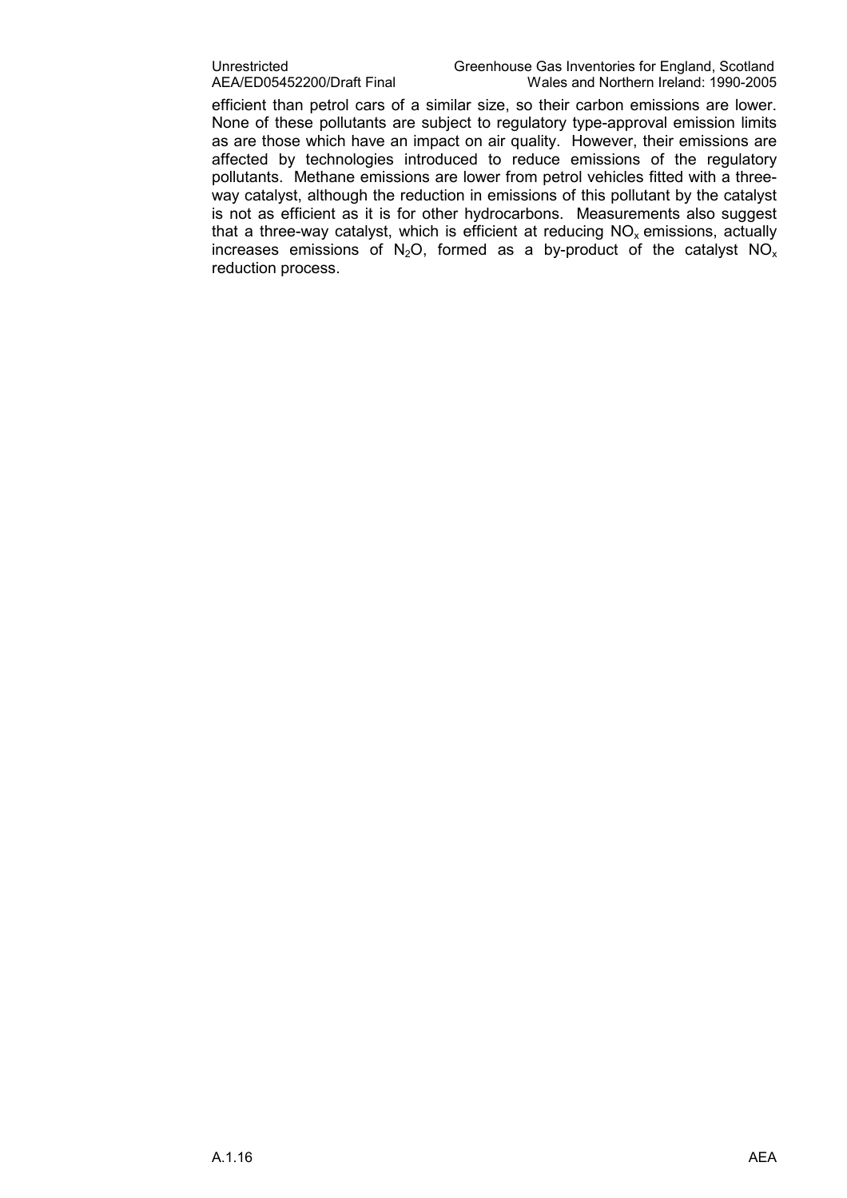efficient than petrol cars of a similar size, so their carbon emissions are lower. None of these pollutants are subject to regulatory type-approval emission limits as are those which have an impact on air quality. However, their emissions are affected by technologies introduced to reduce emissions of the regulatory pollutants. Methane emissions are lower from petrol vehicles fitted with a three-way catalyst, although the reduction in emissions of this pollutant by the catalyst is not as efficient as it is for other hydrocarbons. Measurements also suggest that a three-way catalyst, which is efficient at reducing $NO_x$ emissions, actually increases emissions of $N_2O$, formed as a by-product of the catalyst $NO_x$ reduction process.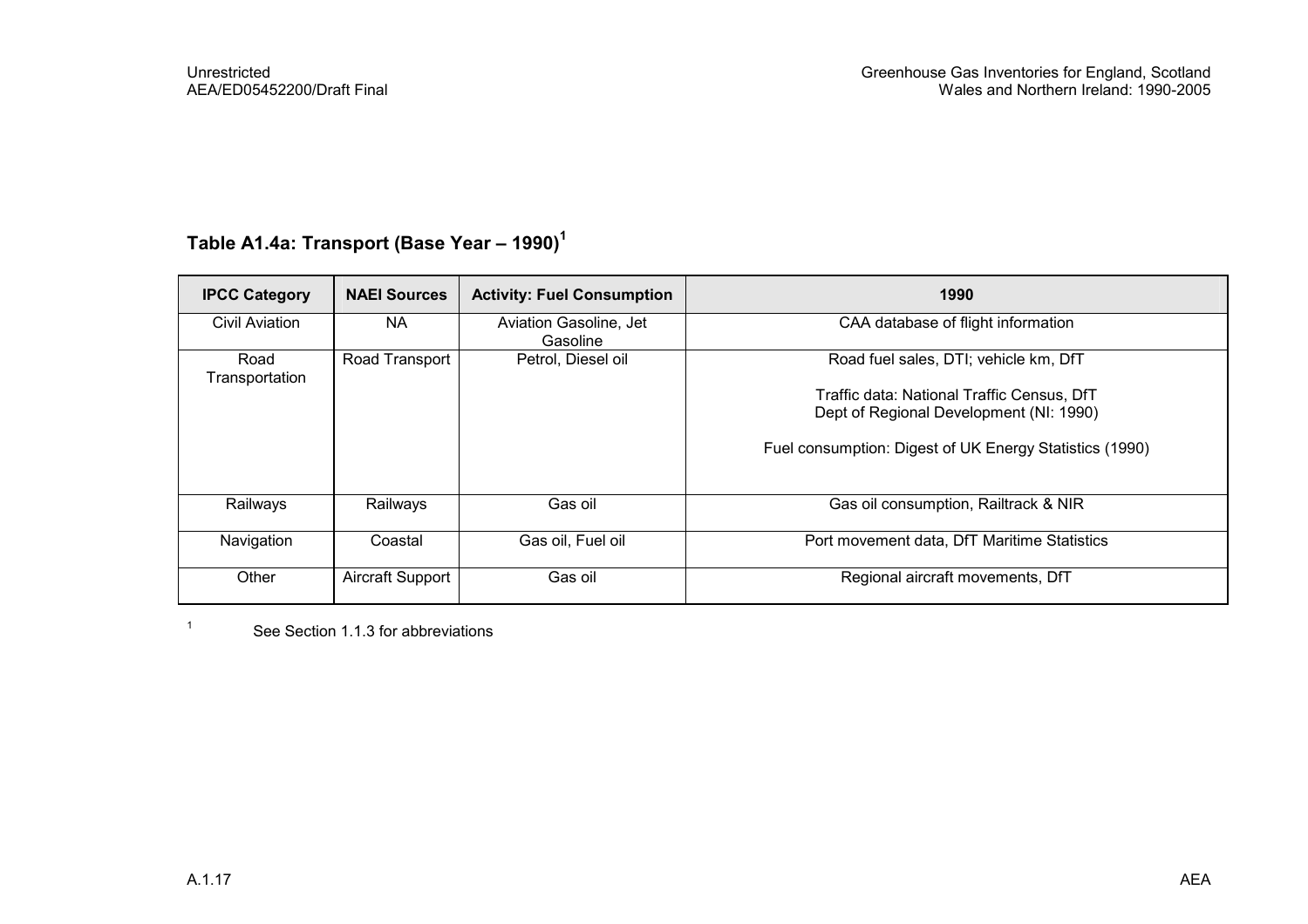## Table A1.4a: Transport (Base Year – 1990)[1]

| IPCC Category | NAEI Sources | Activity: Fuel Consumption | 1990 |
|---|---|---|---|
| Civil Aviation | NA | Aviation Gasoline, Jet Gasoline | CAA database of flight information |
| Road Transportation | Road Transport | Petrol, Diesel oil | Road fuel sales, DTI; vehicle km, DfT<br><br>Traffic data: National Traffic Census, DfT<br>Dept of Regional Development (NI: 1990)<br><br>Fuel consumption: Digest of UK Energy Statistics (1990) |
| Railways | Railways | Gas oil | Gas oil consumption, Railtrack & NIR |
| Navigation | Coastal | Gas oil, Fuel oil | Port movement data, DfT Maritime Statistics |
| Other | Aircraft Support | Gas oil | Regional aircraft movements, DfT |

[1] See Section 1.1.3 for abbreviations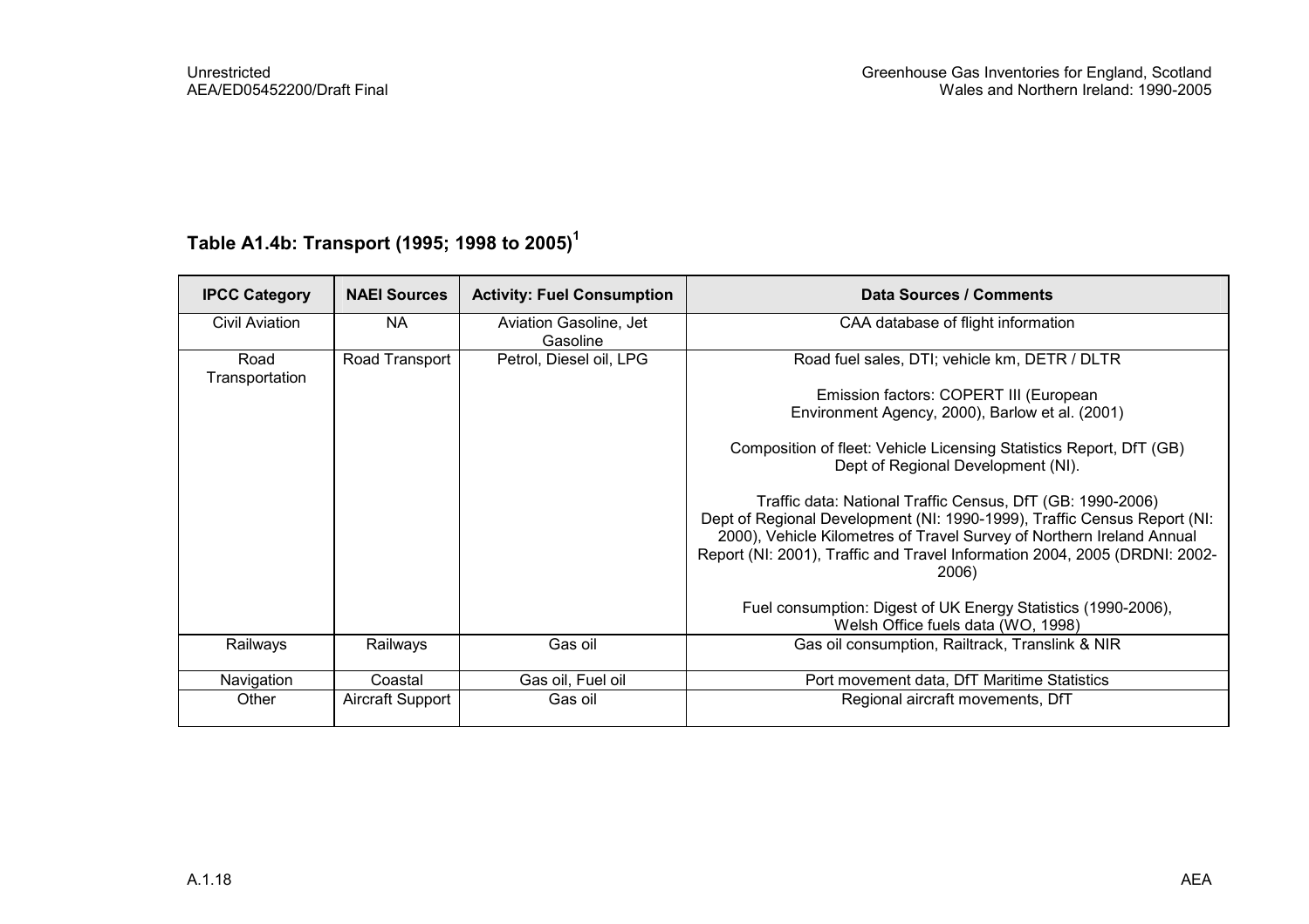### Table A1.4b: Transport (1995; 1998 to 2005)[1]

| IPCC Category | NAEI Sources | Activity: Fuel Consumption | Data Sources / Comments |
|---|---|---|---|
| Civil Aviation | NA | Aviation Gasoline, Jet Gasoline | CAA database of flight information |
| Road Transportation | Road Transport | Petrol, Diesel oil, LPG | Road fuel sales, DTI; vehicle km, DETR / DLTR<br><br>Emission factors: COPERT III (European Environment Agency, 2000), Barlow et al. (2001)<br><br>Composition of fleet: Vehicle Licensing Statistics Report, DfT (GB) Dept of Regional Development (NI).<br><br>Traffic data: National Traffic Census, DfT (GB: 1990-2006) Dept of Regional Development (NI: 1990-1999), Traffic Census Report (NI: 2000), Vehicle Kilometres of Travel Survey of Northern Ireland Annual Report (NI: 2001), Traffic and Travel Information 2004, 2005 (DRDNI: 2002-2006)<br><br>Fuel consumption: Digest of UK Energy Statistics (1990-2006), Welsh Office fuels data (WO, 1998) |
| Railways | Railways | Gas oil | Gas oil consumption, Railtrack, Translink & NIR |
| Navigation | Coastal | Gas oil, Fuel oil | Port movement data, DfT Maritime Statistics |
| Other | Aircraft Support | Gas oil | Regional aircraft movements, DfT |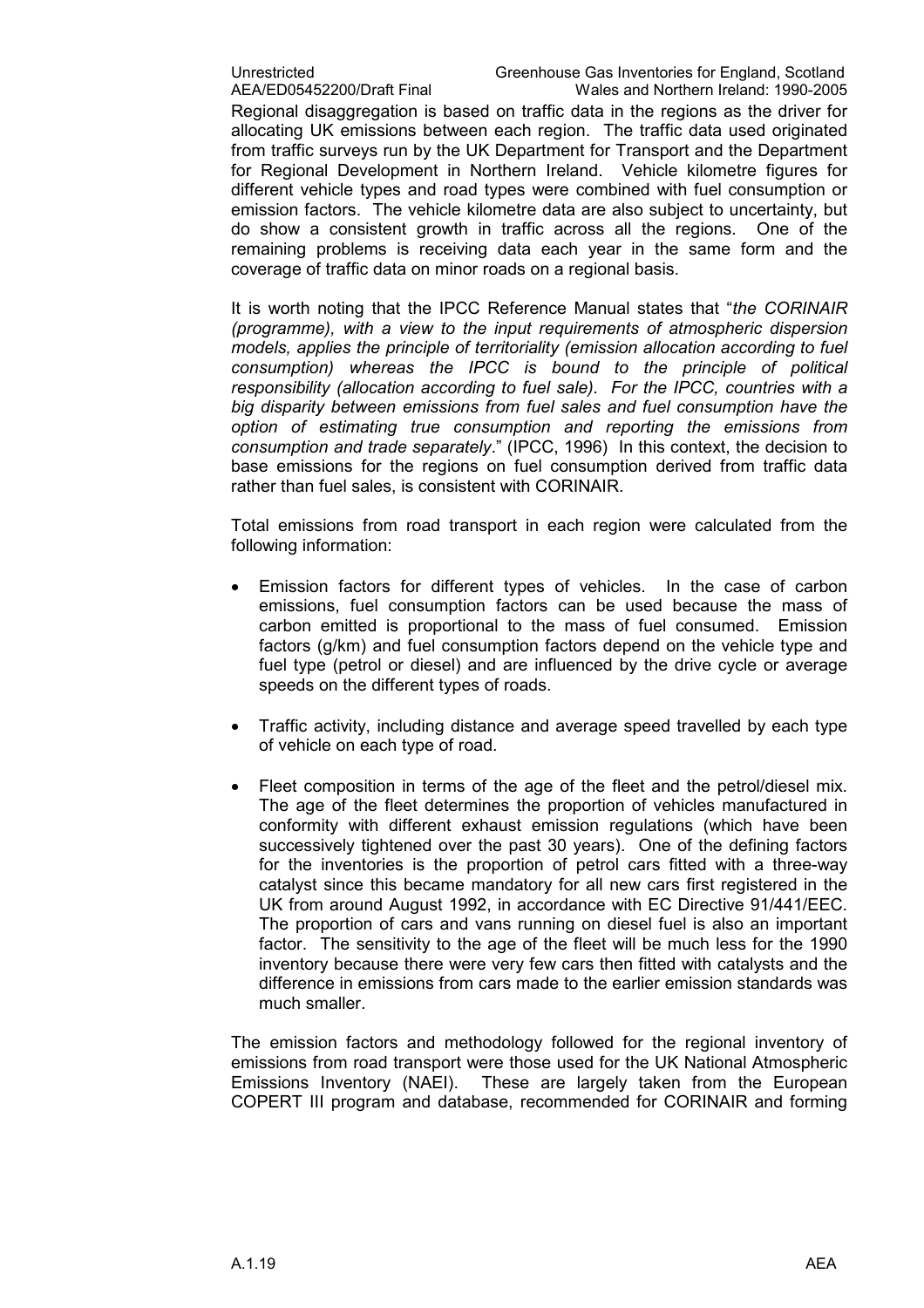Regional disaggregation is based on traffic data in the regions as the driver for allocating UK emissions between each region. The traffic data used originated from traffic surveys run by the UK Department for Transport and the Department for Regional Development in Northern Ireland. Vehicle kilometre figures for different vehicle types and road types were combined with fuel consumption or emission factors. The vehicle kilometre data are also subject to uncertainty, but do show a consistent growth in traffic across all the regions. One of the remaining problems is receiving data each year in the same form and the coverage of traffic data on minor roads on a regional basis.

It is worth noting that the IPCC Reference Manual states that "*the CORINAIR (programme), with a view to the input requirements of atmospheric dispersion models, applies the principle of territoriality (emission allocation according to fuel consumption) whereas the IPCC is bound to the principle of political responsibility (allocation according to fuel sale). For the IPCC, countries with a big disparity between emissions from fuel sales and fuel consumption have the option of estimating true consumption and reporting the emissions from consumption and trade separately*." (IPCC, 1996) In this context, the decision to base emissions for the regions on fuel consumption derived from traffic data rather than fuel sales, is consistent with CORINAIR.

Total emissions from road transport in each region were calculated from the following information:

- Emission factors for different types of vehicles. In the case of carbon emissions, fuel consumption factors can be used because the mass of carbon emitted is proportional to the mass of fuel consumed. Emission factors (g/km) and fuel consumption factors depend on the vehicle type and fuel type (petrol or diesel) and are influenced by the drive cycle or average speeds on the different types of roads.

- Traffic activity, including distance and average speed travelled by each type of vehicle on each type of road.

- Fleet composition in terms of the age of the fleet and the petrol/diesel mix. The age of the fleet determines the proportion of vehicles manufactured in conformity with different exhaust emission regulations (which have been successively tightened over the past 30 years). One of the defining factors for the inventories is the proportion of petrol cars fitted with a three-way catalyst since this became mandatory for all new cars first registered in the UK from around August 1992, in accordance with EC Directive 91/441/EEC. The proportion of cars and vans running on diesel fuel is also an important factor. The sensitivity to the age of the fleet will be much less for the 1990 inventory because there were very few cars then fitted with catalysts and the difference in emissions from cars made to the earlier emission standards was much smaller.

The emission factors and methodology followed for the regional inventory of emissions from road transport were those used for the UK National Atmospheric Emissions Inventory (NAEI). These are largely taken from the European COPERT III program and database, recommended for CORINAIR and forming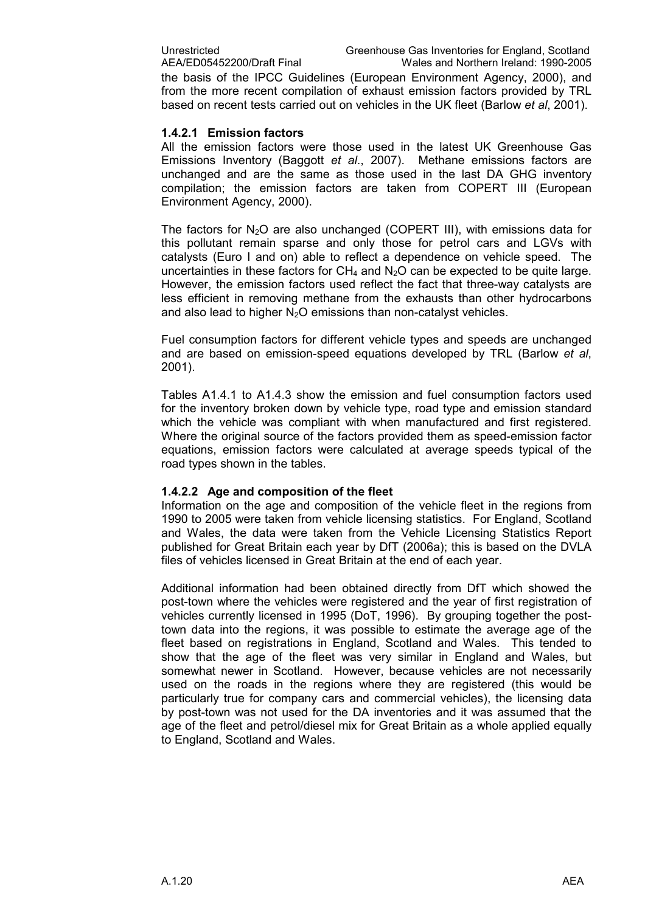the basis of the IPCC Guidelines (European Environment Agency, 2000), and from the more recent compilation of exhaust emission factors provided by TRL based on recent tests carried out on vehicles in the UK fleet (Barlow *et al*, 2001).

### 1.4.2.1 Emission factors

All the emission factors were those used in the latest UK Greenhouse Gas Emissions Inventory (Baggott *et al*., 2007). Methane emissions factors are unchanged and are the same as those used in the last DA GHG inventory compilation; the emission factors are taken from COPERT III (European Environment Agency, 2000).

The factors for $N_2O$ are also unchanged (COPERT III), with emissions data for this pollutant remain sparse and only those for petrol cars and LGVs with catalysts (Euro I and on) able to reflect a dependence on vehicle speed. The uncertainties in these factors for $CH_4$ and $N_2O$ can be expected to be quite large. However, the emission factors used reflect the fact that three-way catalysts are less efficient in removing methane from the exhausts than other hydrocarbons and also lead to higher $N_2O$ emissions than non-catalyst vehicles.

Fuel consumption factors for different vehicle types and speeds are unchanged and are based on emission-speed equations developed by TRL (Barlow *et al*, 2001).

Tables A1.4.1 to A1.4.3 show the emission and fuel consumption factors used for the inventory broken down by vehicle type, road type and emission standard which the vehicle was compliant with when manufactured and first registered. Where the original source of the factors provided them as speed-emission factor equations, emission factors were calculated at average speeds typical of the road types shown in the tables.

### 1.4.2.2 Age and composition of the fleet

Information on the age and composition of the vehicle fleet in the regions from 1990 to 2005 were taken from vehicle licensing statistics. For England, Scotland and Wales, the data were taken from the Vehicle Licensing Statistics Report published for Great Britain each year by DfT (2006a); this is based on the DVLA files of vehicles licensed in Great Britain at the end of each year.

Additional information had been obtained directly from DfT which showed the post-town where the vehicles were registered and the year of first registration of vehicles currently licensed in 1995 (DoT, 1996). By grouping together the post-town data into the regions, it was possible to estimate the average age of the fleet based on registrations in England, Scotland and Wales. This tended to show that the age of the fleet was very similar in England and Wales, but somewhat newer in Scotland. However, because vehicles are not necessarily used on the roads in the regions where they are registered (this would be particularly true for company cars and commercial vehicles), the licensing data by post-town was not used for the DA inventories and it was assumed that the age of the fleet and petrol/diesel mix for Great Britain as a whole applied equally to England, Scotland and Wales.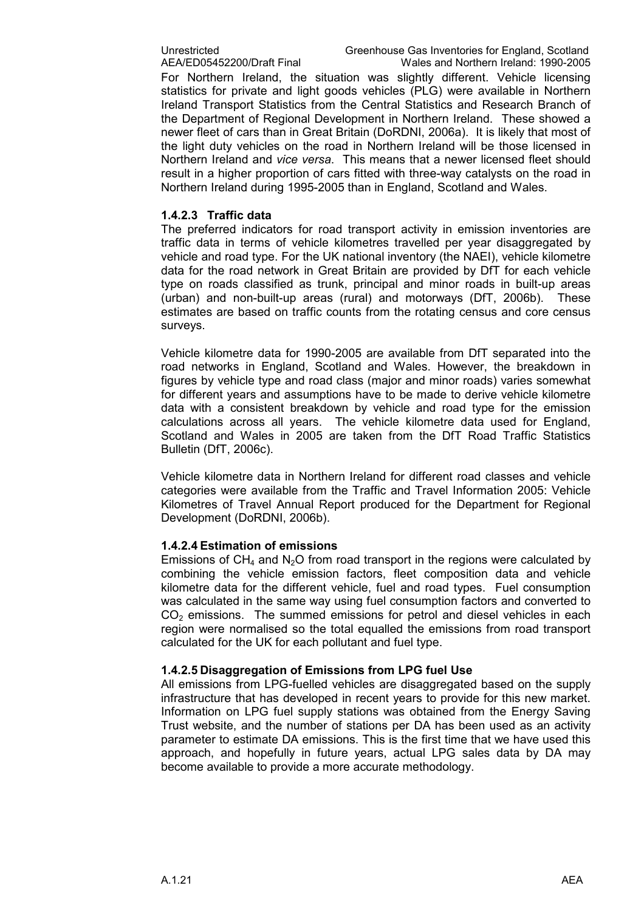For Northern Ireland, the situation was slightly different. Vehicle licensing statistics for private and light goods vehicles (PLG) were available in Northern Ireland Transport Statistics from the Central Statistics and Research Branch of the Department of Regional Development in Northern Ireland. These showed a newer fleet of cars than in Great Britain (DoRDNI, 2006a). It is likely that most of the light duty vehicles on the road in Northern Ireland will be those licensed in Northern Ireland and *vice versa*. This means that a newer licensed fleet should result in a higher proportion of cars fitted with three-way catalysts on the road in Northern Ireland during 1995-2005 than in England, Scotland and Wales.

#### 1.4.2.3 Traffic data

The preferred indicators for road transport activity in emission inventories are traffic data in terms of vehicle kilometres travelled per year disaggregated by vehicle and road type. For the UK national inventory (the NAEI), vehicle kilometre data for the road network in Great Britain are provided by DfT for each vehicle type on roads classified as trunk, principal and minor roads in built-up areas (urban) and non-built-up areas (rural) and motorways (DfT, 2006b). These estimates are based on traffic counts from the rotating census and core census surveys.

Vehicle kilometre data for 1990-2005 are available from DfT separated into the road networks in England, Scotland and Wales. However, the breakdown in figures by vehicle type and road class (major and minor roads) varies somewhat for different years and assumptions have to be made to derive vehicle kilometre data with a consistent breakdown by vehicle and road type for the emission calculations across all years. The vehicle kilometre data used for England, Scotland and Wales in 2005 are taken from the DfT Road Traffic Statistics Bulletin (DfT, 2006c).

Vehicle kilometre data in Northern Ireland for different road classes and vehicle categories were available from the Traffic and Travel Information 2005: Vehicle Kilometres of Travel Annual Report produced for the Department for Regional Development (DoRDNI, 2006b).

#### 1.4.2.4 Estimation of emissions

Emissions of $CH_4$ and $N_2O$ from road transport in the regions were calculated by combining the vehicle emission factors, fleet composition data and vehicle kilometre data for the different vehicle, fuel and road types. Fuel consumption was calculated in the same way using fuel consumption factors and converted to $CO_2$ emissions. The summed emissions for petrol and diesel vehicles in each region were normalised so the total equalled the emissions from road transport calculated for the UK for each pollutant and fuel type.

#### 1.4.2.5 Disaggregation of Emissions from LPG fuel Use

All emissions from LPG-fuelled vehicles are disaggregated based on the supply infrastructure that has developed in recent years to provide for this new market. Information on LPG fuel supply stations was obtained from the Energy Saving Trust website, and the number of stations per DA has been used as an activity parameter to estimate DA emissions. This is the first time that we have used this approach, and hopefully in future years, actual LPG sales data by DA may become available to provide a more accurate methodology.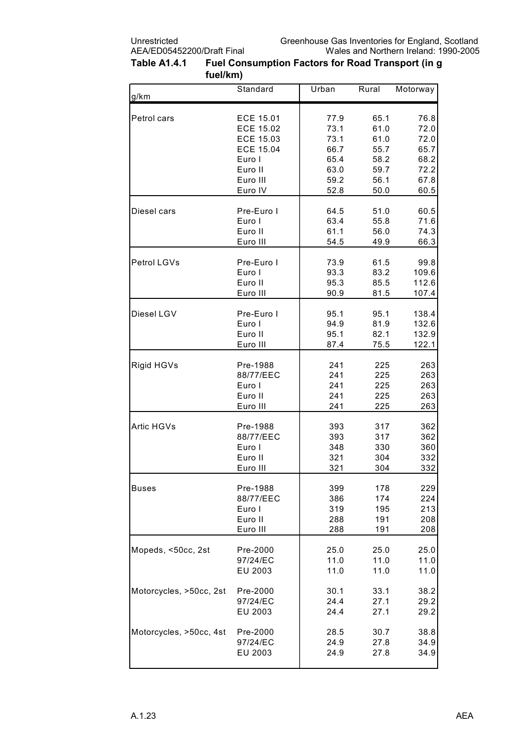**Table A1.4.1 Fuel Consumption Factors for Road Transport (in g fuel/km)**

| g/km | Standard | Urban | Rural | Motorway |
|---|---|---|---|---|
| Petrol cars | ECE 15.01 | 77.9 | 65.1 | 76.8 |
| | ECE 15.02 | 73.1 | 61.0 | 72.0 |
| | ECE 15.03 | 73.1 | 61.0 | 72.0 |
| | ECE 15.04 | 66.7 | 55.7 | 65.7 |
| | Euro I | 65.4 | 58.2 | 68.2 |
| | Euro II | 63.0 | 59.7 | 72.2 |
| | Euro III | 59.2 | 56.1 | 67.8 |
| | Euro IV | 52.8 | 50.0 | 60.5 |
| Diesel cars | Pre-Euro I | 64.5 | 51.0 | 60.5 |
| | Euro I | 63.4 | 55.8 | 71.6 |
| | Euro II | 61.1 | 56.0 | 74.3 |
| | Euro III | 54.5 | 49.9 | 66.3 |
| Petrol LGVs | Pre-Euro I | 73.9 | 61.5 | 99.8 |
| | Euro I | 93.3 | 83.2 | 109.6 |
| | Euro II | 95.3 | 85.5 | 112.6 |
| | Euro III | 90.9 | 81.5 | 107.4 |
| Diesel LGV | Pre-Euro I | 95.1 | 95.1 | 138.4 |
| | Euro I | 94.9 | 81.9 | 132.6 |
| | Euro II | 95.1 | 82.1 | 132.9 |
| | Euro III | 87.4 | 75.5 | 122.1 |
| Rigid HGVs | Pre-1988 | 241 | 225 | 263 |
| | 88/77/EEC | 241 | 225 | 263 |
| | Euro I | 241 | 225 | 263 |
| | Euro II | 241 | 225 | 263 |
| | Euro III | 241 | 225 | 263 |
| Artic HGVs | Pre-1988 | 393 | 317 | 362 |
| | 88/77/EEC | 393 | 317 | 362 |
| | Euro I | 348 | 330 | 360 |
| | Euro II | 321 | 304 | 332 |
| | Euro III | 321 | 304 | 332 |
| Buses | Pre-1988 | 399 | 178 | 229 |
| | 88/77/EEC | 386 | 174 | 224 |
| | Euro I | 319 | 195 | 213 |
| | Euro II | 288 | 191 | 208 |
| | Euro III | 288 | 191 | 208 |
| Mopeds, <50cc, 2st | Pre-2000 | 25.0 | 25.0 | 25.0 |
| | 97/24/EC | 11.0 | 11.0 | 11.0 |
| | EU 2003 | 11.0 | 11.0 | 11.0 |
| Motorcycles, >50cc, 2st | Pre-2000 | 30.1 | 33.1 | 38.2 |
| | 97/24/EC | 24.4 | 27.1 | 29.2 |
| | EU 2003 | 24.4 | 27.1 | 29.2 |
| Motorcycles, >50cc, 4st | Pre-2000 | 28.5 | 30.7 | 38.8 |
| | 97/24/EC | 24.9 | 27.8 | 34.9 |
| | EU 2003 | 24.9 | 27.8 | 34.9 |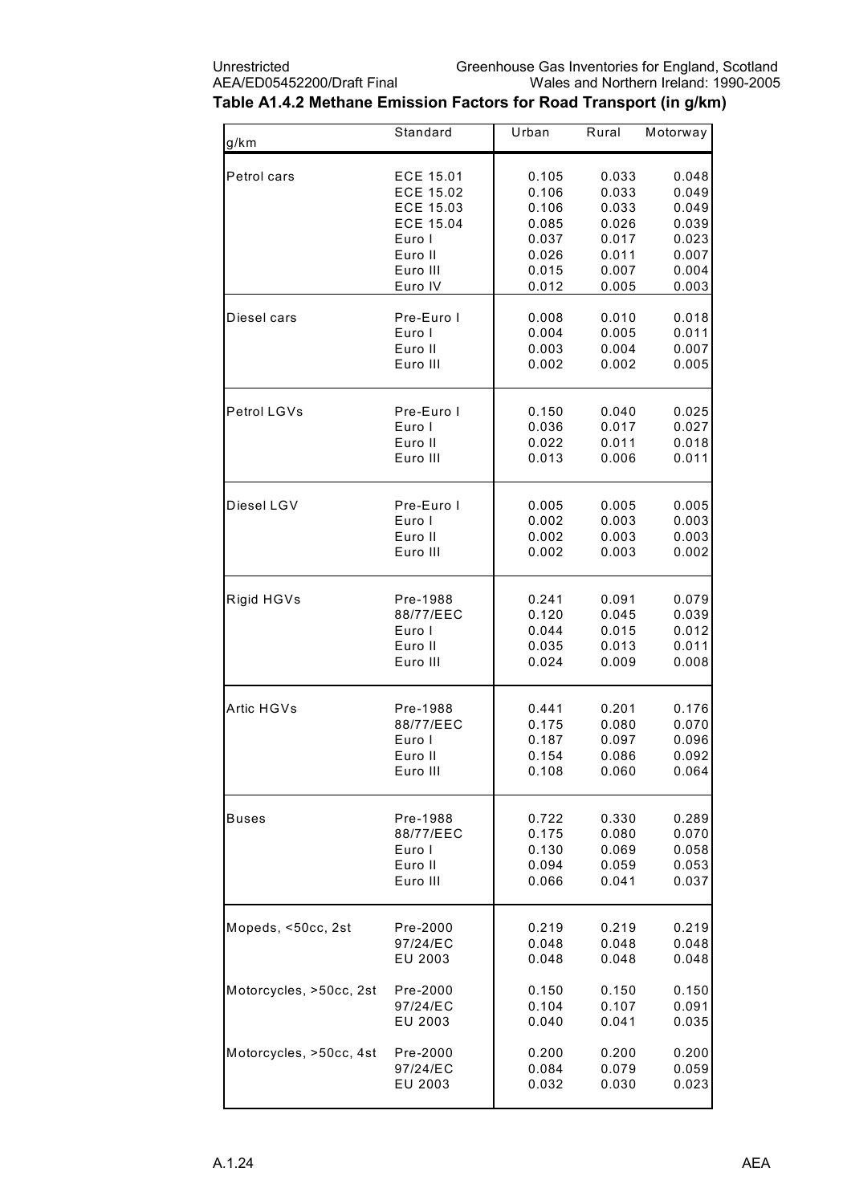**Table A1.4.2 Methane Emission Factors for Road Transport (in g/km)**

| g/km | Standard | Urban | Rural | Motorway |
|---|---|---|---|---|
| Petrol cars | ECE 15.01 | 0.105 | 0.033 | 0.048 |
| | ECE 15.02 | 0.106 | 0.033 | 0.049 |
| | ECE 15.03 | 0.106 | 0.033 | 0.049 |
| | ECE 15.04 | 0.085 | 0.026 | 0.039 |
| | Euro I | 0.037 | 0.017 | 0.023 |
| | Euro II | 0.026 | 0.011 | 0.007 |
| | Euro III | 0.015 | 0.007 | 0.004 |
| | Euro IV | 0.012 | 0.005 | 0.003 |
| Diesel cars | Pre-Euro I | 0.008 | 0.010 | 0.018 |
| | Euro I | 0.004 | 0.005 | 0.011 |
| | Euro II | 0.003 | 0.004 | 0.007 |
| | Euro III | 0.002 | 0.002 | 0.005 |
| Petrol LGVs | Pre-Euro I | 0.150 | 0.040 | 0.025 |
| | Euro I | 0.036 | 0.017 | 0.027 |
| | Euro II | 0.022 | 0.011 | 0.018 |
| | Euro III | 0.013 | 0.006 | 0.011 |
| Diesel LGV | Pre-Euro I | 0.005 | 0.005 | 0.005 |
| | Euro I | 0.002 | 0.003 | 0.003 |
| | Euro II | 0.002 | 0.003 | 0.003 |
| | Euro III | 0.002 | 0.003 | 0.002 |
| Rigid HGVs | Pre-1988 | 0.241 | 0.091 | 0.079 |
| | 88/77/EEC | 0.120 | 0.045 | 0.039 |
| | Euro I | 0.044 | 0.015 | 0.012 |
| | Euro II | 0.035 | 0.013 | 0.011 |
| | Euro III | 0.024 | 0.009 | 0.008 |
| Artic HGVs | Pre-1988 | 0.441 | 0.201 | 0.176 |
| | 88/77/EEC | 0.175 | 0.080 | 0.070 |
| | Euro I | 0.187 | 0.097 | 0.096 |
| | Euro II | 0.154 | 0.086 | 0.092 |
| | Euro III | 0.108 | 0.060 | 0.064 |
| Buses | Pre-1988 | 0.722 | 0.330 | 0.289 |
| | 88/77/EEC | 0.175 | 0.080 | 0.070 |
| | Euro I | 0.130 | 0.069 | 0.058 |
| | Euro II | 0.094 | 0.059 | 0.053 |
| | Euro III | 0.066 | 0.041 | 0.037 |
| Mopeds, <50cc, 2st | Pre-2000 | 0.219 | 0.219 | 0.219 |
| | 97/24/EC | 0.048 | 0.048 | 0.048 |
| | EU 2003 | 0.048 | 0.048 | 0.048 |
| Motorcycles, >50cc, 2st | Pre-2000 | 0.150 | 0.150 | 0.150 |
| | 97/24/EC | 0.104 | 0.107 | 0.091 |
| | EU 2003 | 0.040 | 0.041 | 0.035 |
| Motorcycles, >50cc, 4st | Pre-2000 | 0.200 | 0.200 | 0.200 |
| | 97/24/EC | 0.084 | 0.079 | 0.059 |
| | EU 2003 | 0.032 | 0.030 | 0.023 |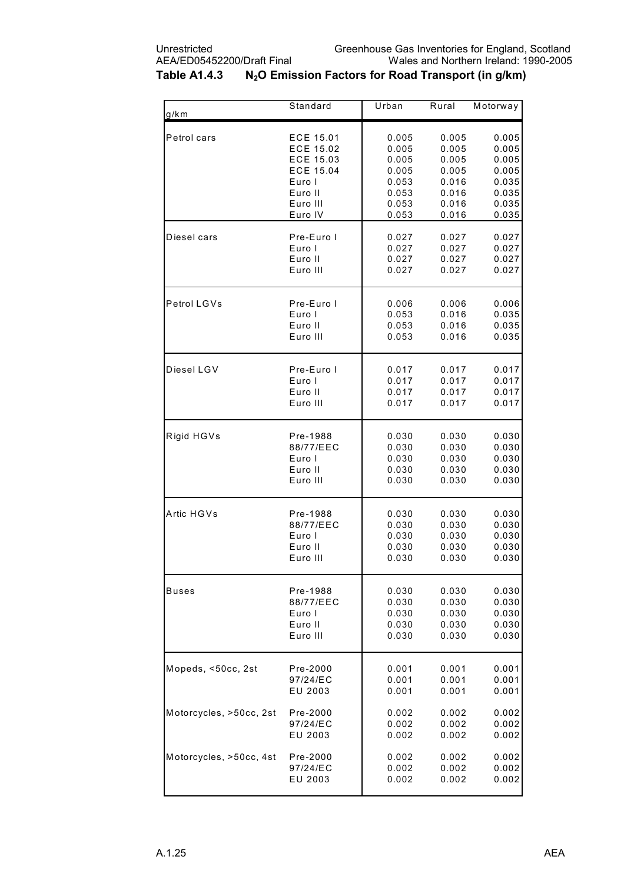**Table A1.4.3 $N_2O$ Emission Factors for Road Transport (in g/km)**

| g/km | Standard | Urban | Rural | Motorway |
|---|---|---|---|---|
| Petrol cars | ECE 15.01 | 0.005 | 0.005 | 0.005 |
| | ECE 15.02 | 0.005 | 0.005 | 0.005 |
| | ECE 15.03 | 0.005 | 0.005 | 0.005 |
| | ECE 15.04 | 0.005 | 0.005 | 0.005 |
| | Euro I | 0.053 | 0.016 | 0.035 |
| | Euro II | 0.053 | 0.016 | 0.035 |
| | Euro III | 0.053 | 0.016 | 0.035 |
| | Euro IV | 0.053 | 0.016 | 0.035 |
| Diesel cars | Pre-Euro I | 0.027 | 0.027 | 0.027 |
| | Euro I | 0.027 | 0.027 | 0.027 |
| | Euro II | 0.027 | 0.027 | 0.027 |
| | Euro III | 0.027 | 0.027 | 0.027 |
| Petrol LGVs | Pre-Euro I | 0.006 | 0.006 | 0.006 |
| | Euro I | 0.053 | 0.016 | 0.035 |
| | Euro II | 0.053 | 0.016 | 0.035 |
| | Euro III | 0.053 | 0.016 | 0.035 |
| Diesel LGV | Pre-Euro I | 0.017 | 0.017 | 0.017 |
| | Euro I | 0.017 | 0.017 | 0.017 |
| | Euro II | 0.017 | 0.017 | 0.017 |
| | Euro III | 0.017 | 0.017 | 0.017 |
| Rigid HGVs | Pre-1988 | 0.030 | 0.030 | 0.030 |
| | 88/77/EEC | 0.030 | 0.030 | 0.030 |
| | Euro I | 0.030 | 0.030 | 0.030 |
| | Euro II | 0.030 | 0.030 | 0.030 |
| | Euro III | 0.030 | 0.030 | 0.030 |
| Artic HGVs | Pre-1988 | 0.030 | 0.030 | 0.030 |
| | 88/77/EEC | 0.030 | 0.030 | 0.030 |
| | Euro I | 0.030 | 0.030 | 0.030 |
| | Euro II | 0.030 | 0.030 | 0.030 |
| | Euro III | 0.030 | 0.030 | 0.030 |
| Buses | Pre-1988 | 0.030 | 0.030 | 0.030 |
| | 88/77/EEC | 0.030 | 0.030 | 0.030 |
| | Euro I | 0.030 | 0.030 | 0.030 |
| | Euro II | 0.030 | 0.030 | 0.030 |
| | Euro III | 0.030 | 0.030 | 0.030 |
| Mopeds, <50cc, 2st | Pre-2000 | 0.001 | 0.001 | 0.001 |
| | 97/24/EC | 0.001 | 0.001 | 0.001 |
| | EU 2003 | 0.001 | 0.001 | 0.001 |
| Motorcycles, >50cc, 2st | Pre-2000 | 0.002 | 0.002 | 0.002 |
| | 97/24/EC | 0.002 | 0.002 | 0.002 |
| | EU 2003 | 0.002 | 0.002 | 0.002 |
| Motorcycles, >50cc, 4st | Pre-2000 | 0.002 | 0.002 | 0.002 |
| | 97/24/EC | 0.002 | 0.002 | 0.002 |
| | EU 2003 | 0.002 | 0.002 | 0.002 |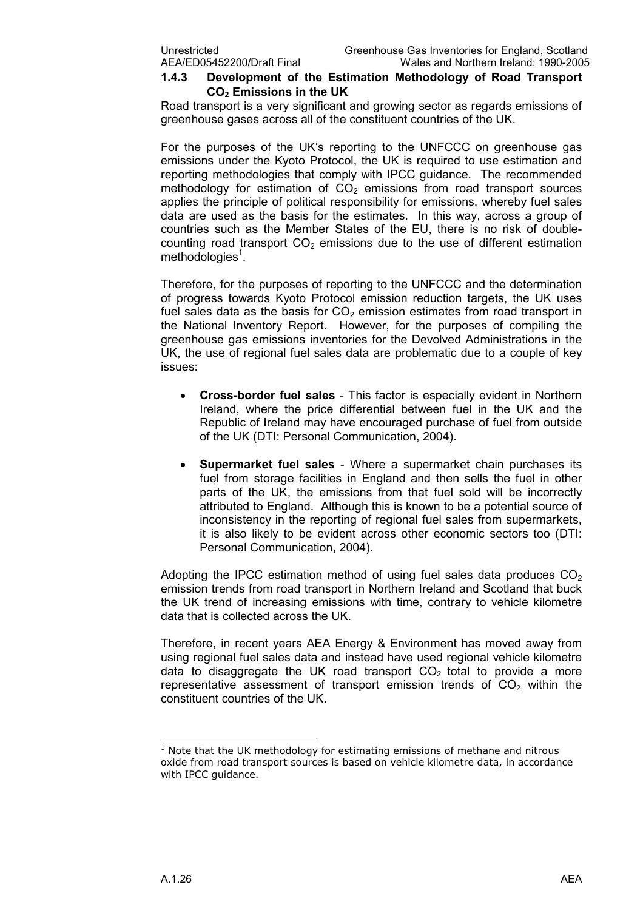### 1.4.3 Development of the Estimation Methodology of Road Transport $CO_2$ Emissions in the UK

Road transport is a very significant and growing sector as regards emissions of greenhouse gases across all of the constituent countries of the UK.

For the purposes of the UK's reporting to the UNFCCC on greenhouse gas emissions under the Kyoto Protocol, the UK is required to use estimation and reporting methodologies that comply with IPCC guidance. The recommended methodology for estimation of $CO_2$ emissions from road transport sources applies the principle of political responsibility for emissions, whereby fuel sales data are used as the basis for the estimates. In this way, across a group of countries such as the Member States of the EU, there is no risk of double-counting road transport $CO_2$ emissions due to the use of different estimation methodologies[1].

Therefore, for the purposes of reporting to the UNFCCC and the determination of progress towards Kyoto Protocol emission reduction targets, the UK uses fuel sales data as the basis for $CO_2$ emission estimates from road transport in the National Inventory Report. However, for the purposes of compiling the greenhouse gas emissions inventories for the Devolved Administrations in the UK, the use of regional fuel sales data are problematic due to a couple of key issues:

- **Cross-border fuel sales** - This factor is especially evident in Northern Ireland, where the price differential between fuel in the UK and the Republic of Ireland may have encouraged purchase of fuel from outside of the UK (DTI: Personal Communication, 2004).
- **Supermarket fuel sales** - Where a supermarket chain purchases its fuel from storage facilities in England and then sells the fuel in other parts of the UK, the emissions from that fuel sold will be incorrectly attributed to England. Although this is known to be a potential source of inconsistency in the reporting of regional fuel sales from supermarkets, it is also likely to be evident across other economic sectors too (DTI: Personal Communication, 2004).

Adopting the IPCC estimation method of using fuel sales data produces $CO_2$ emission trends from road transport in Northern Ireland and Scotland that buck the UK trend of increasing emissions with time, contrary to vehicle kilometre data that is collected across the UK.

Therefore, in recent years AEA Energy & Environment has moved away from using regional fuel sales data and instead have used regional vehicle kilometre data to disaggregate the UK road transport $CO_2$ total to provide a more representative assessment of transport emission trends of $CO_2$ within the constituent countries of the UK.

[1] Note that the UK methodology for estimating emissions of methane and nitrous oxide from road transport sources is based on vehicle kilometre data, in accordance with IPCC guidance.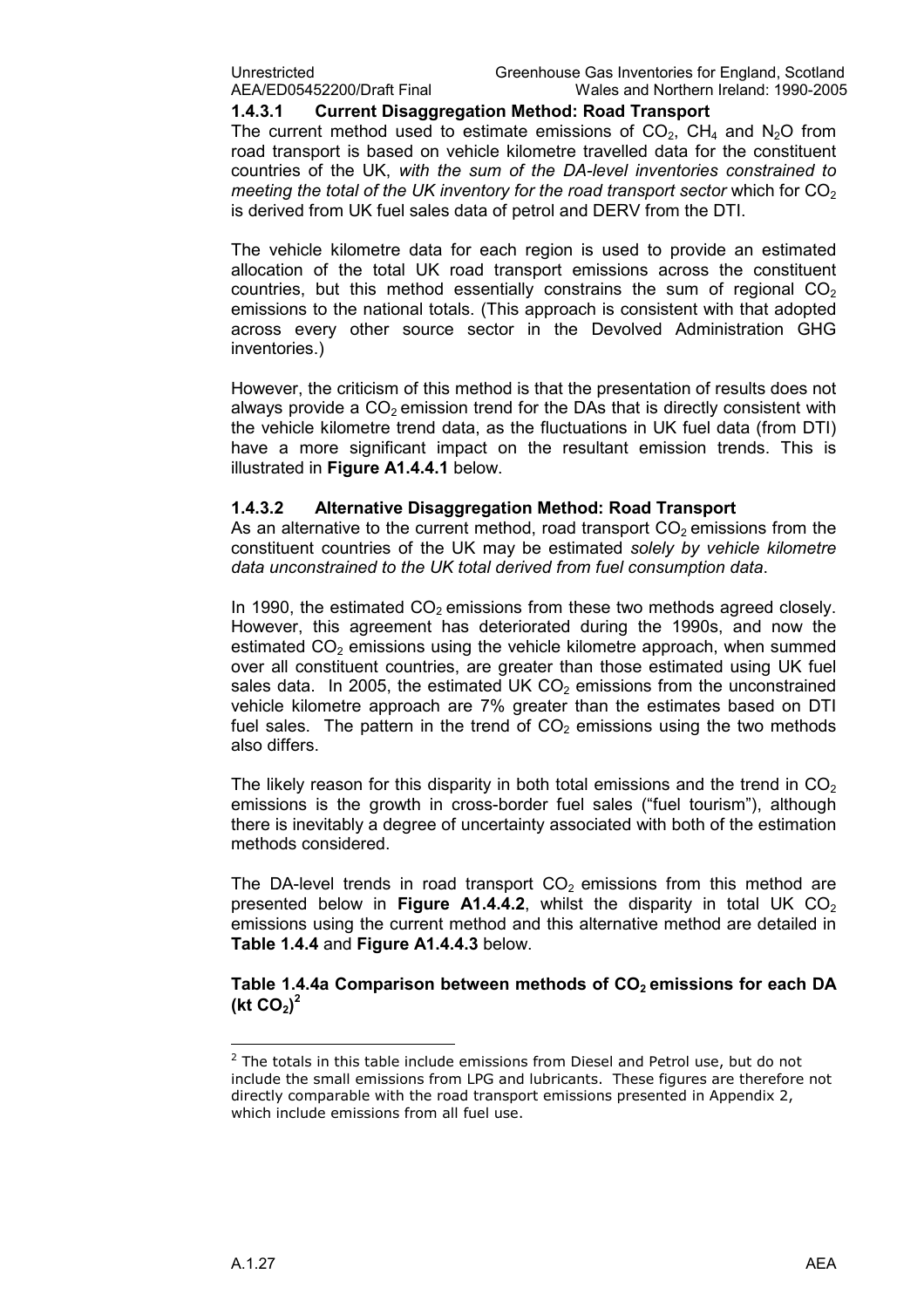### 1.4.3.1 Current Disaggregation Method: Road Transport

The current method used to estimate emissions of $CO_2$, $CH_4$ and $N_2O$ from road transport is based on vehicle kilometre travelled data for the constituent countries of the UK, *with the sum of the DA-level inventories constrained to meeting the total of the UK inventory for the road transport sector* which for $CO_2$ is derived from UK fuel sales data of petrol and DERV from the DTI.

The vehicle kilometre data for each region is used to provide an estimated allocation of the total UK road transport emissions across the constituent countries, but this method essentially constrains the sum of regional $CO_2$ emissions to the national totals. (This approach is consistent with that adopted across every other source sector in the Devolved Administration GHG inventories.)

However, the criticism of this method is that the presentation of results does not always provide a $CO_2$ emission trend for the DAs that is directly consistent with the vehicle kilometre trend data, as the fluctuations in UK fuel data (from DTI) have a more significant impact on the resultant emission trends. This is illustrated in **Figure A1.4.4.1** below.

### 1.4.3.2 Alternative Disaggregation Method: Road Transport

As an alternative to the current method, road transport $CO_2$ emissions from the constituent countries of the UK may be estimated *solely by vehicle kilometre data unconstrained to the UK total derived from fuel consumption data*.

In 1990, the estimated $CO_2$ emissions from these two methods agreed closely. However, this agreement has deteriorated during the 1990s, and now the estimated $CO_2$ emissions using the vehicle kilometre approach, when summed over all constituent countries, are greater than those estimated using UK fuel sales data. In 2005, the estimated UK $CO_2$ emissions from the unconstrained vehicle kilometre approach are 7% greater than the estimates based on DTI fuel sales. The pattern in the trend of $CO_2$ emissions using the two methods also differs.

The likely reason for this disparity in both total emissions and the trend in $CO_2$ emissions is the growth in cross-border fuel sales ("fuel tourism"), although there is inevitably a degree of uncertainty associated with both of the estimation methods considered.

The DA-level trends in road transport $CO_2$ emissions from this method are presented below in **Figure A1.4.4.2**, whilst the disparity in total UK $CO_2$ emissions using the current method and this alternative method are detailed in **Table 1.4.4** and **Figure A1.4.4.3** below.

**Table 1.4.4a Comparison between methods of $CO_2$ emissions for each DA (kt $CO_2$)[2]**

[2] The totals in this table include emissions from Diesel and Petrol use, but do not include the small emissions from LPG and lubricants. These figures are therefore not directly comparable with the road transport emissions presented in Appendix 2, which include emissions from all fuel use.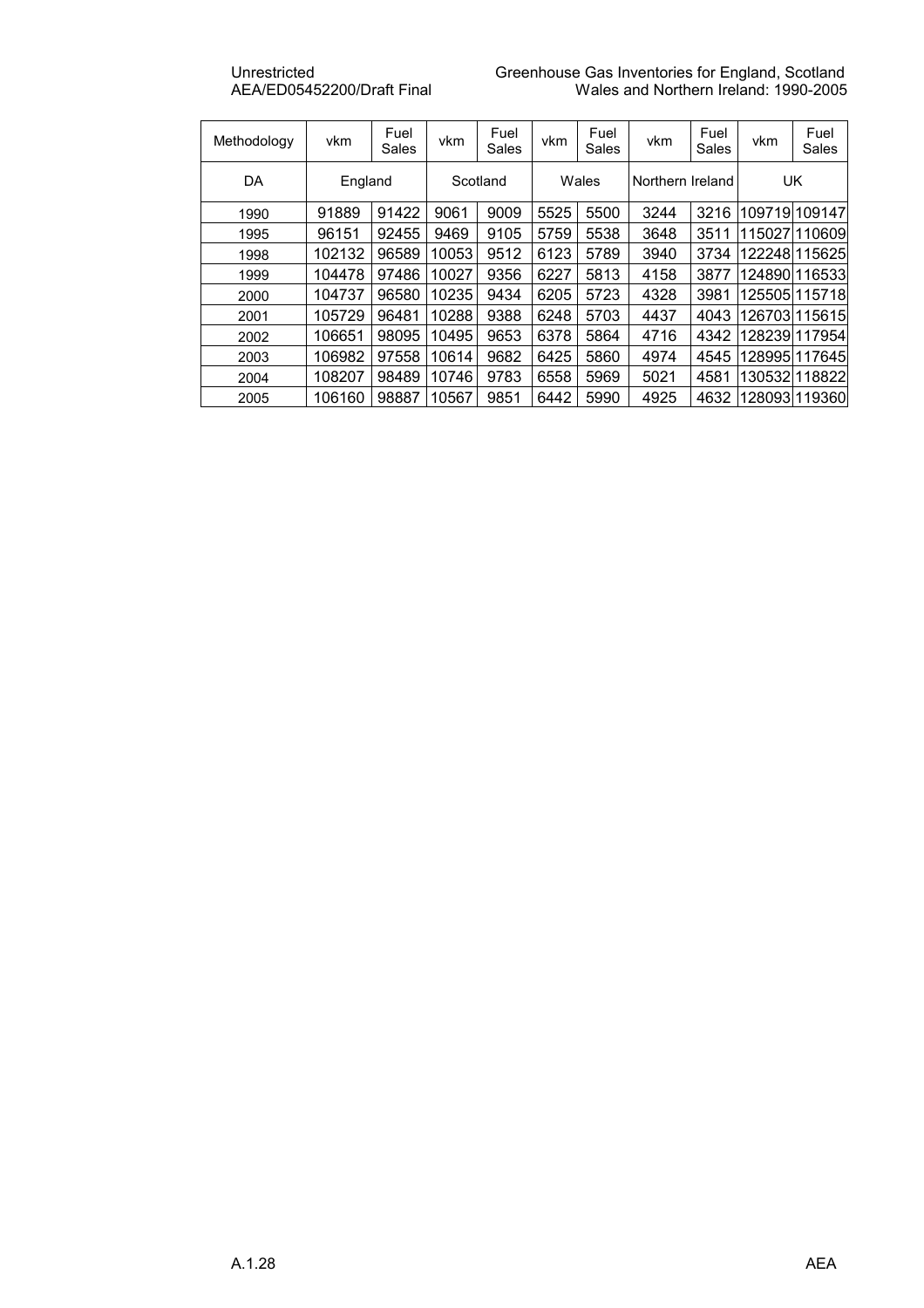| Methodology | vkm | Fuel Sales | vkm | Fuel Sales | vkm | Fuel Sales | vkm | Fuel Sales | vkm | Fuel Sales |
|---|---|---|---|---|---|---|---|---|---|---|
| DA | England | | Scotland | | Wales | | Northern Ireland | | UK | |
| 1990 | 91889 | 91422 | 9061 | 9009 | 5525 | 5500 | 3244 | 3216 | 109719 | 109147 |
| 1995 | 96151 | 92455 | 9469 | 9105 | 5759 | 5538 | 3648 | 3511 | 115027 | 110609 |
| 1998 | 102132 | 96589 | 10053 | 9512 | 6123 | 5789 | 3940 | 3734 | 122248 | 115625 |
| 1999 | 104478 | 97486 | 10027 | 9356 | 6227 | 5813 | 4158 | 3877 | 124890 | 116533 |
| 2000 | 104737 | 96580 | 10235 | 9434 | 6205 | 5723 | 4328 | 3981 | 125505 | 115718 |
| 2001 | 105729 | 96481 | 10288 | 9388 | 6248 | 5703 | 4437 | 4043 | 126703 | 115615 |
| 2002 | 106651 | 98095 | 10495 | 9653 | 6378 | 5864 | 4716 | 4342 | 128239 | 117954 |
| 2003 | 106982 | 97558 | 10614 | 9682 | 6425 | 5860 | 4974 | 4545 | 128995 | 117645 |
| 2004 | 108207 | 98489 | 10746 | 9783 | 6558 | 5969 | 5021 | 4581 | 130532 | 118822 |
| 2005 | 106160 | 98887 | 10567 | 9851 | 6442 | 5990 | 4925 | 4632 | 128093 | 119360 |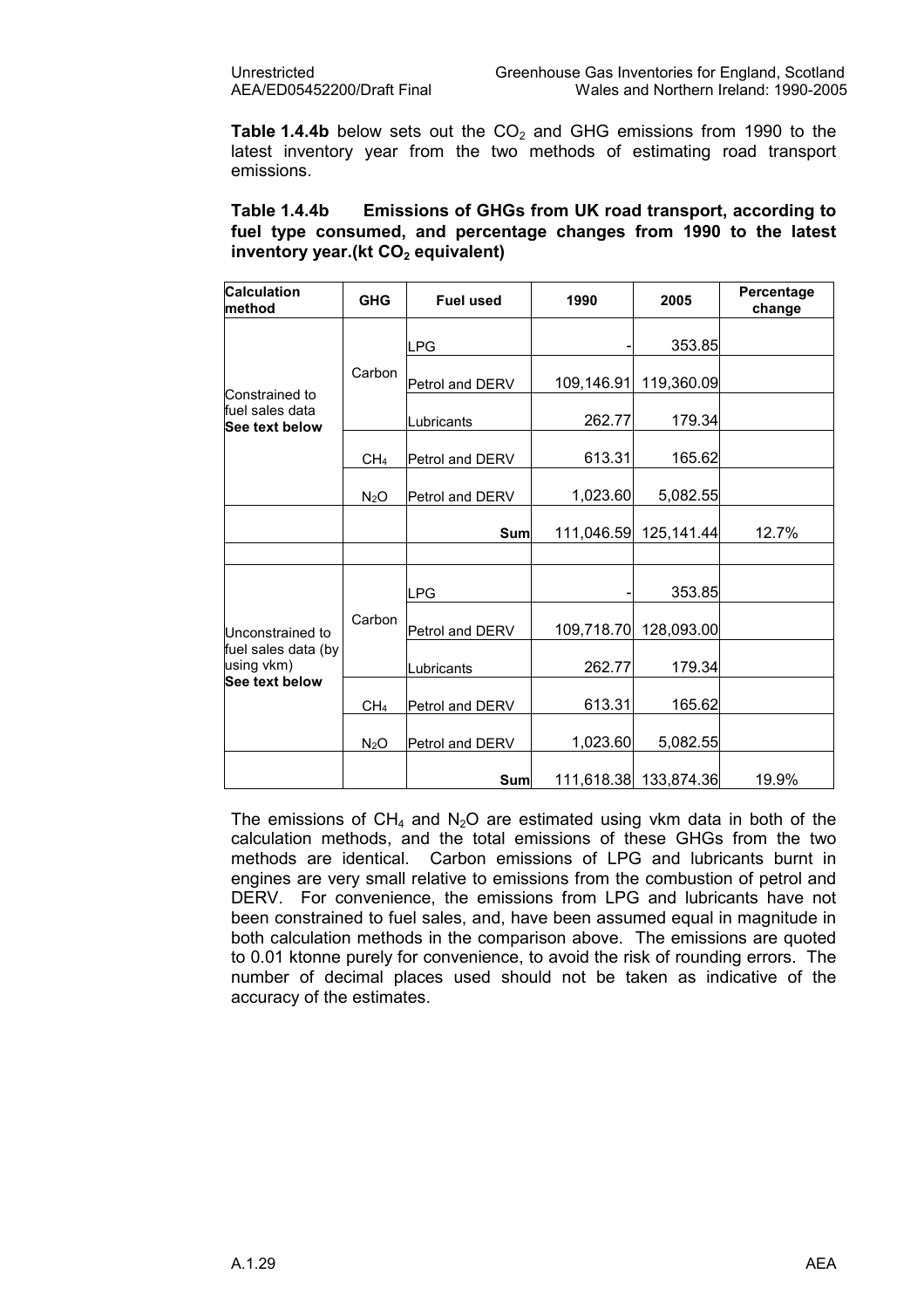**Table 1.4.4b** below sets out the $CO_2$ and GHG emissions from 1990 to the latest inventory year from the two methods of estimating road transport emissions.

**Table 1.4.4b Emissions of GHGs from UK road transport, according to fuel type consumed, and percentage changes from 1990 to the latest inventory year.(kt $CO_2$ equivalent)**

| Calculation method | GHG | Fuel used | 1990 | 2005 | Percentage change |
|---|---|---|---|---|---|
| Constrained to fuel sales data **See text below** | Carbon | LPG | - | 353.85 | |
| | | Petrol and DERV | 109,146.91 | 119,360.09 | |
| | | Lubricants | 262.77 | 179.34 | |
| | $CH_4$ | Petrol and DERV | 613.31 | 165.62 | |
| | $N_2O$ | Petrol and DERV | 1,023.60 | 5,082.55 | |
| | | **Sum** | 111,046.59 | 125,141.44 | 12.7% |
| | | | | | |
| Unconstrained to fuel sales data (by using vkm) **See text below** | Carbon | LPG | - | 353.85 | |
| | | Petrol and DERV | 109,718.70 | 128,093.00 | |
| | | Lubricants | 262.77 | 179.34 | |
| | $CH_4$ | Petrol and DERV | 613.31 | 165.62 | |
| | $N_2O$ | Petrol and DERV | 1,023.60 | 5,082.55 | |
| | | **Sum** | 111,618.38 | 133,874.36 | 19.9% |

The emissions of $CH_4$ and $N_2O$ are estimated using vkm data in both of the calculation methods, and the total emissions of these GHGs from the two methods are identical. Carbon emissions of LPG and lubricants burnt in engines are very small relative to emissions from the combustion of petrol and DERV. For convenience, the emissions from LPG and lubricants have not been constrained to fuel sales, and, have been assumed equal in magnitude in both calculation methods in the comparison above. The emissions are quoted to 0.01 ktonne purely for convenience, to avoid the risk of rounding errors. The number of decimal places used should not be taken as indicative of the accuracy of the estimates.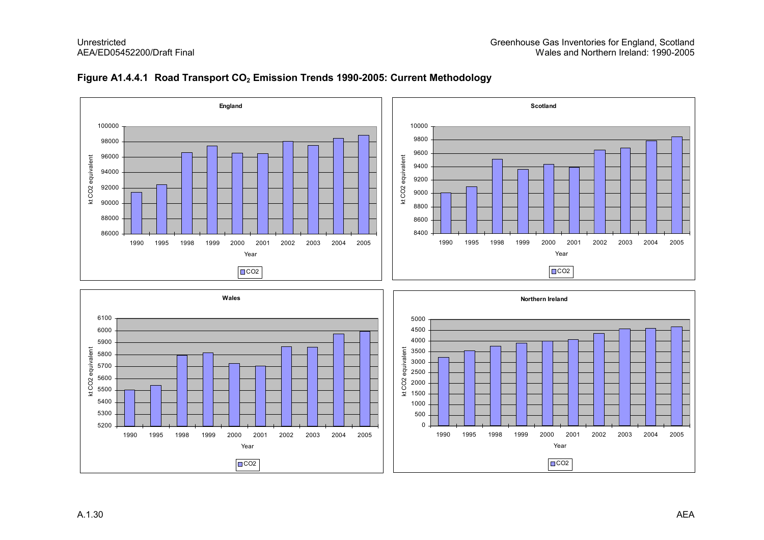**Figure A1.4.4.1 Road Transport $CO_2$ Emission Trends 1990-2005: Current Methodology**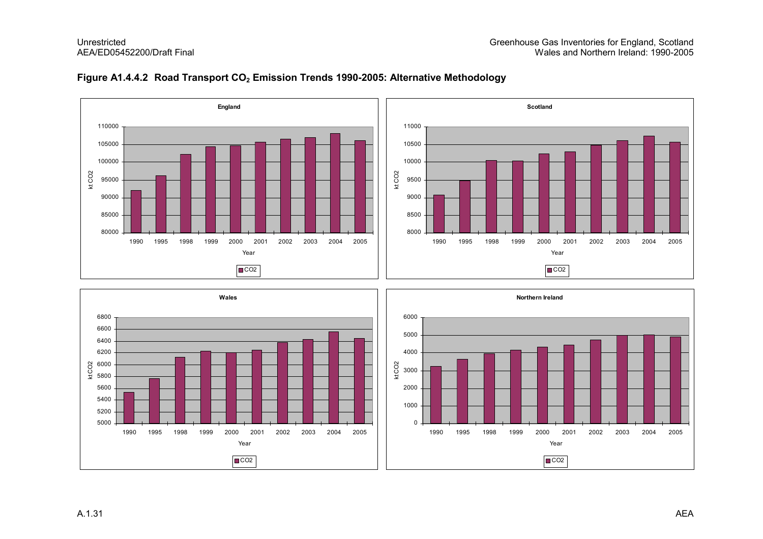**Figure A1.4.4.2 Road Transport $CO_2$ Emission Trends 1990-2005: Alternative Methodology**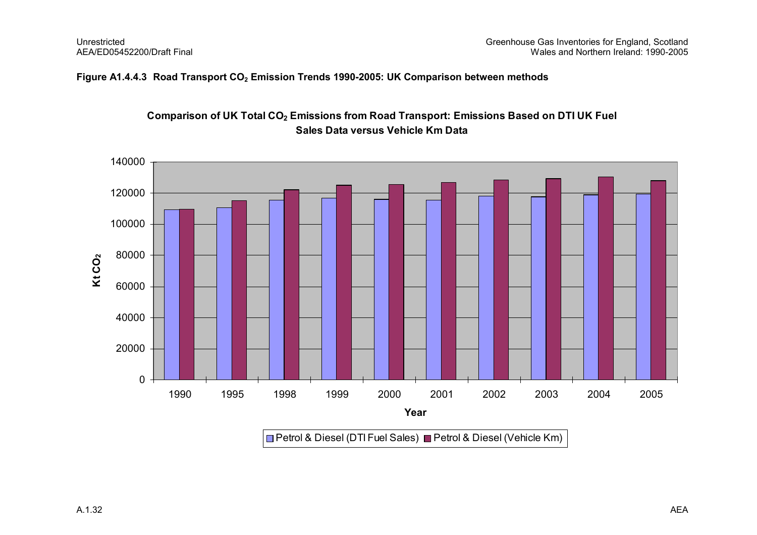**Figure A1.4.4.3 Road Transport $CO_2$ Emission Trends 1990-2005: UK Comparison between methods**

**Comparison of UK Total $CO_2$ Emissions from Road Transport: Emissions Based on DTI UK Fuel Sales Data versus Vehicle Km Data**

Kt $CO_2$

Year

Petrol & Diesel (DTI Fuel Sales) Petrol & Diesel (Vehicle Km)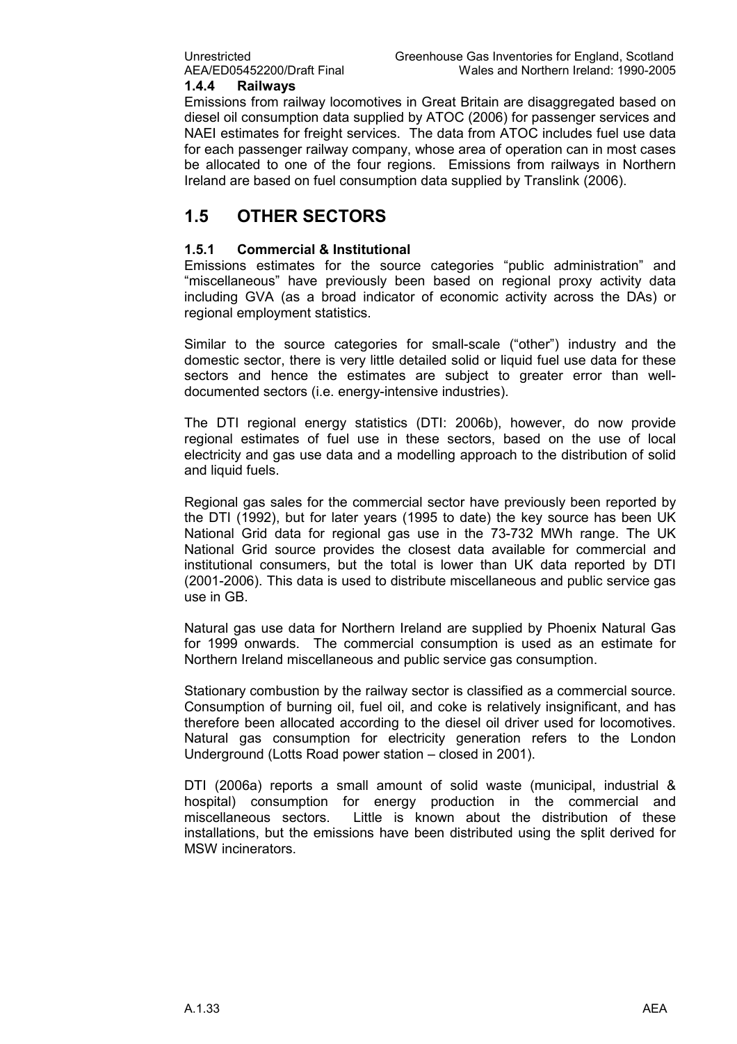### 1.4.4 Railways

Emissions from railway locomotives in Great Britain are disaggregated based on diesel oil consumption data supplied by ATOC (2006) for passenger services and NAEI estimates for freight services. The data from ATOC includes fuel use data for each passenger railway company, whose area of operation can in most cases be allocated to one of the four regions. Emissions from railways in Northern Ireland are based on fuel consumption data supplied by Translink (2006).

## 1.5 OTHER SECTORS

### 1.5.1 Commercial & Institutional

Emissions estimates for the source categories "public administration" and "miscellaneous" have previously been based on regional proxy activity data including GVA (as a broad indicator of economic activity across the DAs) or regional employment statistics.

Similar to the source categories for small-scale ("other") industry and the domestic sector, there is very little detailed solid or liquid fuel use data for these sectors and hence the estimates are subject to greater error than well-documented sectors (i.e. energy-intensive industries).

The DTI regional energy statistics (DTI: 2006b), however, do now provide regional estimates of fuel use in these sectors, based on the use of local electricity and gas use data and a modelling approach to the distribution of solid and liquid fuels.

Regional gas sales for the commercial sector have previously been reported by the DTI (1992), but for later years (1995 to date) the key source has been UK National Grid data for regional gas use in the 73-732 MWh range. The UK National Grid source provides the closest data available for commercial and institutional consumers, but the total is lower than UK data reported by DTI (2001-2006). This data is used to distribute miscellaneous and public service gas use in GB.

Natural gas use data for Northern Ireland are supplied by Phoenix Natural Gas for 1999 onwards. The commercial consumption is used as an estimate for Northern Ireland miscellaneous and public service gas consumption.

Stationary combustion by the railway sector is classified as a commercial source. Consumption of burning oil, fuel oil, and coke is relatively insignificant, and has therefore been allocated according to the diesel oil driver used for locomotives. Natural gas consumption for electricity generation refers to the London Underground (Lotts Road power station – closed in 2001).

DTI (2006a) reports a small amount of solid waste (municipal, industrial & hospital) consumption for energy production in the commercial and miscellaneous sectors. Little is known about the distribution of these installations, but the emissions have been distributed using the split derived for MSW incinerators.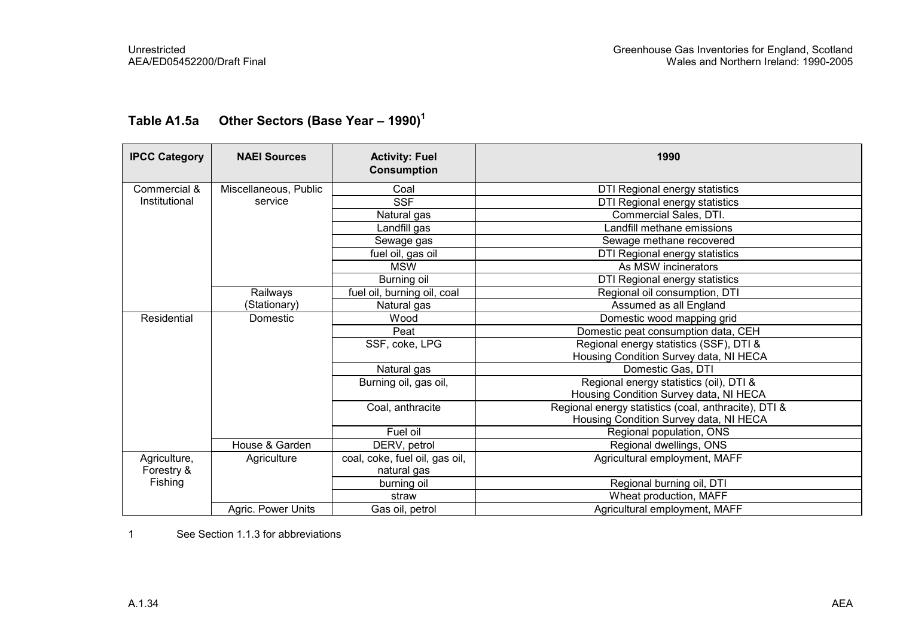## Table A1.5a Other Sectors (Base Year – 1990)[1]

| IPCC Category | NAEI Sources | Activity: Fuel Consumption | 1990 |
|---|---|---|---|
| Commercial & Institutional | Miscellaneous, Public service | Coal | DTI Regional energy statistics |
| | | SSF | DTI Regional energy statistics |
| | | Natural gas | Commercial Sales, DTI. |
| | | Landfill gas | Landfill methane emissions |
| | | Sewage gas | Sewage methane recovered |
| | | fuel oil, gas oil | DTI Regional energy statistics |
| | | MSW | As MSW incinerators |
| | | Burning oil | DTI Regional energy statistics |
| | Railways (Stationary) | fuel oil, burning oil, coal | Regional oil consumption, DTI |
| | | Natural gas | Assumed as all England |
| Residential | Domestic | Wood | Domestic wood mapping grid |
| | | Peat | Domestic peat consumption data, CEH |
| | | SSF, coke, LPG | Regional energy statistics (SSF), DTI & Housing Condition Survey data, NI HECA |
| | | Natural gas | Domestic Gas, DTI |
| | | Burning oil, gas oil, | Regional energy statistics (oil), DTI & Housing Condition Survey data, NI HECA |
| | | Coal, anthracite | Regional energy statistics (coal, anthracite), DTI & Housing Condition Survey data, NI HECA |
| | | Fuel oil | Regional population, ONS |
| | House & Garden | DERV, petrol | Regional dwellings, ONS |
| Agriculture, Forestry & Fishing | Agriculture | coal, coke, fuel oil, gas oil, natural gas | Agricultural employment, MAFF |
| | | burning oil | Regional burning oil, DTI |
| | | straw | Wheat production, MAFF |
| | Agric. Power Units | Gas oil, petrol | Agricultural employment, MAFF |

1 See Section 1.1.3 for abbreviations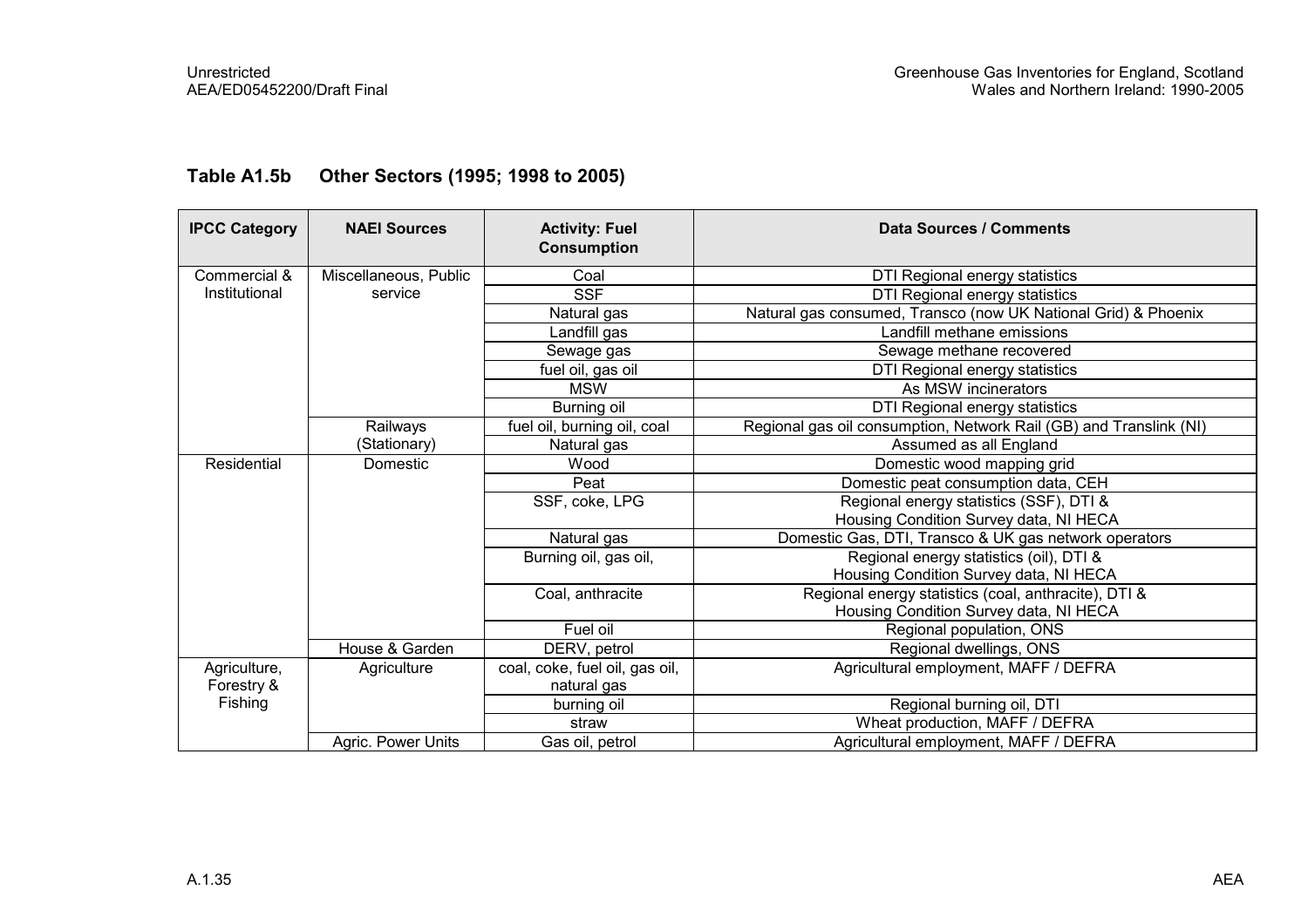## Table A1.5b Other Sectors (1995; 1998 to 2005)

| IPCC Category | NAEI Sources | Activity: Fuel Consumption | Data Sources / Comments |
|---|---|---|---|
| Commercial & Institutional | Miscellaneous, Public service | Coal | DTI Regional energy statistics |
| | | SSF | DTI Regional energy statistics |
| | | Natural gas | Natural gas consumed, Transco (now UK National Grid) & Phoenix |
| | | Landfill gas | Landfill methane emissions |
| | | Sewage gas | Sewage methane recovered |
| | | fuel oil, gas oil | DTI Regional energy statistics |
| | | MSW | As MSW incinerators |
| | | Burning oil | DTI Regional energy statistics |
| | Railways (Stationary) | fuel oil, burning oil, coal | Regional gas oil consumption, Network Rail (GB) and Translink (NI) |
| | | Natural gas | Assumed as all England |
| Residential | Domestic | Wood | Domestic wood mapping grid |
| | | Peat | Domestic peat consumption data, CEH |
| | | SSF, coke, LPG | Regional energy statistics (SSF), DTI & Housing Condition Survey data, NI HECA |
| | | Natural gas | Domestic Gas, DTI, Transco & UK gas network operators |
| | | Burning oil, gas oil, | Regional energy statistics (oil), DTI & Housing Condition Survey data, NI HECA |
| | | Coal, anthracite | Regional energy statistics (coal, anthracite), DTI & Housing Condition Survey data, NI HECA |
| | | Fuel oil | Regional population, ONS |
| | House & Garden | DERV, petrol | Regional dwellings, ONS |
| Agriculture, Forestry & Fishing | Agriculture | coal, coke, fuel oil, gas oil, natural gas | Agricultural employment, MAFF / DEFRA |
| | | burning oil | Regional burning oil, DTI |
| | | straw | Wheat production, MAFF / DEFRA |
| | Agric. Power Units | Gas oil, petrol | Agricultural employment, MAFF / DEFRA |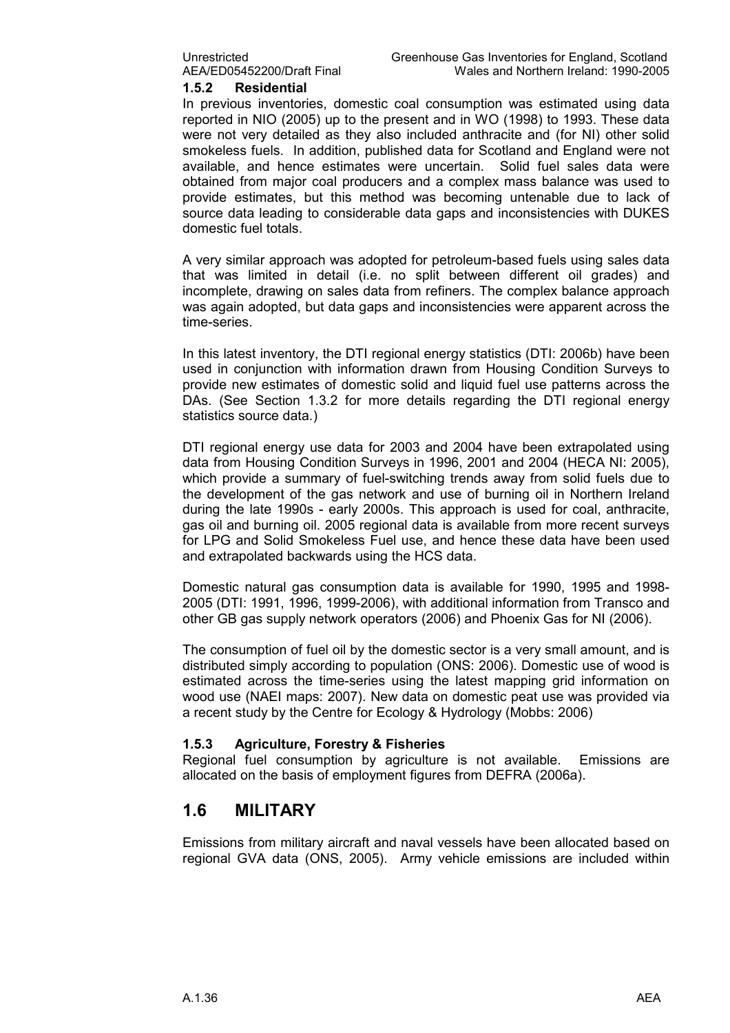### 1.5.2 Residential

In previous inventories, domestic coal consumption was estimated using data reported in NIO (2005) up to the present and in WO (1998) to 1993. These data were not very detailed as they also included anthracite and (for NI) other solid smokeless fuels. In addition, published data for Scotland and England were not available, and hence estimates were uncertain. Solid fuel sales data were obtained from major coal producers and a complex mass balance was used to provide estimates, but this method was becoming untenable due to lack of source data leading to considerable data gaps and inconsistencies with DUKES domestic fuel totals.

A very similar approach was adopted for petroleum-based fuels using sales data that was limited in detail (i.e. no split between different oil grades) and incomplete, drawing on sales data from refiners. The complex balance approach was again adopted, but data gaps and inconsistencies were apparent across the time-series.

In this latest inventory, the DTI regional energy statistics (DTI: 2006b) have been used in conjunction with information drawn from Housing Condition Surveys to provide new estimates of domestic solid and liquid fuel use patterns across the DAs. (See Section 1.3.2 for more details regarding the DTI regional energy statistics source data.)

DTI regional energy use data for 2003 and 2004 have been extrapolated using data from Housing Condition Surveys in 1996, 2001 and 2004 (HECA NI: 2005), which provide a summary of fuel-switching trends away from solid fuels due to the development of the gas network and use of burning oil in Northern Ireland during the late 1990s - early 2000s. This approach is used for coal, anthracite, gas oil and burning oil. 2005 regional data is available from more recent surveys for LPG and Solid Smokeless Fuel use, and hence these data have been used and extrapolated backwards using the HCS data.

Domestic natural gas consumption data is available for 1990, 1995 and 1998-2005 (DTI: 1991, 1996, 1999-2006), with additional information from Transco and other GB gas supply network operators (2006) and Phoenix Gas for NI (2006).

The consumption of fuel oil by the domestic sector is a very small amount, and is distributed simply according to population (ONS: 2006). Domestic use of wood is estimated across the time-series using the latest mapping grid information on wood use (NAEI maps: 2007). New data on domestic peat use was provided via a recent study by the Centre for Ecology & Hydrology (Mobbs: 2006)

### 1.5.3 Agriculture, Forestry & Fisheries

Regional fuel consumption by agriculture is not available. Emissions are allocated on the basis of employment figures from DEFRA (2006a).

## 1.6 MILITARY

Emissions from military aircraft and naval vessels have been allocated based on regional GVA data (ONS, 2005). Army vehicle emissions are included within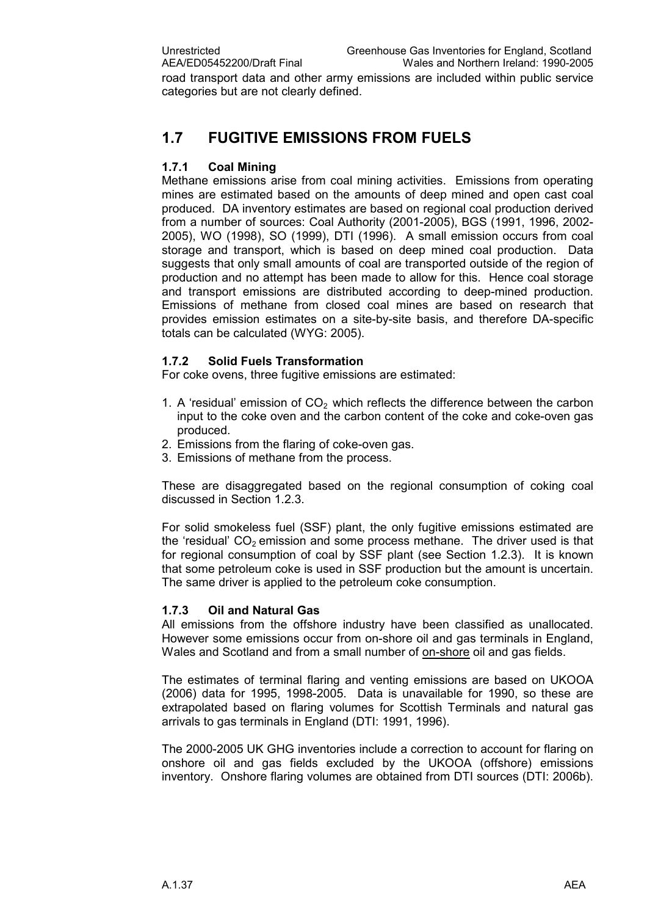road transport data and other army emissions are included within public service categories but are not clearly defined.

## 1.7 FUGITIVE EMISSIONS FROM FUELS

### 1.7.1 Coal Mining

Methane emissions arise from coal mining activities. Emissions from operating mines are estimated based on the amounts of deep mined and open cast coal produced. DA inventory estimates are based on regional coal production derived from a number of sources: Coal Authority (2001-2005), BGS (1991, 1996, 2002-2005), WO (1998), SO (1999), DTI (1996). A small emission occurs from coal storage and transport, which is based on deep mined coal production. Data suggests that only small amounts of coal are transported outside of the region of production and no attempt has been made to allow for this. Hence coal storage and transport emissions are distributed according to deep-mined production. Emissions of methane from closed coal mines are based on research that provides emission estimates on a site-by-site basis, and therefore DA-specific totals can be calculated (WYG: 2005).

### 1.7.2 Solid Fuels Transformation

For coke ovens, three fugitive emissions are estimated:

1. A 'residual' emission of $CO_2$ which reflects the difference between the carbon input to the coke oven and the carbon content of the coke and coke-oven gas produced.
2. Emissions from the flaring of coke-oven gas.
3. Emissions of methane from the process.

These are disaggregated based on the regional consumption of coking coal discussed in Section 1.2.3.

For solid smokeless fuel (SSF) plant, the only fugitive emissions estimated are the 'residual' $CO_2$ emission and some process methane. The driver used is that for regional consumption of coal by SSF plant (see Section 1.2.3). It is known that some petroleum coke is used in SSF production but the amount is uncertain. The same driver is applied to the petroleum coke consumption.

### 1.7.3 Oil and Natural Gas

All emissions from the offshore industry have been classified as unallocated. However some emissions occur from on-shore oil and gas terminals in England, Wales and Scotland and from a small number of on-shore oil and gas fields.

The estimates of terminal flaring and venting emissions are based on UKOOA (2006) data for 1995, 1998-2005. Data is unavailable for 1990, so these are extrapolated based on flaring volumes for Scottish Terminals and natural gas arrivals to gas terminals in England (DTI: 1991, 1996).

The 2000-2005 UK GHG inventories include a correction to account for flaring on onshore oil and gas fields excluded by the UKOOA (offshore) emissions inventory. Onshore flaring volumes are obtained from DTI sources (DTI: 2006b).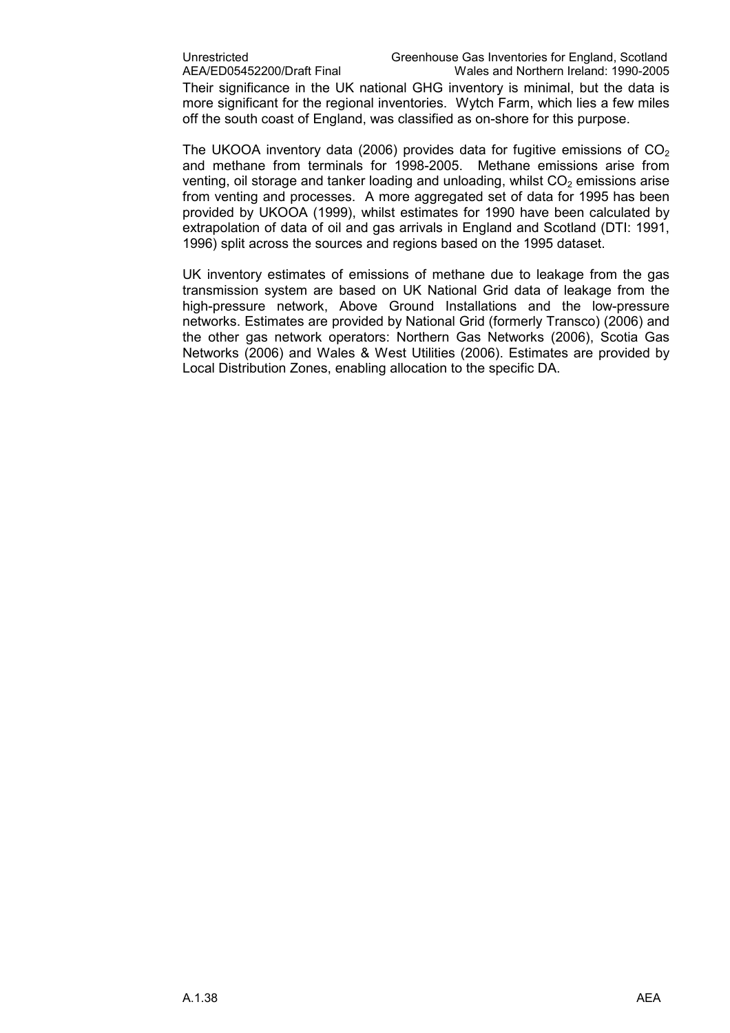Their significance in the UK national GHG inventory is minimal, but the data is more significant for the regional inventories. Wytch Farm, which lies a few miles off the south coast of England, was classified as on-shore for this purpose.

The UKOOA inventory data (2006) provides data for fugitive emissions of $CO_2$ and methane from terminals for 1998-2005. Methane emissions arise from venting, oil storage and tanker loading and unloading, whilst $CO_2$ emissions arise from venting and processes. A more aggregated set of data for 1995 has been provided by UKOOA (1999), whilst estimates for 1990 have been calculated by extrapolation of data of oil and gas arrivals in England and Scotland (DTI: 1991, 1996) split across the sources and regions based on the 1995 dataset.

UK inventory estimates of emissions of methane due to leakage from the gas transmission system are based on UK National Grid data of leakage from the high-pressure network, Above Ground Installations and the low-pressure networks. Estimates are provided by National Grid (formerly Transco) (2006) and the other gas network operators: Northern Gas Networks (2006), Scotia Gas Networks (2006) and Wales & West Utilities (2006). Estimates are provided by Local Distribution Zones, enabling allocation to the specific DA.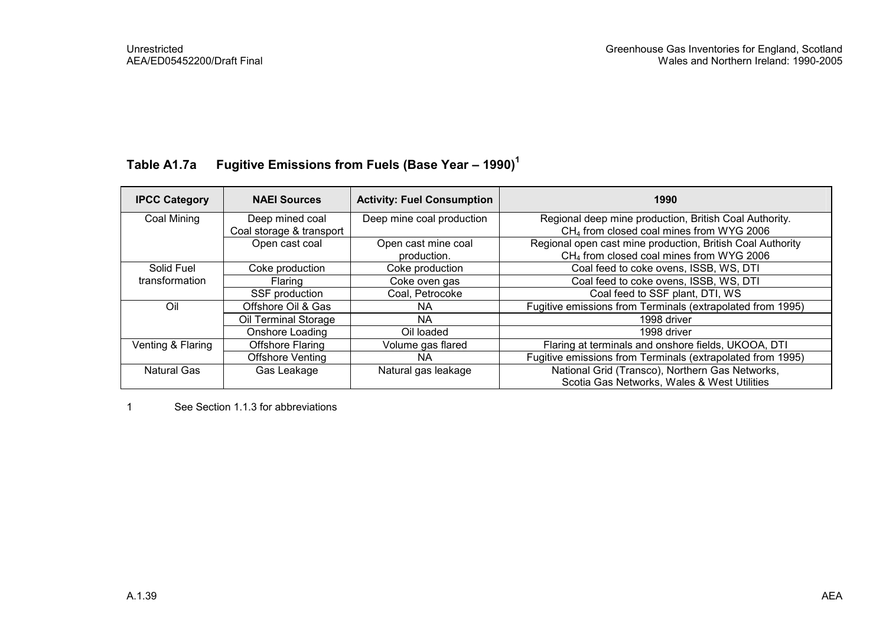## Table A1.7a Fugitive Emissions from Fuels (Base Year – 1990)[1]

| IPCC Category | NAEI Sources | Activity: Fuel Consumption | 1990 |
|---|---|---|---|
| Coal Mining | Deep mined coal Coal storage & transport | Deep mine coal production | Regional deep mine production, British Coal Authority. $CH_4$ from closed coal mines from WYG 2006 |
| | Open cast coal | Open cast mine coal production. | Regional open cast mine production, British Coal Authority $CH_4$ from closed coal mines from WYG 2006 |
| Solid Fuel transformation | Coke production | Coke production | Coal feed to coke ovens, ISSB, WS, DTI |
| | Flaring | Coke oven gas | Coal feed to coke ovens, ISSB, WS, DTI |
| | SSF production | Coal, Petrocoke | Coal feed to SSF plant, DTI, WS |
| Oil | Offshore Oil & Gas | NA | Fugitive emissions from Terminals (extrapolated from 1995) |
| | Oil Terminal Storage | NA | 1998 driver |
| | Onshore Loading | Oil loaded | 1998 driver |
| Venting & Flaring | Offshore Flaring | Volume gas flared | Flaring at terminals and onshore fields, UKOOA, DTI |
| | Offshore Venting | NA | Fugitive emissions from Terminals (extrapolated from 1995) |
| Natural Gas | Gas Leakage | Natural gas leakage | National Grid (Transco), Northern Gas Networks, Scotia Gas Networks, Wales & West Utilities |

1 See Section 1.1.3 for abbreviations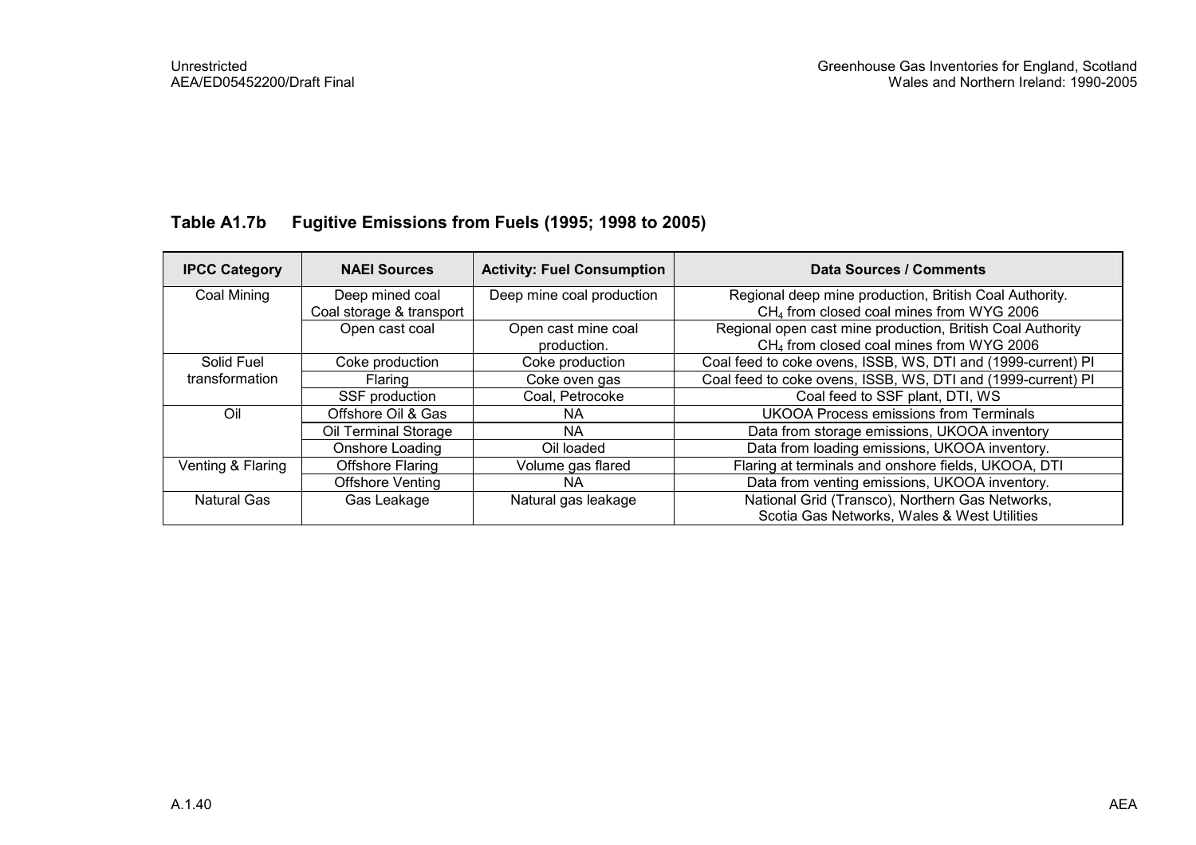**Table A1.7b Fugitive Emissions from Fuels (1995; 1998 to 2005)**

| IPCC Category | NAEI Sources | Activity: Fuel Consumption | Data Sources / Comments |
|---|---|---|---|
| Coal Mining | Deep mined coal<br>Coal storage & transport | Deep mine coal production | Regional deep mine production, British Coal Authority.<br>$CH_4$ from closed coal mines from WYG 2006 |
| | Open cast coal | Open cast mine coal production. | Regional open cast mine production, British Coal Authority<br>$CH_4$ from closed coal mines from WYG 2006 |
| Solid Fuel transformation | Coke production | Coke production | Coal feed to coke ovens, ISSB, WS, DTI and (1999-current) PI |
| | Flaring | Coke oven gas | Coal feed to coke ovens, ISSB, WS, DTI and (1999-current) PI |
| | SSF production | Coal, Petrocoke | Coal feed to SSF plant, DTI, WS |
| Oil | Offshore Oil & Gas | NA | UKOOA Process emissions from Terminals |
| | Oil Terminal Storage | NA | Data from storage emissions, UKOOA inventory |
| | Onshore Loading | Oil loaded | Data from loading emissions, UKOOA inventory. |
| Venting & Flaring | Offshore Flaring | Volume gas flared | Flaring at terminals and onshore fields, UKOOA, DTI |
| | Offshore Venting | NA | Data from venting emissions, UKOOA inventory. |
| Natural Gas | Gas Leakage | Natural gas leakage | National Grid (Transco), Northern Gas Networks,<br>Scotia Gas Networks, Wales & West Utilities |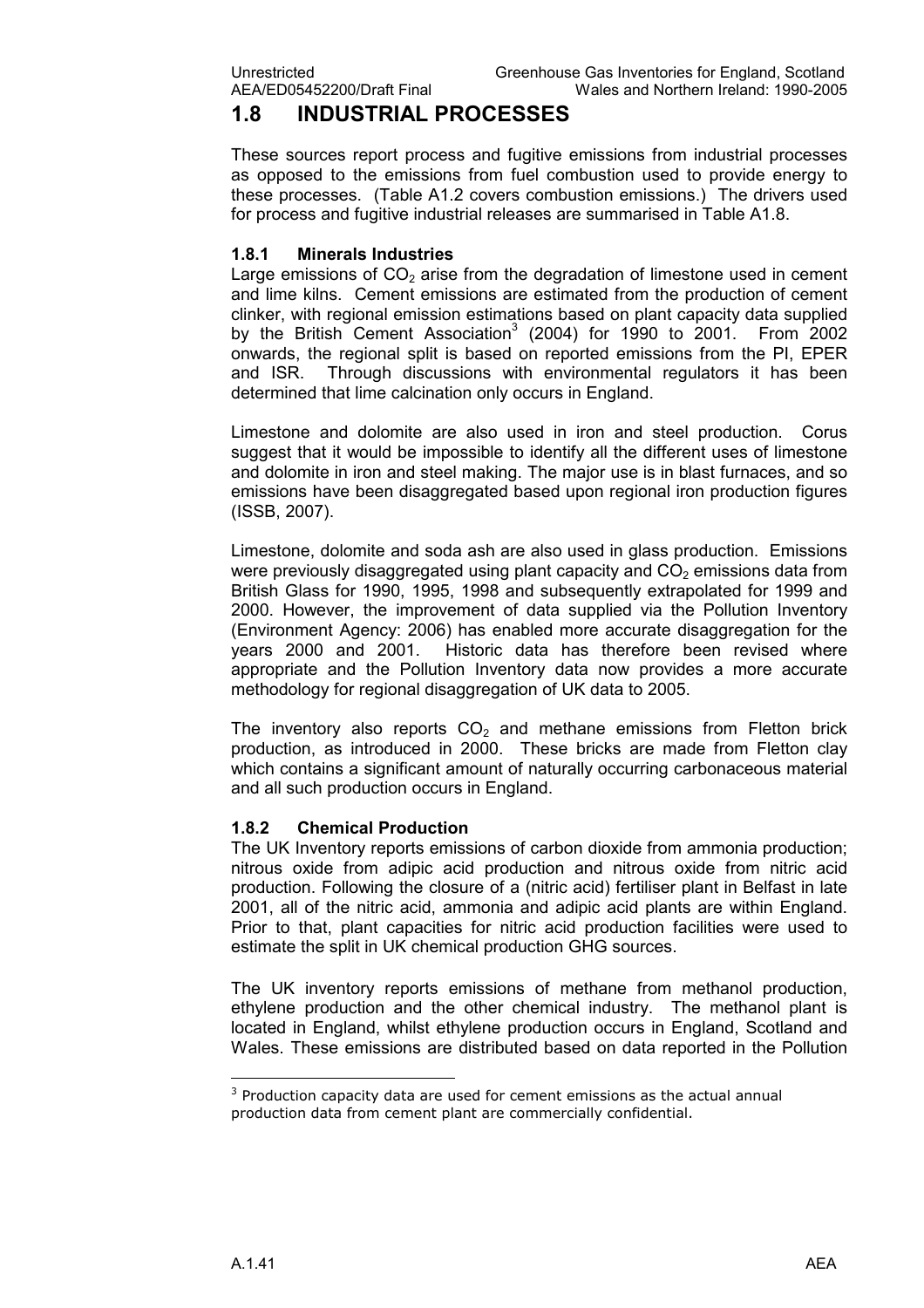## 1.8 INDUSTRIAL PROCESSES

These sources report process and fugitive emissions from industrial processes as opposed to the emissions from fuel combustion used to provide energy to these processes. (Table A1.2 covers combustion emissions.) The drivers used for process and fugitive industrial releases are summarised in Table A1.8.

### 1.8.1 Minerals Industries

Large emissions of $CO_2$ arise from the degradation of limestone used in cement and lime kilns. Cement emissions are estimated from the production of cement clinker, with regional emission estimations based on plant capacity data supplied by the British Cement Association[3] (2004) for 1990 to 2001. From 2002 onwards, the regional split is based on reported emissions from the PI, EPER and ISR. Through discussions with environmental regulators it has been determined that lime calcination only occurs in England.

Limestone and dolomite are also used in iron and steel production. Corus suggest that it would be impossible to identify all the different uses of limestone and dolomite in iron and steel making. The major use is in blast furnaces, and so emissions have been disaggregated based upon regional iron production figures (ISSB, 2007).

Limestone, dolomite and soda ash are also used in glass production. Emissions were previously disaggregated using plant capacity and $CO_2$ emissions data from British Glass for 1990, 1995, 1998 and subsequently extrapolated for 1999 and 2000. However, the improvement of data supplied via the Pollution Inventory (Environment Agency: 2006) has enabled more accurate disaggregation for the years 2000 and 2001. Historic data has therefore been revised where appropriate and the Pollution Inventory data now provides a more accurate methodology for regional disaggregation of UK data to 2005.

The inventory also reports $CO_2$ and methane emissions from Fletton brick production, as introduced in 2000. These bricks are made from Fletton clay which contains a significant amount of naturally occurring carbonaceous material and all such production occurs in England.

### 1.8.2 Chemical Production

The UK Inventory reports emissions of carbon dioxide from ammonia production; nitrous oxide from adipic acid production and nitrous oxide from nitric acid production. Following the closure of a (nitric acid) fertiliser plant in Belfast in late 2001, all of the nitric acid, ammonia and adipic acid plants are within England. Prior to that, plant capacities for nitric acid production facilities were used to estimate the split in UK chemical production GHG sources.

The UK inventory reports emissions of methane from methanol production, ethylene production and the other chemical industry. The methanol plant is located in England, whilst ethylene production occurs in England, Scotland and Wales. These emissions are distributed based on data reported in the Pollution

---

[3] Production capacity data are used for cement emissions as the actual annual production data from cement plant are commercially confidential.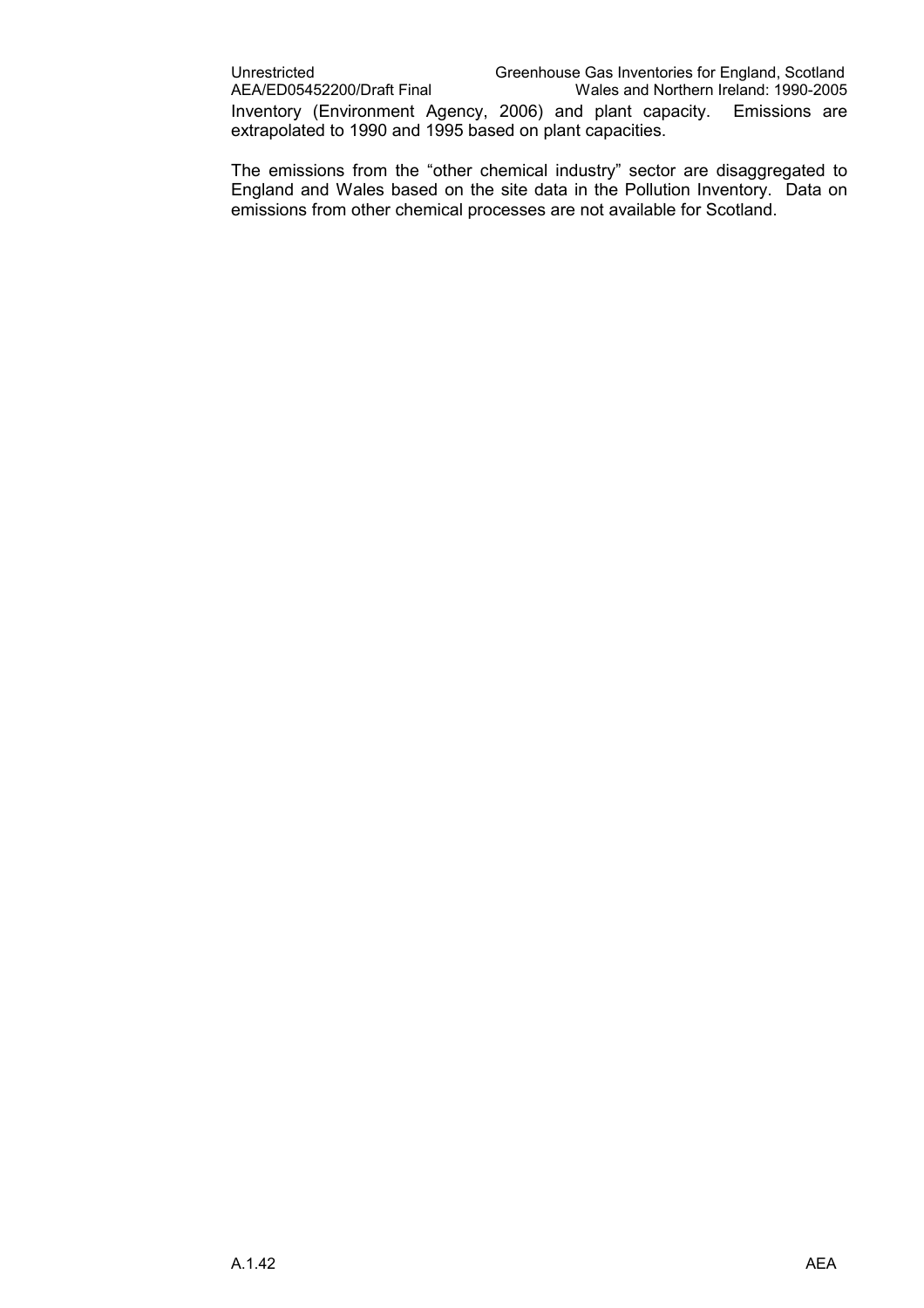Inventory (Environment Agency, 2006) and plant capacity. Emissions are extrapolated to 1990 and 1995 based on plant capacities.

The emissions from the "other chemical industry" sector are disaggregated to England and Wales based on the site data in the Pollution Inventory. Data on emissions from other chemical processes are not available for Scotland.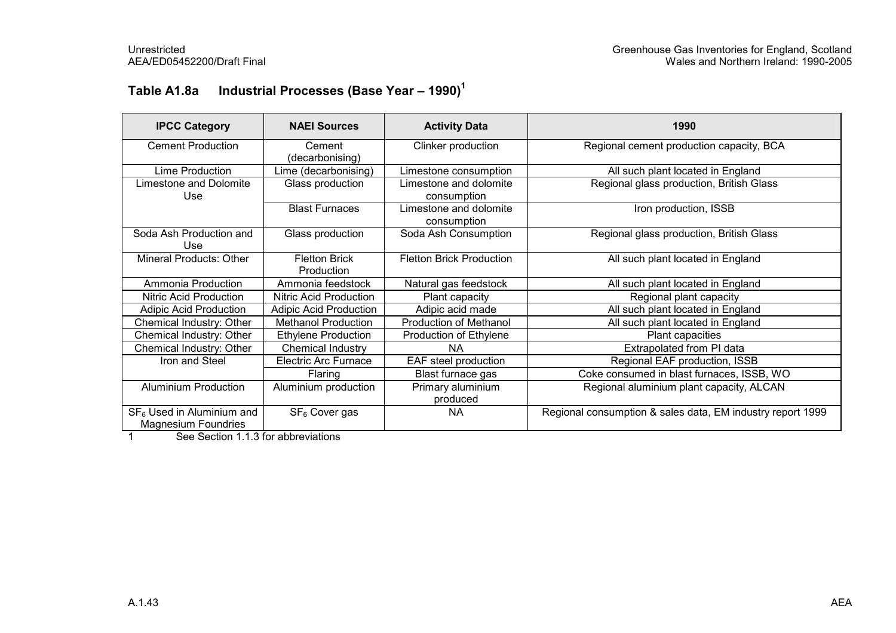## Table A1.8a Industrial Processes (Base Year – 1990)[1]

| IPCC Category | NAEI Sources | Activity Data | 1990 |
|---|---|---|---|
| Cement Production | Cement (decarbonising) | Clinker production | Regional cement production capacity, BCA |
| Lime Production | Lime (decarbonising) | Limestone consumption | All such plant located in England |
| Limestone and Dolomite Use | Glass production | Limestone and dolomite consumption | Regional glass production, British Glass |
| | Blast Furnaces | Limestone and dolomite consumption | Iron production, ISSB |
| Soda Ash Production and Use | Glass production | Soda Ash Consumption | Regional glass production, British Glass |
| Mineral Products: Other | Fletton Brick Production | Fletton Brick Production | All such plant located in England |
| Ammonia Production | Ammonia feedstock | Natural gas feedstock | All such plant located in England |
| Nitric Acid Production | Nitric Acid Production | Plant capacity | Regional plant capacity |
| Adipic Acid Production | Adipic Acid Production | Adipic acid made | All such plant located in England |
| Chemical Industry: Other | Methanol Production | Production of Methanol | All such plant located in England |
| Chemical Industry: Other | Ethylene Production | Production of Ethylene | Plant capacities |
| Chemical Industry: Other | Chemical Industry | NA | Extrapolated from PI data |
| Iron and Steel | Electric Arc Furnace | EAF steel production | Regional EAF production, ISSB |
| | Flaring | Blast furnace gas | Coke consumed in blast furnaces, ISSB, WO |
| Aluminium Production | Aluminium production | Primary aluminium produced | Regional aluminium plant capacity, ALCAN |
| $SF_6$ Used in Aluminium and Magnesium Foundries | $SF_6$ Cover gas | NA | Regional consumption & sales data, EM industry report 1999 |

1 See Section 1.1.3 for abbreviations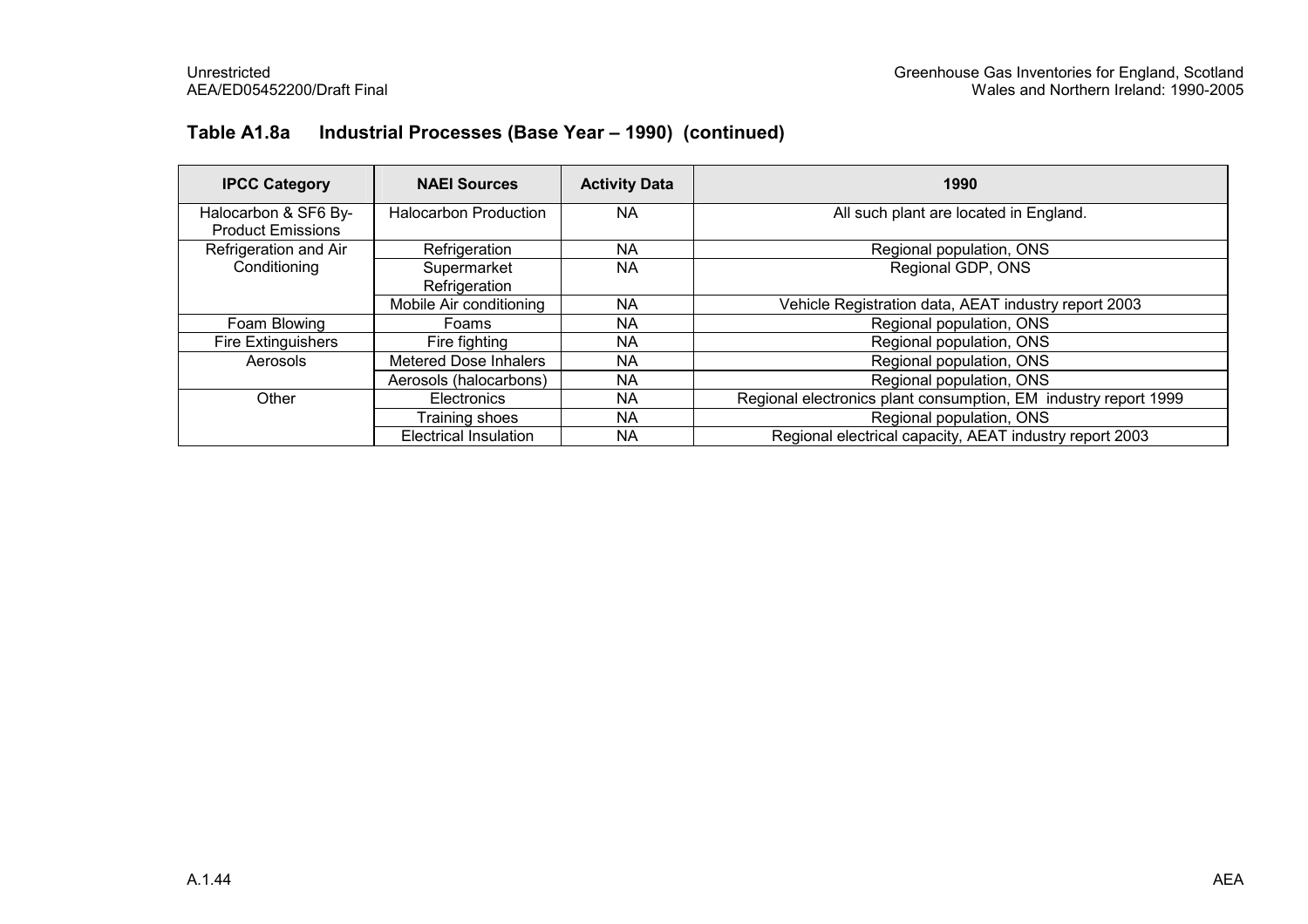### Table A1.8a Industrial Processes (Base Year – 1990) (continued)

| IPCC Category | NAEI Sources | Activity Data | 1990 |
|---|---|---|---|
| Halocarbon & SF6 By-Product Emissions | Halocarbon Production | NA | All such plant are located in England. |
| Refrigeration and Air Conditioning | Refrigeration | NA | Regional population, ONS |
| | Supermarket Refrigeration | NA | Regional GDP, ONS |
| | Mobile Air conditioning | NA | Vehicle Registration data, AEAT industry report 2003 |
| Foam Blowing | Foams | NA | Regional population, ONS |
| Fire Extinguishers | Fire fighting | NA | Regional population, ONS |
| Aerosols | Metered Dose Inhalers | NA | Regional population, ONS |
| | Aerosols (halocarbons) | NA | Regional population, ONS |
| Other | Electronics | NA | Regional electronics plant consumption, EM industry report 1999 |
| | Training shoes | NA | Regional population, ONS |
| | Electrical Insulation | NA | Regional electrical capacity, AEAT industry report 2003 |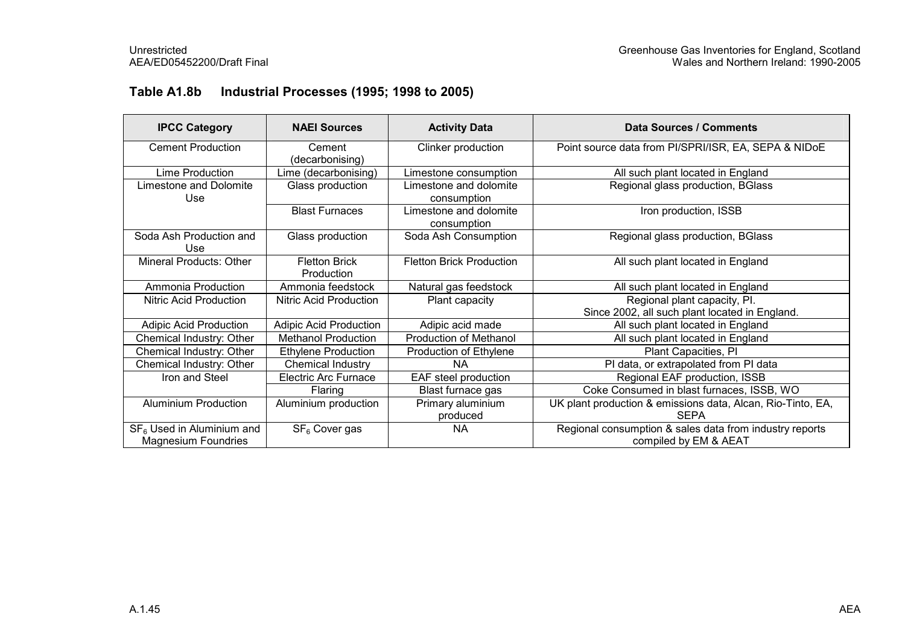### Table A1.8b Industrial Processes (1995; 1998 to 2005)

| IPCC Category | NAEI Sources | Activity Data | Data Sources / Comments |
|---|---|---|---|
| Cement Production | Cement (decarbonising) | Clinker production | Point source data from PI/SPRI/ISR, EA, SEPA & NIDoE |
| Lime Production | Lime (decarbonising) | Limestone consumption | All such plant located in England |
| Limestone and Dolomite Use | Glass production | Limestone and dolomite consumption | Regional glass production, BGlass |
| | Blast Furnaces | Limestone and dolomite consumption | Iron production, ISSB |
| Soda Ash Production and Use | Glass production | Soda Ash Consumption | Regional glass production, BGlass |
| Mineral Products: Other | Fletton Brick Production | Fletton Brick Production | All such plant located in England |
| Ammonia Production | Ammonia feedstock | Natural gas feedstock | All such plant located in England |
| Nitric Acid Production | Nitric Acid Production | Plant capacity | Regional plant capacity, PI. Since 2002, all such plant located in England. |
| Adipic Acid Production | Adipic Acid Production | Adipic acid made | All such plant located in England |
| Chemical Industry: Other | Methanol Production | Production of Methanol | All such plant located in England |
| Chemical Industry: Other | Ethylene Production | Production of Ethylene | Plant Capacities, PI |
| Chemical Industry: Other | Chemical Industry | NA | PI data, or extrapolated from PI data |
| Iron and Steel | Electric Arc Furnace | EAF steel production | Regional EAF production, ISSB |
| | Flaring | Blast furnace gas | Coke Consumed in blast furnaces, ISSB, WO |
| Aluminium Production | Aluminium production | Primary aluminium produced | UK plant production & emissions data, Alcan, Rio-Tinto, EA, SEPA |
| $SF_6$ Used in Aluminium and Magnesium Foundries | $SF_6$ Cover gas | NA | Regional consumption & sales data from industry reports compiled by EM & AEAT |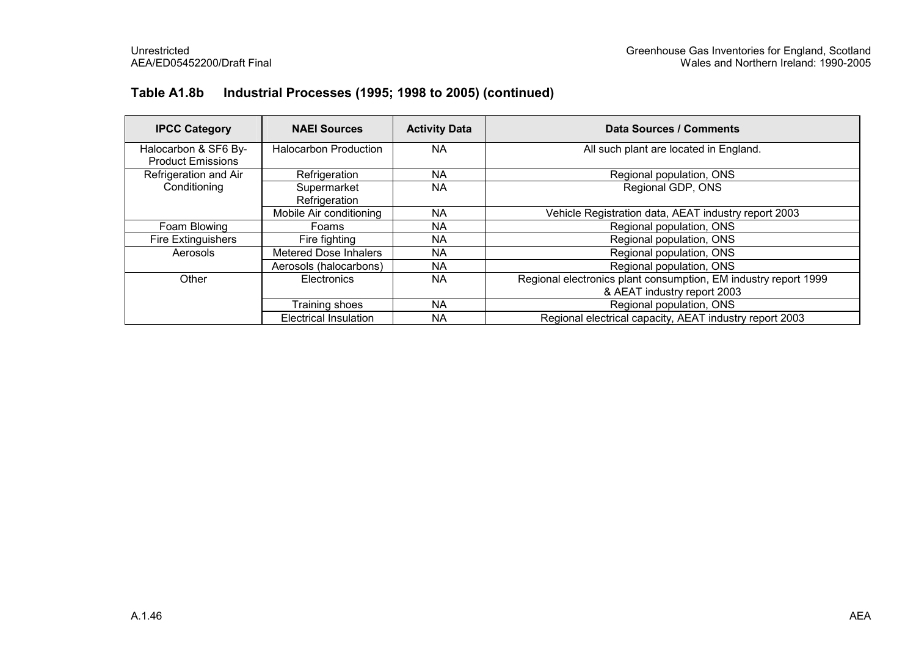### Table A1.8b Industrial Processes (1995; 1998 to 2005) (continued)

| IPCC Category | NAEI Sources | Activity Data | Data Sources / Comments |
|---|---|---|---|
| Halocarbon & SF6 By-Product Emissions | Halocarbon Production | NA | All such plant are located in England. |
| Refrigeration and Air Conditioning | Refrigeration | NA | Regional population, ONS |
| | Supermarket Refrigeration | NA | Regional GDP, ONS |
| | Mobile Air conditioning | NA | Vehicle Registration data, AEAT industry report 2003 |
| Foam Blowing | Foams | NA | Regional population, ONS |
| Fire Extinguishers | Fire fighting | NA | Regional population, ONS |
| Aerosols | Metered Dose Inhalers | NA | Regional population, ONS |
| | Aerosols (halocarbons) | NA | Regional population, ONS |
| Other | Electronics | NA | Regional electronics plant consumption, EM industry report 1999 & AEAT industry report 2003 |
| | Training shoes | NA | Regional population, ONS |
| | Electrical Insulation | NA | Regional electrical capacity, AEAT industry report 2003 |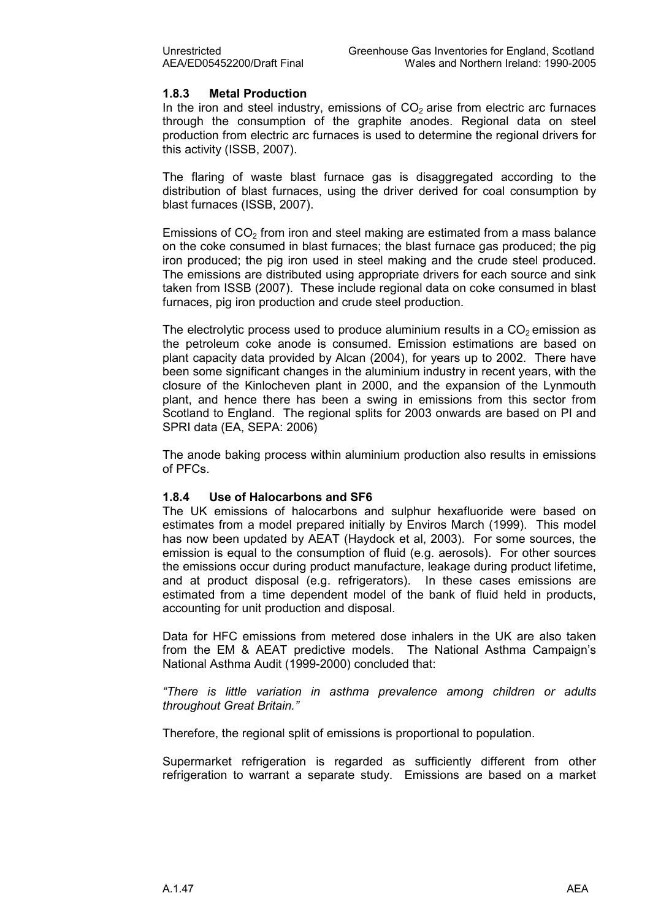### 1.8.3 Metal Production

In the iron and steel industry, emissions of $CO_2$ arise from electric arc furnaces through the consumption of the graphite anodes. Regional data on steel production from electric arc furnaces is used to determine the regional drivers for this activity (ISSB, 2007).

The flaring of waste blast furnace gas is disaggregated according to the distribution of blast furnaces, using the driver derived for coal consumption by blast furnaces (ISSB, 2007).

Emissions of $CO_2$ from iron and steel making are estimated from a mass balance on the coke consumed in blast furnaces; the blast furnace gas produced; the pig iron produced; the pig iron used in steel making and the crude steel produced. The emissions are distributed using appropriate drivers for each source and sink taken from ISSB (2007). These include regional data on coke consumed in blast furnaces, pig iron production and crude steel production.

The electrolytic process used to produce aluminium results in a $CO_2$ emission as the petroleum coke anode is consumed. Emission estimations are based on plant capacity data provided by Alcan (2004), for years up to 2002. There have been some significant changes in the aluminium industry in recent years, with the closure of the Kinlocheven plant in 2000, and the expansion of the Lynmouth plant, and hence there has been a swing in emissions from this sector from Scotland to England. The regional splits for 2003 onwards are based on PI and SPRI data (EA, SEPA: 2006)

The anode baking process within aluminium production also results in emissions of PFCs.

### 1.8.4 Use of Halocarbons and SF6

The UK emissions of halocarbons and sulphur hexafluoride were based on estimates from a model prepared initially by Enviros March (1999). This model has now been updated by AEAT (Haydock et al, 2003). For some sources, the emission is equal to the consumption of fluid (e.g. aerosols). For other sources the emissions occur during product manufacture, leakage during product lifetime, and at product disposal (e.g. refrigerators). In these cases emissions are estimated from a time dependent model of the bank of fluid held in products, accounting for unit production and disposal.

Data for HFC emissions from metered dose inhalers in the UK are also taken from the EM & AEAT predictive models. The National Asthma Campaign's National Asthma Audit (1999-2000) concluded that:

*"There is little variation in asthma prevalence among children or adults throughout Great Britain."*

Therefore, the regional split of emissions is proportional to population.

Supermarket refrigeration is regarded as sufficiently different from other refrigeration to warrant a separate study. Emissions are based on a market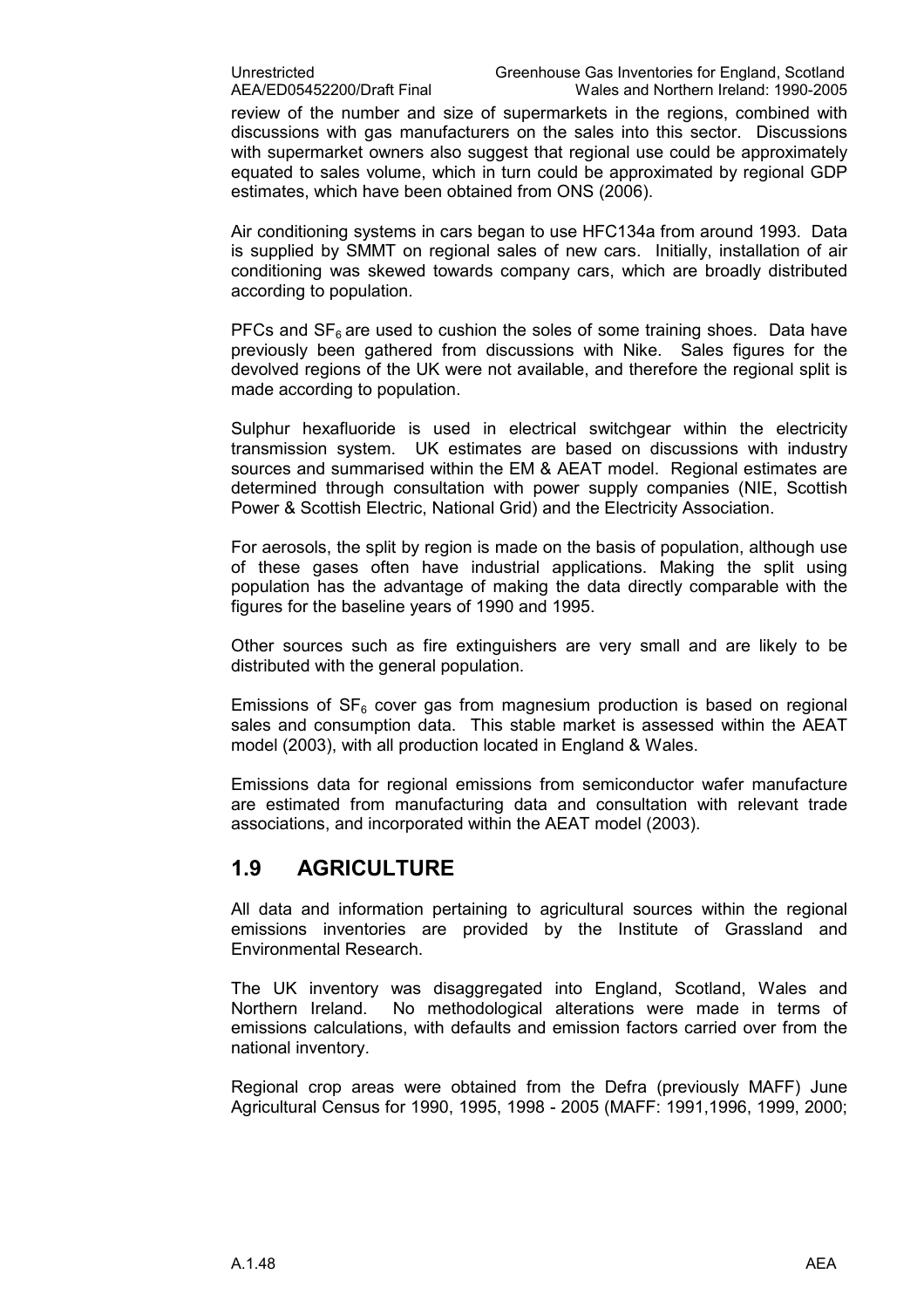review of the number and size of supermarkets in the regions, combined with discussions with gas manufacturers on the sales into this sector. Discussions with supermarket owners also suggest that regional use could be approximately equated to sales volume, which in turn could be approximated by regional GDP estimates, which have been obtained from ONS (2006).

Air conditioning systems in cars began to use HFC134a from around 1993. Data is supplied by SMMT on regional sales of new cars. Initially, installation of air conditioning was skewed towards company cars, which are broadly distributed according to population.

PFCs and $SF_6$ are used to cushion the soles of some training shoes. Data have previously been gathered from discussions with Nike. Sales figures for the devolved regions of the UK were not available, and therefore the regional split is made according to population.

Sulphur hexafluoride is used in electrical switchgear within the electricity transmission system. UK estimates are based on discussions with industry sources and summarised within the EM & AEAT model. Regional estimates are determined through consultation with power supply companies (NIE, Scottish Power & Scottish Electric, National Grid) and the Electricity Association.

For aerosols, the split by region is made on the basis of population, although use of these gases often have industrial applications. Making the split using population has the advantage of making the data directly comparable with the figures for the baseline years of 1990 and 1995.

Other sources such as fire extinguishers are very small and are likely to be distributed with the general population.

Emissions of $SF_6$ cover gas from magnesium production is based on regional sales and consumption data. This stable market is assessed within the AEAT model (2003), with all production located in England & Wales.

Emissions data for regional emissions from semiconductor wafer manufacture are estimated from manufacturing data and consultation with relevant trade associations, and incorporated within the AEAT model (2003).

## 1.9 AGRICULTURE

All data and information pertaining to agricultural sources within the regional emissions inventories are provided by the Institute of Grassland and Environmental Research.

The UK inventory was disaggregated into England, Scotland, Wales and Northern Ireland. No methodological alterations were made in terms of emissions calculations, with defaults and emission factors carried over from the national inventory.

Regional crop areas were obtained from the Defra (previously MAFF) June Agricultural Census for 1990, 1995, 1998 - 2005 (MAFF: 1991,1996, 1999, 2000;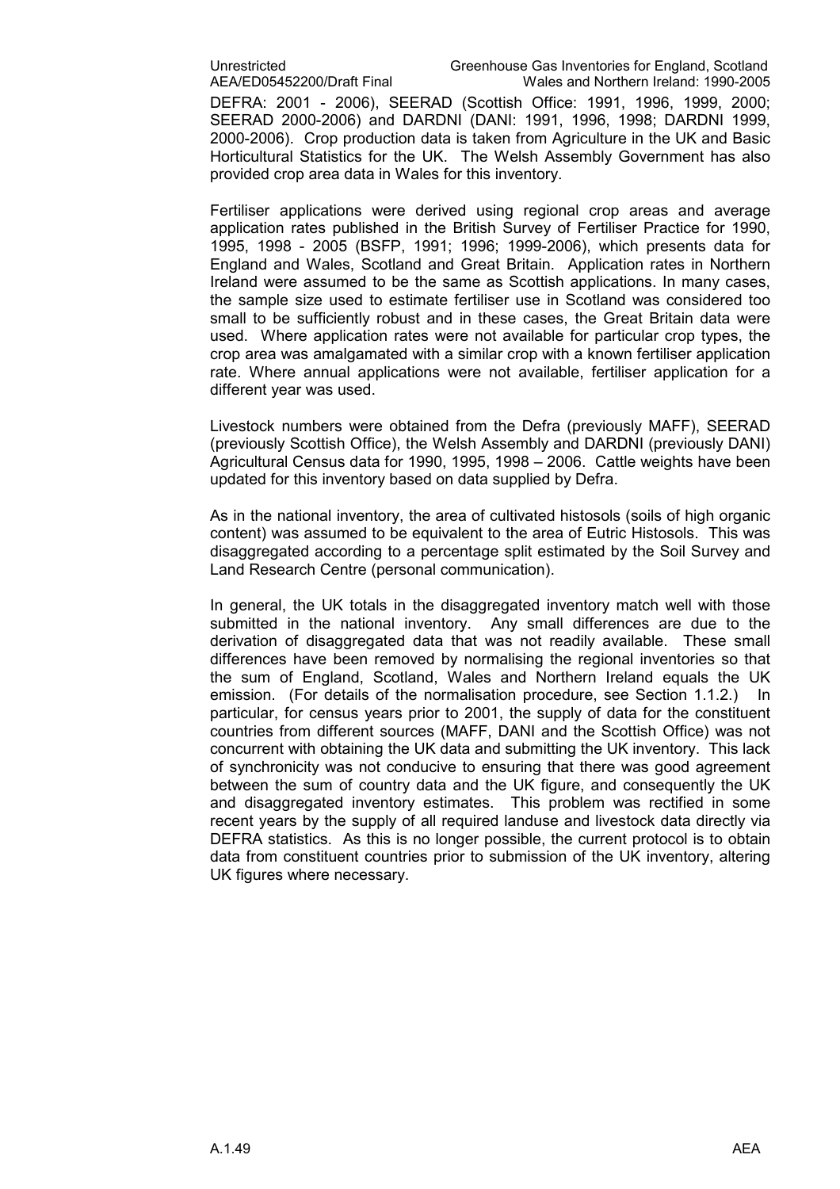DEFRA: 2001 - 2006), SEERAD (Scottish Office: 1991, 1996, 1999, 2000; SEERAD 2000-2006) and DARDNI (DANI: 1991, 1996, 1998; DARDNI 1999, 2000-2006). Crop production data is taken from Agriculture in the UK and Basic Horticultural Statistics for the UK. The Welsh Assembly Government has also provided crop area data in Wales for this inventory.

Fertiliser applications were derived using regional crop areas and average application rates published in the British Survey of Fertiliser Practice for 1990, 1995, 1998 - 2005 (BSFP, 1991; 1996; 1999-2006), which presents data for England and Wales, Scotland and Great Britain. Application rates in Northern Ireland were assumed to be the same as Scottish applications. In many cases, the sample size used to estimate fertiliser use in Scotland was considered too small to be sufficiently robust and in these cases, the Great Britain data were used. Where application rates were not available for particular crop types, the crop area was amalgamated with a similar crop with a known fertiliser application rate. Where annual applications were not available, fertiliser application for a different year was used.

Livestock numbers were obtained from the Defra (previously MAFF), SEERAD (previously Scottish Office), the Welsh Assembly and DARDNI (previously DANI) Agricultural Census data for 1990, 1995, 1998 – 2006. Cattle weights have been updated for this inventory based on data supplied by Defra.

As in the national inventory, the area of cultivated histosols (soils of high organic content) was assumed to be equivalent to the area of Eutric Histosols. This was disaggregated according to a percentage split estimated by the Soil Survey and Land Research Centre (personal communication).

In general, the UK totals in the disaggregated inventory match well with those submitted in the national inventory. Any small differences are due to the derivation of disaggregated data that was not readily available. These small differences have been removed by normalising the regional inventories so that the sum of England, Scotland, Wales and Northern Ireland equals the UK emission. (For details of the normalisation procedure, see Section 1.1.2.) In particular, for census years prior to 2001, the supply of data for the constituent countries from different sources (MAFF, DANI and the Scottish Office) was not concurrent with obtaining the UK data and submitting the UK inventory. This lack of synchronicity was not conducive to ensuring that there was good agreement between the sum of country data and the UK figure, and consequently the UK and disaggregated inventory estimates. This problem was rectified in some recent years by the supply of all required landuse and livestock data directly via DEFRA statistics. As this is no longer possible, the current protocol is to obtain data from constituent countries prior to submission of the UK inventory, altering UK figures where necessary.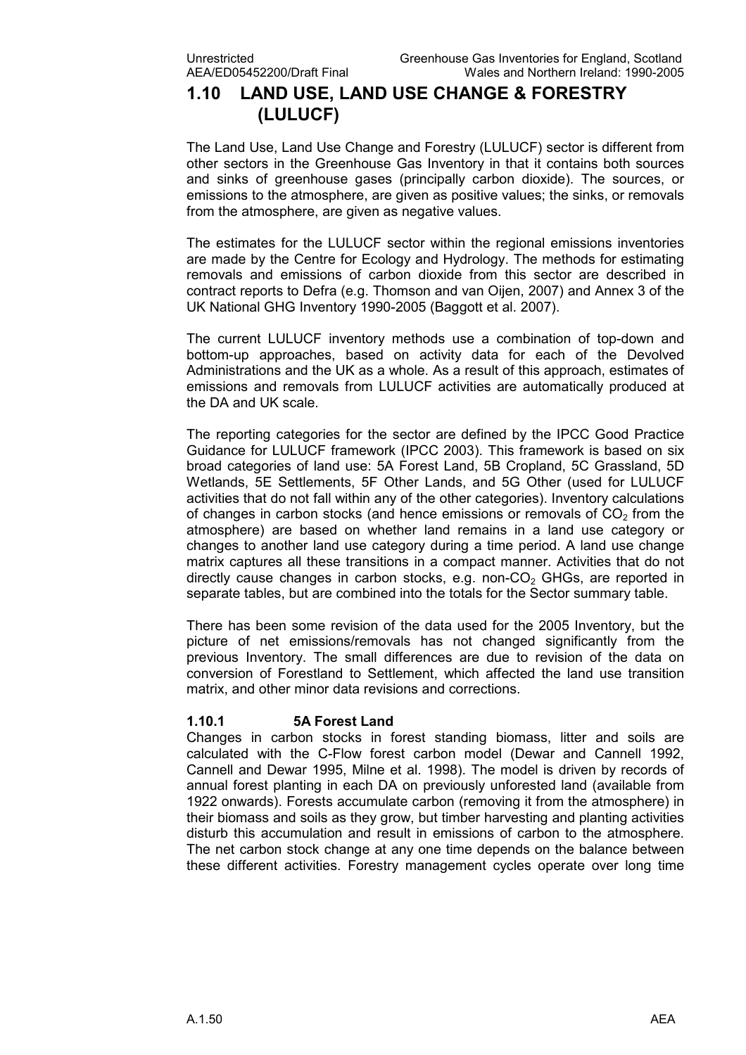## 1.10 LAND USE, LAND USE CHANGE & FORESTRY (LULUCF)

The Land Use, Land Use Change and Forestry (LULUCF) sector is different from other sectors in the Greenhouse Gas Inventory in that it contains both sources and sinks of greenhouse gases (principally carbon dioxide). The sources, or emissions to the atmosphere, are given as positive values; the sinks, or removals from the atmosphere, are given as negative values.

The estimates for the LULUCF sector within the regional emissions inventories are made by the Centre for Ecology and Hydrology. The methods for estimating removals and emissions of carbon dioxide from this sector are described in contract reports to Defra (e.g. Thomson and van Oijen, 2007) and Annex 3 of the UK National GHG Inventory 1990-2005 (Baggott et al. 2007).

The current LULUCF inventory methods use a combination of top-down and bottom-up approaches, based on activity data for each of the Devolved Administrations and the UK as a whole. As a result of this approach, estimates of emissions and removals from LULUCF activities are automatically produced at the DA and UK scale.

The reporting categories for the sector are defined by the IPCC Good Practice Guidance for LULUCF framework (IPCC 2003). This framework is based on six broad categories of land use: 5A Forest Land, 5B Cropland, 5C Grassland, 5D Wetlands, 5E Settlements, 5F Other Lands, and 5G Other (used for LULUCF activities that do not fall within any of the other categories). Inventory calculations of changes in carbon stocks (and hence emissions or removals of $CO_2$ from the atmosphere) are based on whether land remains in a land use category or changes to another land use category during a time period. A land use change matrix captures all these transitions in a compact manner. Activities that do not directly cause changes in carbon stocks, e.g. non-$CO_2$ GHGs, are reported in separate tables, but are combined into the totals for the Sector summary table.

There has been some revision of the data used for the 2005 Inventory, but the picture of net emissions/removals has not changed significantly from the previous Inventory. The small differences are due to revision of the data on conversion of Forestland to Settlement, which affected the land use transition matrix, and other minor data revisions and corrections.

### 1.10.1 5A Forest Land

Changes in carbon stocks in forest standing biomass, litter and soils are calculated with the C-Flow forest carbon model (Dewar and Cannell 1992, Cannell and Dewar 1995, Milne et al. 1998). The model is driven by records of annual forest planting in each DA on previously unforested land (available from 1922 onwards). Forests accumulate carbon (removing it from the atmosphere) in their biomass and soils as they grow, but timber harvesting and planting activities disturb this accumulation and result in emissions of carbon to the atmosphere. The net carbon stock change at any one time depends on the balance between these different activities. Forestry management cycles operate over long time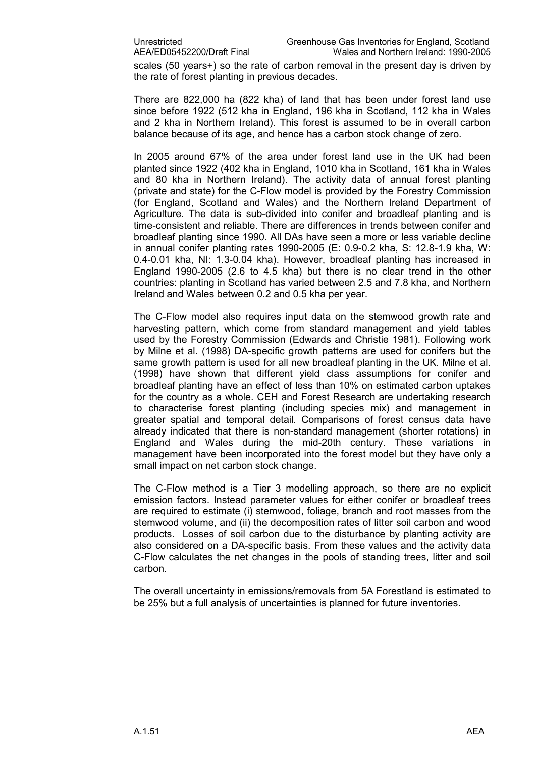scales (50 years+) so the rate of carbon removal in the present day is driven by the rate of forest planting in previous decades.

There are 822,000 ha (822 kha) of land that has been under forest land use since before 1922 (512 kha in England, 196 kha in Scotland, 112 kha in Wales and 2 kha in Northern Ireland). This forest is assumed to be in overall carbon balance because of its age, and hence has a carbon stock change of zero.

In 2005 around 67% of the area under forest land use in the UK had been planted since 1922 (402 kha in England, 1010 kha in Scotland, 161 kha in Wales and 80 kha in Northern Ireland). The activity data of annual forest planting (private and state) for the C-Flow model is provided by the Forestry Commission (for England, Scotland and Wales) and the Northern Ireland Department of Agriculture. The data is sub-divided into conifer and broadleaf planting and is time-consistent and reliable. There are differences in trends between conifer and broadleaf planting since 1990. All DAs have seen a more or less variable decline in annual conifer planting rates 1990-2005 (E: 0.9-0.2 kha, S: 12.8-1.9 kha, W: 0.4-0.01 kha, NI: 1.3-0.04 kha). However, broadleaf planting has increased in England 1990-2005 (2.6 to 4.5 kha) but there is no clear trend in the other countries: planting in Scotland has varied between 2.5 and 7.8 kha, and Northern Ireland and Wales between 0.2 and 0.5 kha per year.

The C-Flow model also requires input data on the stemwood growth rate and harvesting pattern, which come from standard management and yield tables used by the Forestry Commission (Edwards and Christie 1981). Following work by Milne et al. (1998) DA-specific growth patterns are used for conifers but the same growth pattern is used for all new broadleaf planting in the UK. Milne et al. (1998) have shown that different yield class assumptions for conifer and broadleaf planting have an effect of less than 10% on estimated carbon uptakes for the country as a whole. CEH and Forest Research are undertaking research to characterise forest planting (including species mix) and management in greater spatial and temporal detail. Comparisons of forest census data have already indicated that there is non-standard management (shorter rotations) in England and Wales during the mid-20th century. These variations in management have been incorporated into the forest model but they have only a small impact on net carbon stock change.

The C-Flow method is a Tier 3 modelling approach, so there are no explicit emission factors. Instead parameter values for either conifer or broadleaf trees are required to estimate (i) stemwood, foliage, branch and root masses from the stemwood volume, and (ii) the decomposition rates of litter soil carbon and wood products. Losses of soil carbon due to the disturbance by planting activity are also considered on a DA-specific basis. From these values and the activity data C-Flow calculates the net changes in the pools of standing trees, litter and soil carbon.

The overall uncertainty in emissions/removals from 5A Forestland is estimated to be 25% but a full analysis of uncertainties is planned for future inventories.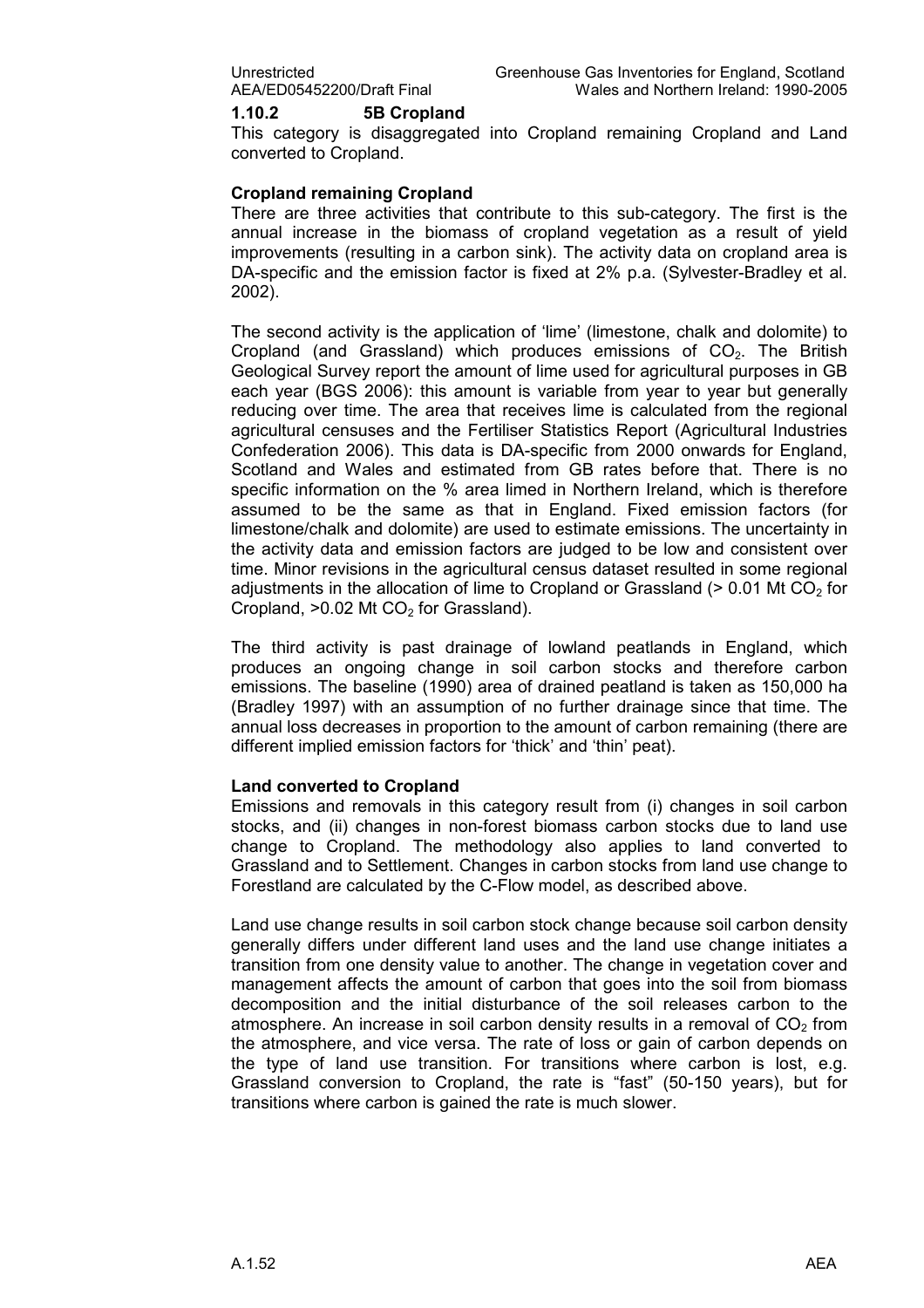### 1.10.2 5B Cropland

This category is disaggregated into Cropland remaining Cropland and Land converted to Cropland.

**Cropland remaining Cropland**

There are three activities that contribute to this sub-category. The first is the annual increase in the biomass of cropland vegetation as a result of yield improvements (resulting in a carbon sink). The activity data on cropland area is DA-specific and the emission factor is fixed at 2% p.a. (Sylvester-Bradley et al. 2002).

The second activity is the application of 'lime' (limestone, chalk and dolomite) to Cropland (and Grassland) which produces emissions of $CO_2$. The British Geological Survey report the amount of lime used for agricultural purposes in GB each year (BGS 2006): this amount is variable from year to year but generally reducing over time. The area that receives lime is calculated from the regional agricultural censuses and the Fertiliser Statistics Report (Agricultural Industries Confederation 2006). This data is DA-specific from 2000 onwards for England, Scotland and Wales and estimated from GB rates before that. There is no specific information on the % area limed in Northern Ireland, which is therefore assumed to be the same as that in England. Fixed emission factors (for limestone/chalk and dolomite) are used to estimate emissions. The uncertainty in the activity data and emission factors are judged to be low and consistent over time. Minor revisions in the agricultural census dataset resulted in some regional adjustments in the allocation of lime to Cropland or Grassland (> 0.01 Mt $CO_2$ for Cropland, >0.02 Mt $CO_2$ for Grassland).

The third activity is past drainage of lowland peatlands in England, which produces an ongoing change in soil carbon stocks and therefore carbon emissions. The baseline (1990) area of drained peatland is taken as 150,000 ha (Bradley 1997) with an assumption of no further drainage since that time. The annual loss decreases in proportion to the amount of carbon remaining (there are different implied emission factors for 'thick' and 'thin' peat).

**Land converted to Cropland**

Emissions and removals in this category result from (i) changes in soil carbon stocks, and (ii) changes in non-forest biomass carbon stocks due to land use change to Cropland. The methodology also applies to land converted to Grassland and to Settlement. Changes in carbon stocks from land use change to Forestland are calculated by the C-Flow model, as described above.

Land use change results in soil carbon stock change because soil carbon density generally differs under different land uses and the land use change initiates a transition from one density value to another. The change in vegetation cover and management affects the amount of carbon that goes into the soil from biomass decomposition and the initial disturbance of the soil releases carbon to the atmosphere. An increase in soil carbon density results in a removal of $CO_2$ from the atmosphere, and vice versa. The rate of loss or gain of carbon depends on the type of land use transition. For transitions where carbon is lost, e.g. Grassland conversion to Cropland, the rate is "fast" (50-150 years), but for transitions where carbon is gained the rate is much slower.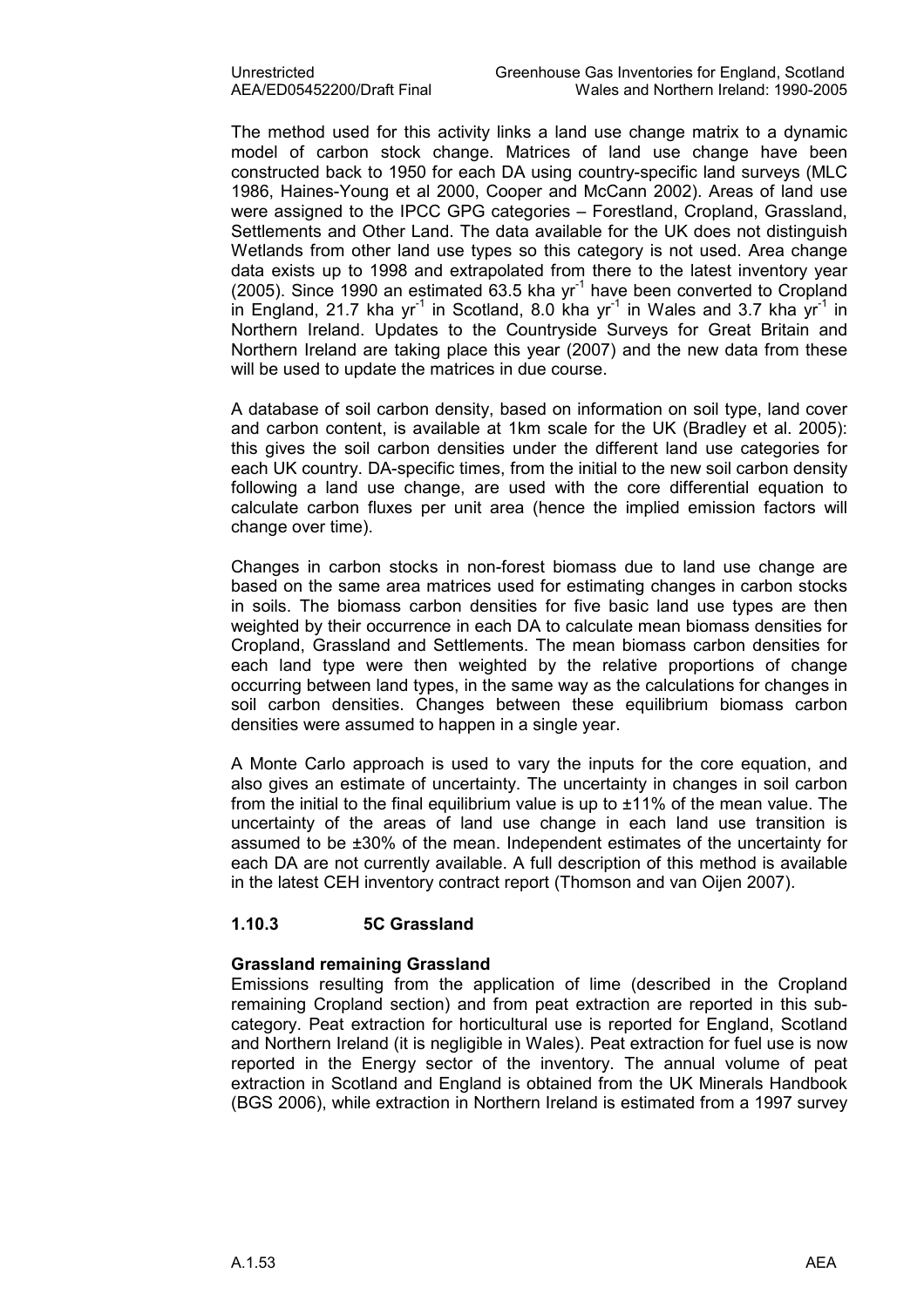The method used for this activity links a land use change matrix to a dynamic model of carbon stock change. Matrices of land use change have been constructed back to 1950 for each DA using country-specific land surveys (MLC 1986, Haines-Young et al 2000, Cooper and McCann 2002). Areas of land use were assigned to the IPCC GPG categories – Forestland, Cropland, Grassland, Settlements and Other Land. The data available for the UK does not distinguish Wetlands from other land use types so this category is not used. Area change data exists up to 1998 and extrapolated from there to the latest inventory year (2005). Since 1990 an estimated 63.5 kha $yr^{-1}$ have been converted to Cropland in England, 21.7 kha $yr^{-1}$ in Scotland, 8.0 kha $yr^{-1}$ in Wales and 3.7 kha $yr^{-1}$ in Northern Ireland. Updates to the Countryside Surveys for Great Britain and Northern Ireland are taking place this year (2007) and the new data from these will be used to update the matrices in due course.

A database of soil carbon density, based on information on soil type, land cover and carbon content, is available at 1km scale for the UK (Bradley et al. 2005): this gives the soil carbon densities under the different land use categories for each UK country. DA-specific times, from the initial to the new soil carbon density following a land use change, are used with the core differential equation to calculate carbon fluxes per unit area (hence the implied emission factors will change over time).

Changes in carbon stocks in non-forest biomass due to land use change are based on the same area matrices used for estimating changes in carbon stocks in soils. The biomass carbon densities for five basic land use types are then weighted by their occurrence in each DA to calculate mean biomass densities for Cropland, Grassland and Settlements. The mean biomass carbon densities for each land type were then weighted by the relative proportions of change occurring between land types, in the same way as the calculations for changes in soil carbon densities. Changes between these equilibrium biomass carbon densities were assumed to happen in a single year.

A Monte Carlo approach is used to vary the inputs for the core equation, and also gives an estimate of uncertainty. The uncertainty in changes in soil carbon from the initial to the final equilibrium value is up to ±11% of the mean value. The uncertainty of the areas of land use change in each land use transition is assumed to be ±30% of the mean. Independent estimates of the uncertainty for each DA are not currently available. A full description of this method is available in the latest CEH inventory contract report (Thomson and van Oijen 2007).

### 1.10.3 5C Grassland

**Grassland remaining Grassland**

Emissions resulting from the application of lime (described in the Cropland remaining Cropland section) and from peat extraction are reported in this sub-category. Peat extraction for horticultural use is reported for England, Scotland and Northern Ireland (it is negligible in Wales). Peat extraction for fuel use is now reported in the Energy sector of the inventory. The annual volume of peat extraction in Scotland and England is obtained from the UK Minerals Handbook (BGS 2006), while extraction in Northern Ireland is estimated from a 1997 survey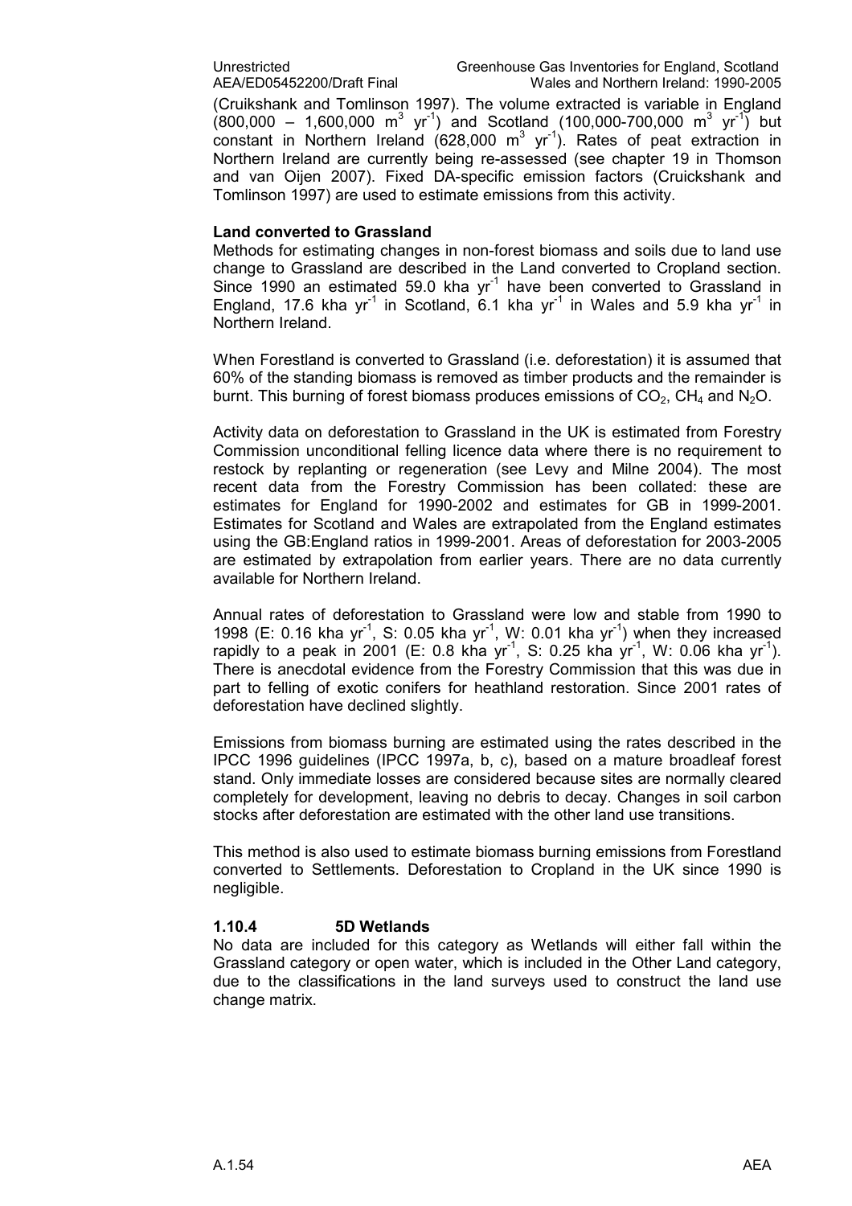(Cruikshank and Tomlinson 1997). The volume extracted is variable in England (800,000 – 1,600,000 $m^3$ $yr^{-1}$) and Scotland (100,000-700,000 $m^3$ $yr^{-1}$) but constant in Northern Ireland (628,000 $m^3$ $yr^{-1}$). Rates of peat extraction in Northern Ireland are currently being re-assessed (see chapter 19 in Thomson and van Oijen 2007). Fixed DA-specific emission factors (Cruickshank and Tomlinson 1997) are used to estimate emissions from this activity.

**Land converted to Grassland**

Methods for estimating changes in non-forest biomass and soils due to land use change to Grassland are described in the Land converted to Cropland section. Since 1990 an estimated 59.0 kha $yr^{-1}$ have been converted to Grassland in England, 17.6 kha $yr^{-1}$ in Scotland, 6.1 kha $yr^{-1}$ in Wales and 5.9 kha $yr^{-1}$ in Northern Ireland.

When Forestland is converted to Grassland (i.e. deforestation) it is assumed that 60% of the standing biomass is removed as timber products and the remainder is burnt. This burning of forest biomass produces emissions of $CO_2$, $CH_4$ and $N_2O$.

Activity data on deforestation to Grassland in the UK is estimated from Forestry Commission unconditional felling licence data where there is no requirement to restock by replanting or regeneration (see Levy and Milne 2004). The most recent data from the Forestry Commission has been collated: these are estimates for England for 1990-2002 and estimates for GB in 1999-2001. Estimates for Scotland and Wales are extrapolated from the England estimates using the GB:England ratios in 1999-2001. Areas of deforestation for 2003-2005 are estimated by extrapolation from earlier years. There are no data currently available for Northern Ireland.

Annual rates of deforestation to Grassland were low and stable from 1990 to 1998 (E: 0.16 kha $yr^{-1}$, S: 0.05 kha $yr^{-1}$, W: 0.01 kha $yr^{-1}$) when they increased rapidly to a peak in 2001 (E: 0.8 kha $yr^{-1}$, S: 0.25 kha $yr^{-1}$, W: 0.06 kha $yr^{-1}$). There is anecdotal evidence from the Forestry Commission that this was due in part to felling of exotic conifers for heathland restoration. Since 2001 rates of deforestation have declined slightly.

Emissions from biomass burning are estimated using the rates described in the IPCC 1996 guidelines (IPCC 1997a, b, c), based on a mature broadleaf forest stand. Only immediate losses are considered because sites are normally cleared completely for development, leaving no debris to decay. Changes in soil carbon stocks after deforestation are estimated with the other land use transitions.

This method is also used to estimate biomass burning emissions from Forestland converted to Settlements. Deforestation to Cropland in the UK since 1990 is negligible.

### 1.10.4 5D Wetlands

No data are included for this category as Wetlands will either fall within the Grassland category or open water, which is included in the Other Land category, due to the classifications in the land surveys used to construct the land use change matrix.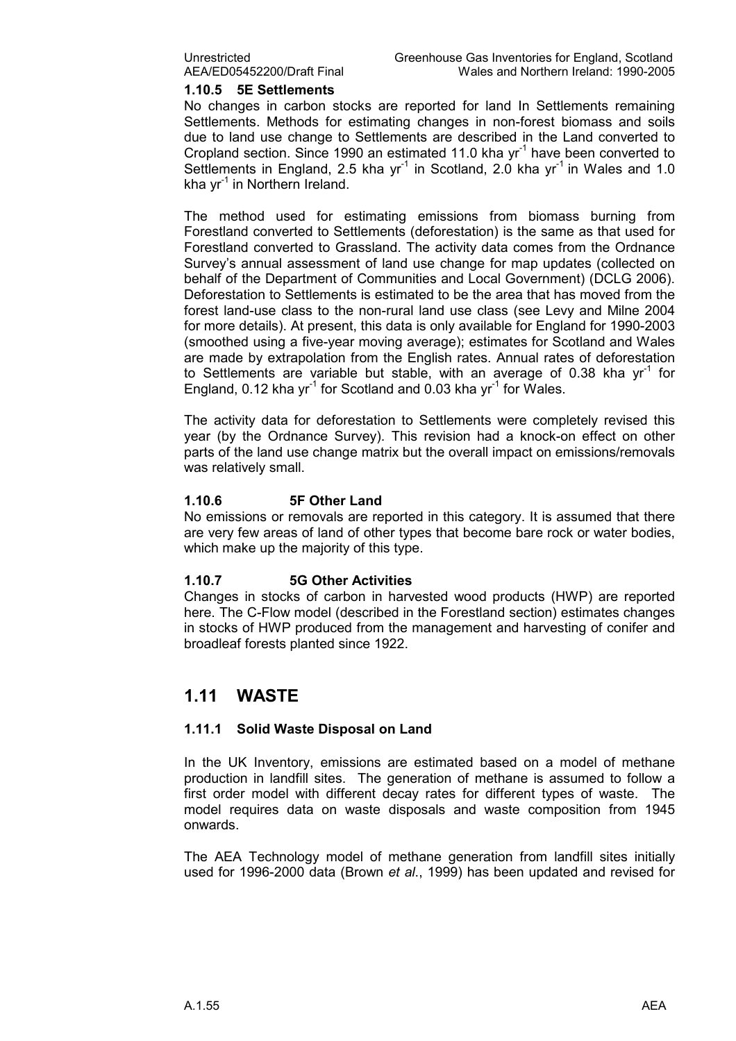### 1.10.5 5E Settlements

No changes in carbon stocks are reported for land In Settlements remaining Settlements. Methods for estimating changes in non-forest biomass and soils due to land use change to Settlements are described in the Land converted to Cropland section. Since 1990 an estimated 11.0 kha $yr^{-1}$ have been converted to Settlements in England, 2.5 kha $yr^{-1}$ in Scotland, 2.0 kha $yr^{-1}$ in Wales and 1.0 kha $yr^{-1}$ in Northern Ireland.

The method used for estimating emissions from biomass burning from Forestland converted to Settlements (deforestation) is the same as that used for Forestland converted to Grassland. The activity data comes from the Ordnance Survey's annual assessment of land use change for map updates (collected on behalf of the Department of Communities and Local Government) (DCLG 2006). Deforestation to Settlements is estimated to be the area that has moved from the forest land-use class to the non-rural land use class (see Levy and Milne 2004 for more details). At present, this data is only available for England for 1990-2003 (smoothed using a five-year moving average); estimates for Scotland and Wales are made by extrapolation from the English rates. Annual rates of deforestation to Settlements are variable but stable, with an average of 0.38 kha $yr^{-1}$ for England, 0.12 kha $yr^{-1}$ for Scotland and 0.03 kha $yr^{-1}$ for Wales.

The activity data for deforestation to Settlements were completely revised this year (by the Ordnance Survey). This revision had a knock-on effect on other parts of the land use change matrix but the overall impact on emissions/removals was relatively small.

### 1.10.6 5F Other Land

No emissions or removals are reported in this category. It is assumed that there are very few areas of land of other types that become bare rock or water bodies, which make up the majority of this type.

### 1.10.7 5G Other Activities

Changes in stocks of carbon in harvested wood products (HWP) are reported here. The C-Flow model (described in the Forestland section) estimates changes in stocks of HWP produced from the management and harvesting of conifer and broadleaf forests planted since 1922.

## 1.11 WASTE

### 1.11.1 Solid Waste Disposal on Land

In the UK Inventory, emissions are estimated based on a model of methane production in landfill sites. The generation of methane is assumed to follow a first order model with different decay rates for different types of waste. The model requires data on waste disposals and waste composition from 1945 onwards.

The AEA Technology model of methane generation from landfill sites initially used for 1996-2000 data (Brown *et al*., 1999) has been updated and revised for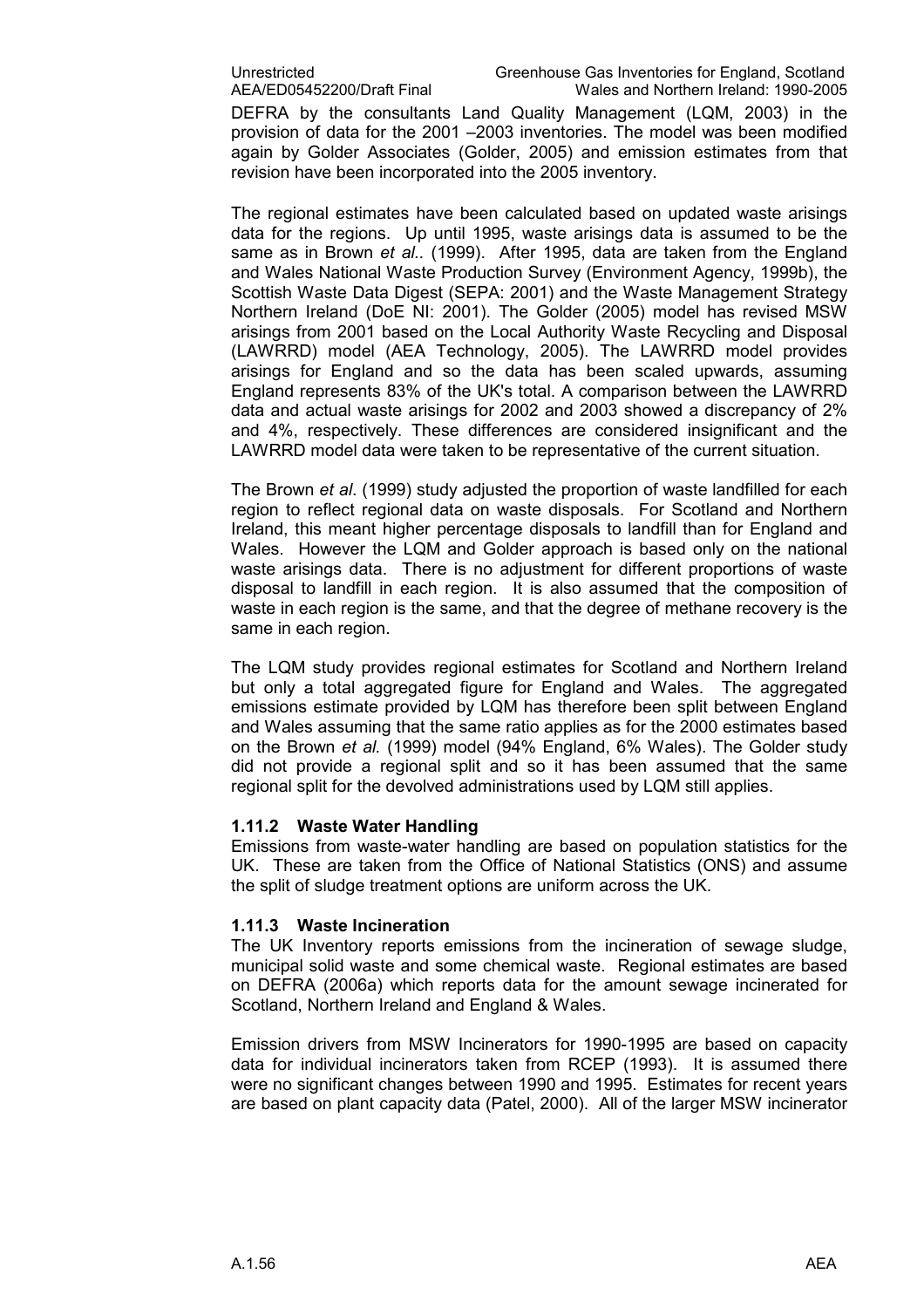DEFRA by the consultants Land Quality Management (LQM, 2003) in the provision of data for the 2001 –2003 inventories. The model was been modified again by Golder Associates (Golder, 2005) and emission estimates from that revision have been incorporated into the 2005 inventory.

The regional estimates have been calculated based on updated waste arisings data for the regions. Up until 1995, waste arisings data is assumed to be the same as in Brown *et al..* (1999). After 1995, data are taken from the England and Wales National Waste Production Survey (Environment Agency, 1999b), the Scottish Waste Data Digest (SEPA: 2001) and the Waste Management Strategy Northern Ireland (DoE NI: 2001). The Golder (2005) model has revised MSW arisings from 2001 based on the Local Authority Waste Recycling and Disposal (LAWRRD) model (AEA Technology, 2005). The LAWRRD model provides arisings for England and so the data has been scaled upwards, assuming England represents 83% of the UK's total. A comparison between the LAWRRD data and actual waste arisings for 2002 and 2003 showed a discrepancy of 2% and 4%, respectively. These differences are considered insignificant and the LAWRRD model data were taken to be representative of the current situation.

The Brown *et al*. (1999) study adjusted the proportion of waste landfilled for each region to reflect regional data on waste disposals. For Scotland and Northern Ireland, this meant higher percentage disposals to landfill than for England and Wales. However the LQM and Golder approach is based only on the national waste arisings data. There is no adjustment for different proportions of waste disposal to landfill in each region. It is also assumed that the composition of waste in each region is the same, and that the degree of methane recovery is the same in each region.

The LQM study provides regional estimates for Scotland and Northern Ireland but only a total aggregated figure for England and Wales. The aggregated emissions estimate provided by LQM has therefore been split between England and Wales assuming that the same ratio applies as for the 2000 estimates based on the Brown *et al.* (1999) model (94% England, 6% Wales). The Golder study did not provide a regional split and so it has been assumed that the same regional split for the devolved administrations used by LQM still applies.

### 1.11.2 Waste Water Handling

Emissions from waste-water handling are based on population statistics for the UK. These are taken from the Office of National Statistics (ONS) and assume the split of sludge treatment options are uniform across the UK.

### 1.11.3 Waste Incineration

The UK Inventory reports emissions from the incineration of sewage sludge, municipal solid waste and some chemical waste. Regional estimates are based on DEFRA (2006a) which reports data for the amount sewage incinerated for Scotland, Northern Ireland and England & Wales.

Emission drivers from MSW Incinerators for 1990-1995 are based on capacity data for individual incinerators taken from RCEP (1993). It is assumed there were no significant changes between 1990 and 1995. Estimates for recent years are based on plant capacity data (Patel, 2000). All of the larger MSW incinerator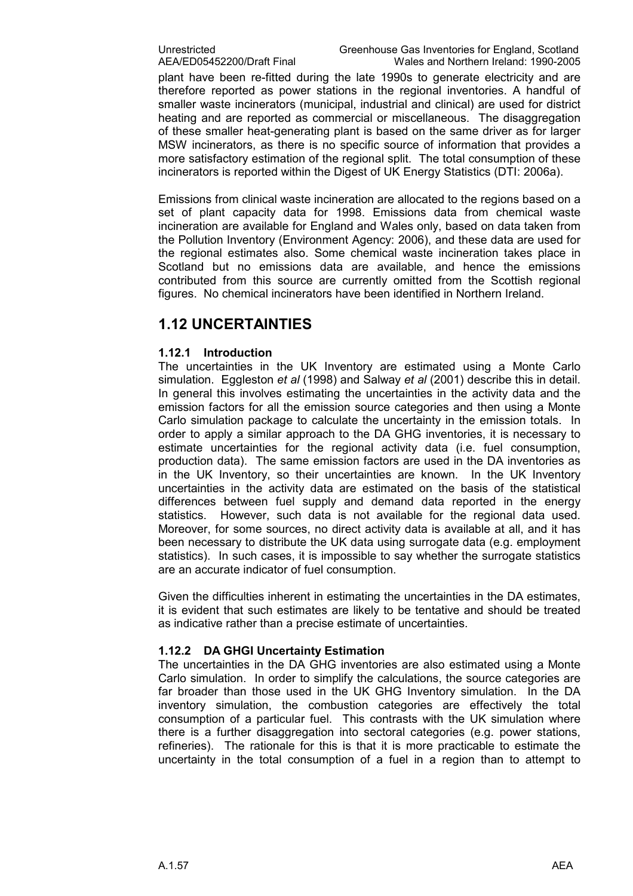plant have been re-fitted during the late 1990s to generate electricity and are therefore reported as power stations in the regional inventories. A handful of smaller waste incinerators (municipal, industrial and clinical) are used for district heating and are reported as commercial or miscellaneous. The disaggregation of these smaller heat-generating plant is based on the same driver as for larger MSW incinerators, as there is no specific source of information that provides a more satisfactory estimation of the regional split. The total consumption of these incinerators is reported within the Digest of UK Energy Statistics (DTI: 2006a).

Emissions from clinical waste incineration are allocated to the regions based on a set of plant capacity data for 1998. Emissions data from chemical waste incineration are available for England and Wales only, based on data taken from the Pollution Inventory (Environment Agency: 2006), and these data are used for the regional estimates also. Some chemical waste incineration takes place in Scotland but no emissions data are available, and hence the emissions contributed from this source are currently omitted from the Scottish regional figures. No chemical incinerators have been identified in Northern Ireland.

## 1.12 UNCERTAINTIES

### 1.12.1 Introduction

The uncertainties in the UK Inventory are estimated using a Monte Carlo simulation. Eggleston *et al* (1998) and Salway *et al* (2001) describe this in detail. In general this involves estimating the uncertainties in the activity data and the emission factors for all the emission source categories and then using a Monte Carlo simulation package to calculate the uncertainty in the emission totals. In order to apply a similar approach to the DA GHG inventories, it is necessary to estimate uncertainties for the regional activity data (i.e. fuel consumption, production data). The same emission factors are used in the DA inventories as in the UK Inventory, so their uncertainties are known. In the UK Inventory uncertainties in the activity data are estimated on the basis of the statistical differences between fuel supply and demand data reported in the energy statistics. However, such data is not available for the regional data used. Moreover, for some sources, no direct activity data is available at all, and it has been necessary to distribute the UK data using surrogate data (e.g. employment statistics). In such cases, it is impossible to say whether the surrogate statistics are an accurate indicator of fuel consumption.

Given the difficulties inherent in estimating the uncertainties in the DA estimates, it is evident that such estimates are likely to be tentative and should be treated as indicative rather than a precise estimate of uncertainties.

### 1.12.2 DA GHGI Uncertainty Estimation

The uncertainties in the DA GHG inventories are also estimated using a Monte Carlo simulation. In order to simplify the calculations, the source categories are far broader than those used in the UK GHG Inventory simulation. In the DA inventory simulation, the combustion categories are effectively the total consumption of a particular fuel. This contrasts with the UK simulation where there is a further disaggregation into sectoral categories (e.g. power stations, refineries). The rationale for this is that it is more practicable to estimate the uncertainty in the total consumption of a fuel in a region than to attempt to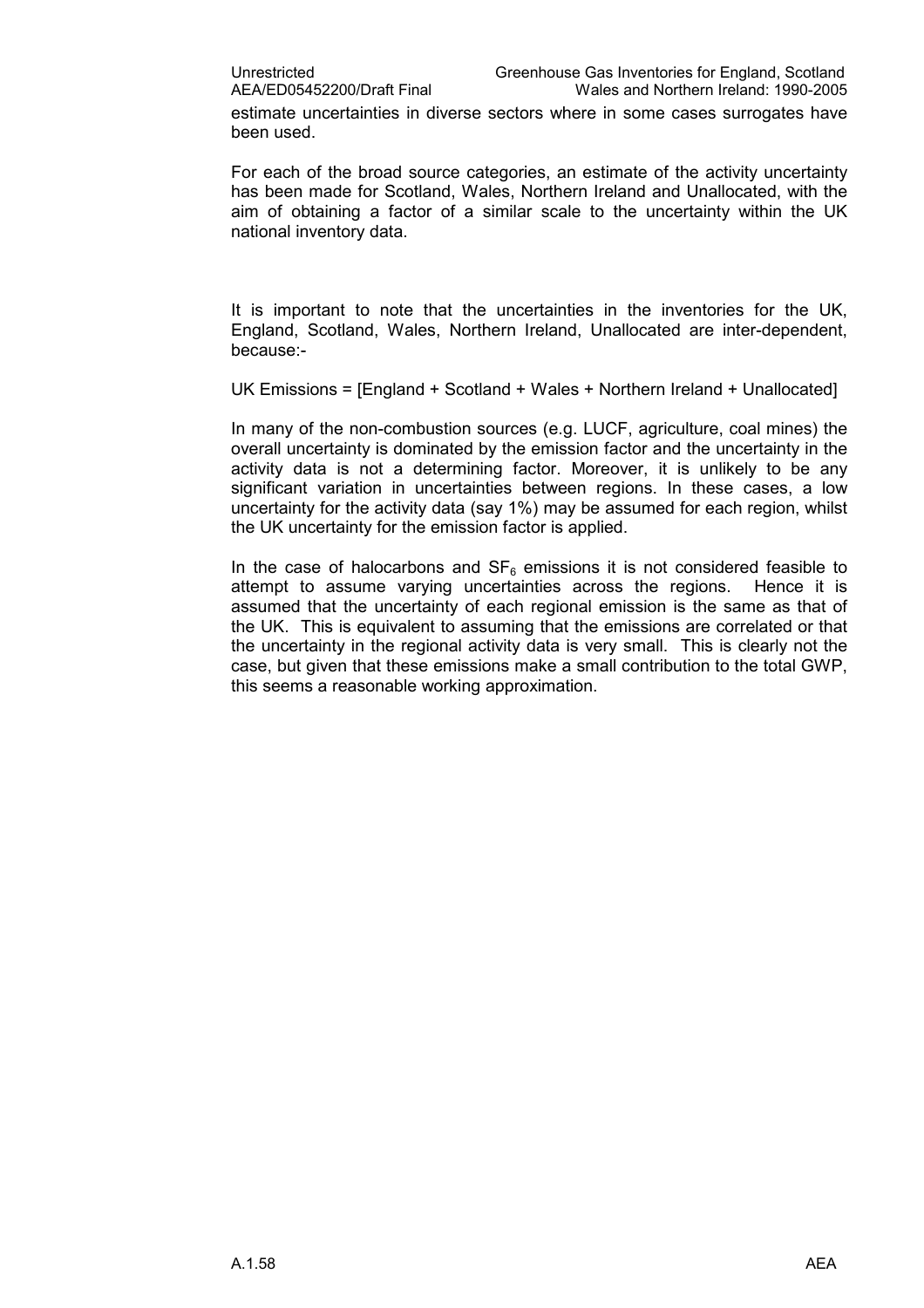estimate uncertainties in diverse sectors where in some cases surrogates have been used.

For each of the broad source categories, an estimate of the activity uncertainty has been made for Scotland, Wales, Northern Ireland and Unallocated, with the aim of obtaining a factor of a similar scale to the uncertainty within the UK national inventory data.

It is important to note that the uncertainties in the inventories for the UK, England, Scotland, Wales, Northern Ireland, Unallocated are inter-dependent, because:-

UK Emissions = [England + Scotland + Wales + Northern Ireland + Unallocated]

In many of the non-combustion sources (e.g. LUCF, agriculture, coal mines) the overall uncertainty is dominated by the emission factor and the uncertainty in the activity data is not a determining factor. Moreover, it is unlikely to be any significant variation in uncertainties between regions. In these cases, a low uncertainty for the activity data (say 1%) may be assumed for each region, whilst the UK uncertainty for the emission factor is applied.

In the case of halocarbons and $SF_6$ emissions it is not considered feasible to attempt to assume varying uncertainties across the regions. Hence it is assumed that the uncertainty of each regional emission is the same as that of the UK. This is equivalent to assuming that the emissions are correlated or that the uncertainty in the regional activity data is very small. This is clearly not the case, but given that these emissions make a small contribution to the total GWP, this seems a reasonable working approximation.